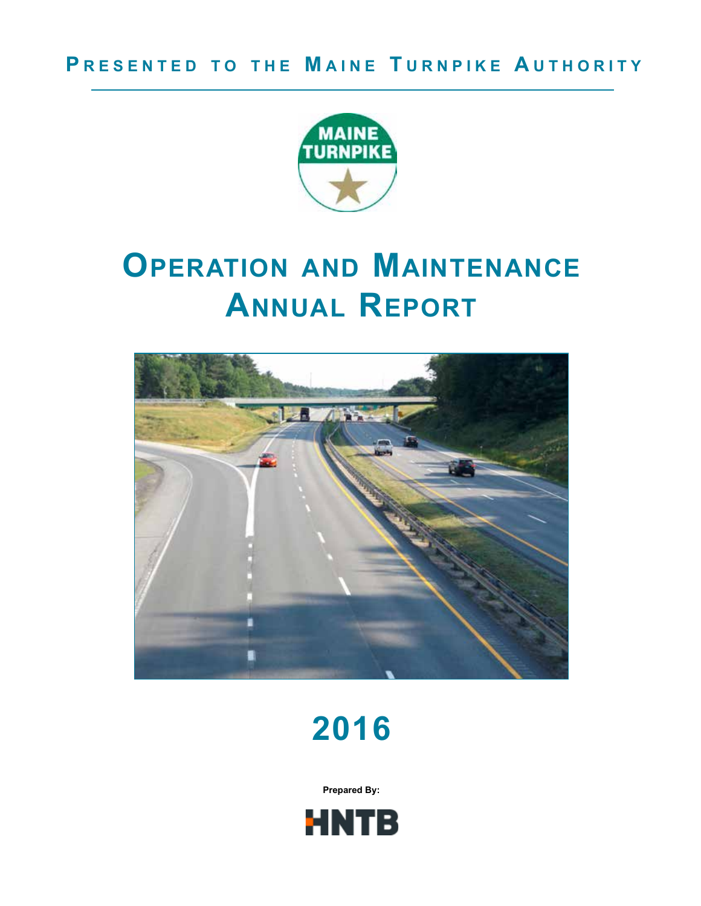**PRESENTED TO THE MAINE TURNPIKE AUTHORITY**

MAINE TURNPIKE

# OPERATION AND MAINTENANCE ANNUAL REPORT

# 2016

**Prepared By:**

HNTB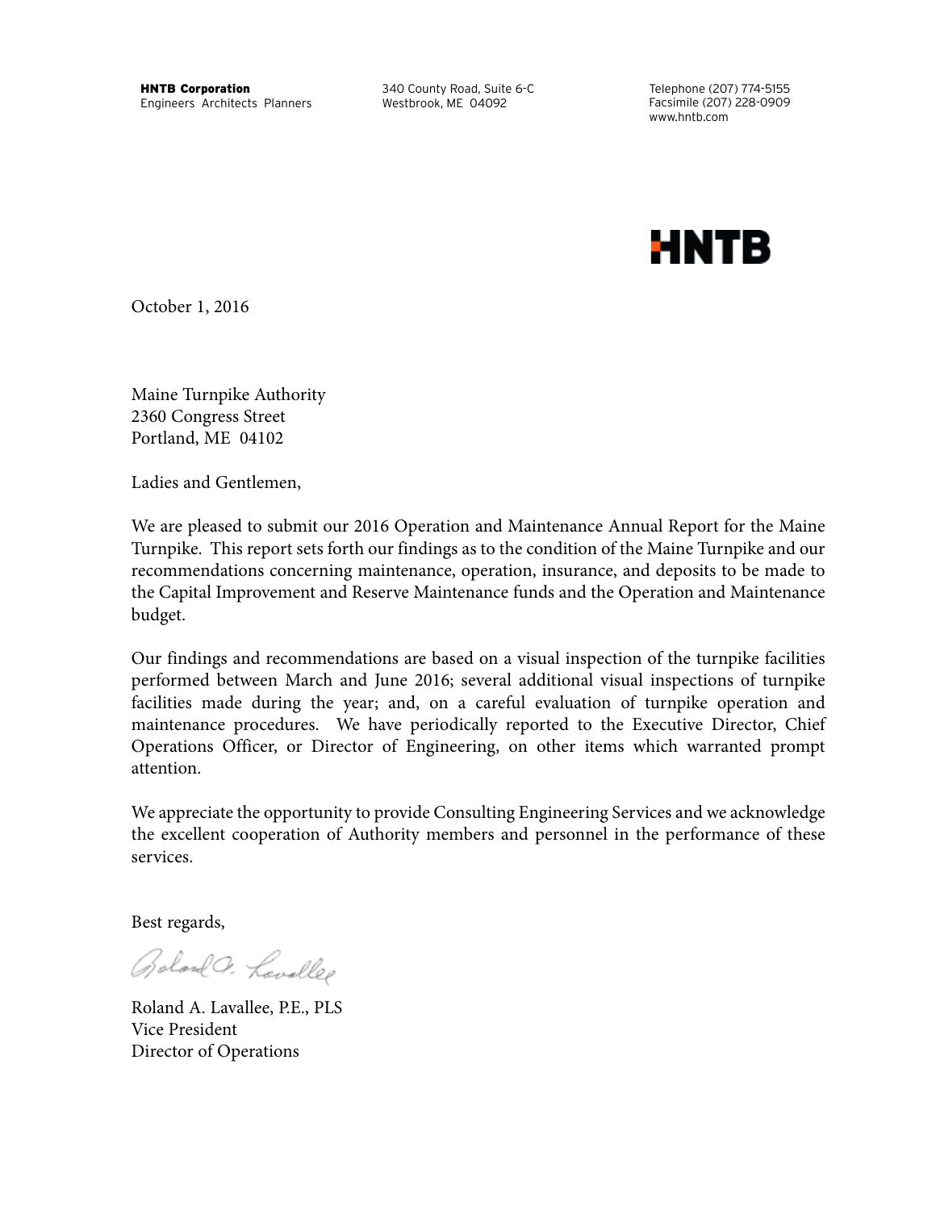**HNTB Corporation**
Engineers Architects Planners

340 County Road, Suite 6-C
Westbrook, ME 04092

Telephone (207) 774-5155
Facsimile (207) 228-0909
www.hntb.com

**HNTB**

October 1, 2016

Maine Turnpike Authority
2360 Congress Street
Portland, ME 04102

Ladies and Gentlemen,

We are pleased to submit our 2016 Operation and Maintenance Annual Report for the Maine Turnpike. This report sets forth our findings as to the condition of the Maine Turnpike and our recommendations concerning maintenance, operation, insurance, and deposits to be made to the Capital Improvement and Reserve Maintenance funds and the Operation and Maintenance budget.

Our findings and recommendations are based on a visual inspection of the turnpike facilities performed between March and June 2016; several additional visual inspections of turnpike facilities made during the year; and, on a careful evaluation of turnpike operation and maintenance procedures. We have periodically reported to the Executive Director, Chief Operations Officer, or Director of Engineering, on other items which warranted prompt attention.

We appreciate the opportunity to provide Consulting Engineering Services and we acknowledge the excellent cooperation of Authority members and personnel in the performance of these services.

Best regards,

Roland A. Lavallee

Roland A. Lavallee, P.E., PLS
Vice President
Director of Operations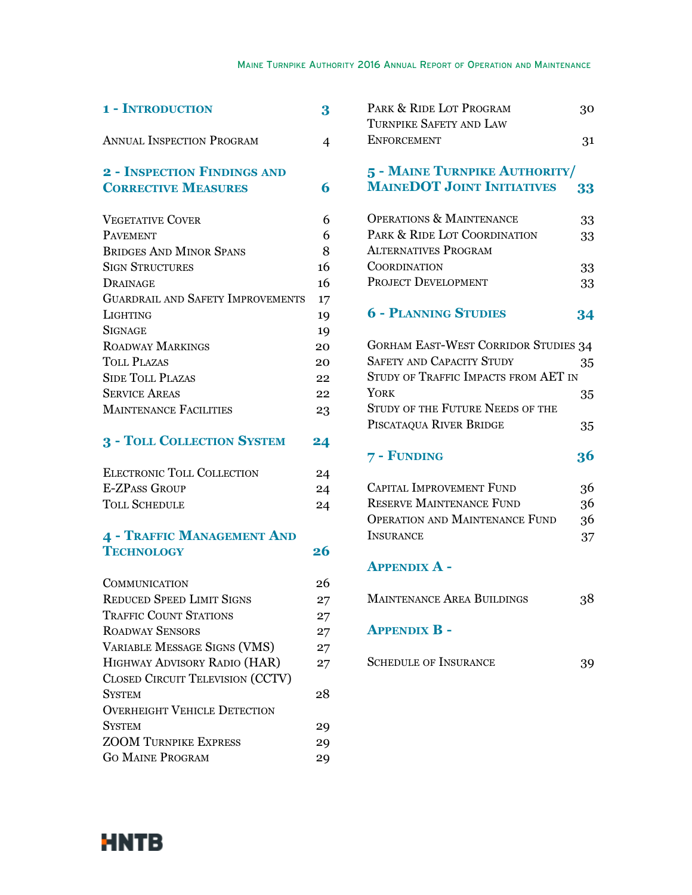| | |
|---|---|
| **1 - Introduction** | **3** |
| Annual Inspection Program | 4 |
| **2 - Inspection Findings and Corrective Measures** | **6** |
| Vegetative Cover | 6 |
| Pavement | 6 |
| Bridges And Minor Spans | 8 |
| Sign Structures | 16 |
| Drainage | 16 |
| Guardrail and Safety Improvements | 17 |
| Lighting | 19 |
| Signage | 19 |
| Roadway Markings | 20 |
| Toll Plazas | 20 |
| Side Toll Plazas | 22 |
| Service Areas | 22 |
| Maintenance Facilities | 23 |
| **3 - Toll Collection System** | **24** |
| Electronic Toll Collection | 24 |
| E-ZPass Group | 24 |
| Toll Schedule | 24 |
| **4 - Traffic Management And Technology** | **26** |
| Communication | 26 |
| Reduced Speed Limit Signs | 27 |
| Traffic Count Stations | 27 |
| Roadway Sensors | 27 |
| Variable Message Signs (VMS) | 27 |
| Highway Advisory Radio (HAR) | 27 |
| Closed Circuit Television (CCTV) System | 28 |
| Overheight Vehicle Detection System | 29 |
| ZOOM Turnpike Express | 29 |
| Go Maine Program | 29 |
| Park & Ride Lot Program | 30 |
| Turnpike Safety and Law Enforcement | 31 |
| **5 - Maine Turnpike Authority/ MaineDOT Joint Initiatives** | **33** |
| Operations & Maintenance | 33 |
| Park & Ride Lot Coordination | 33 |
| Alternatives Program Coordination | 33 |
| Project Development | 33 |
| **6 - Planning Studies** | **34** |
| Gorham East-West Corridor Studies | 34 |
| Safety and Capacity Study | 35 |
| Study of Traffic Impacts from AET in York | 35 |
| Study of the Future Needs of the Piscataqua River Bridge | 35 |
| **7 - Funding** | **36** |
| Capital Improvement Fund | 36 |
| Reserve Maintenance Fund | 36 |
| Operation and Maintenance Fund | 36 |
| Insurance | 37 |
| **Appendix A -** | |
| Maintenance Area Buildings | 38 |
| **Appendix B -** | |
| Schedule of Insurance | 39 |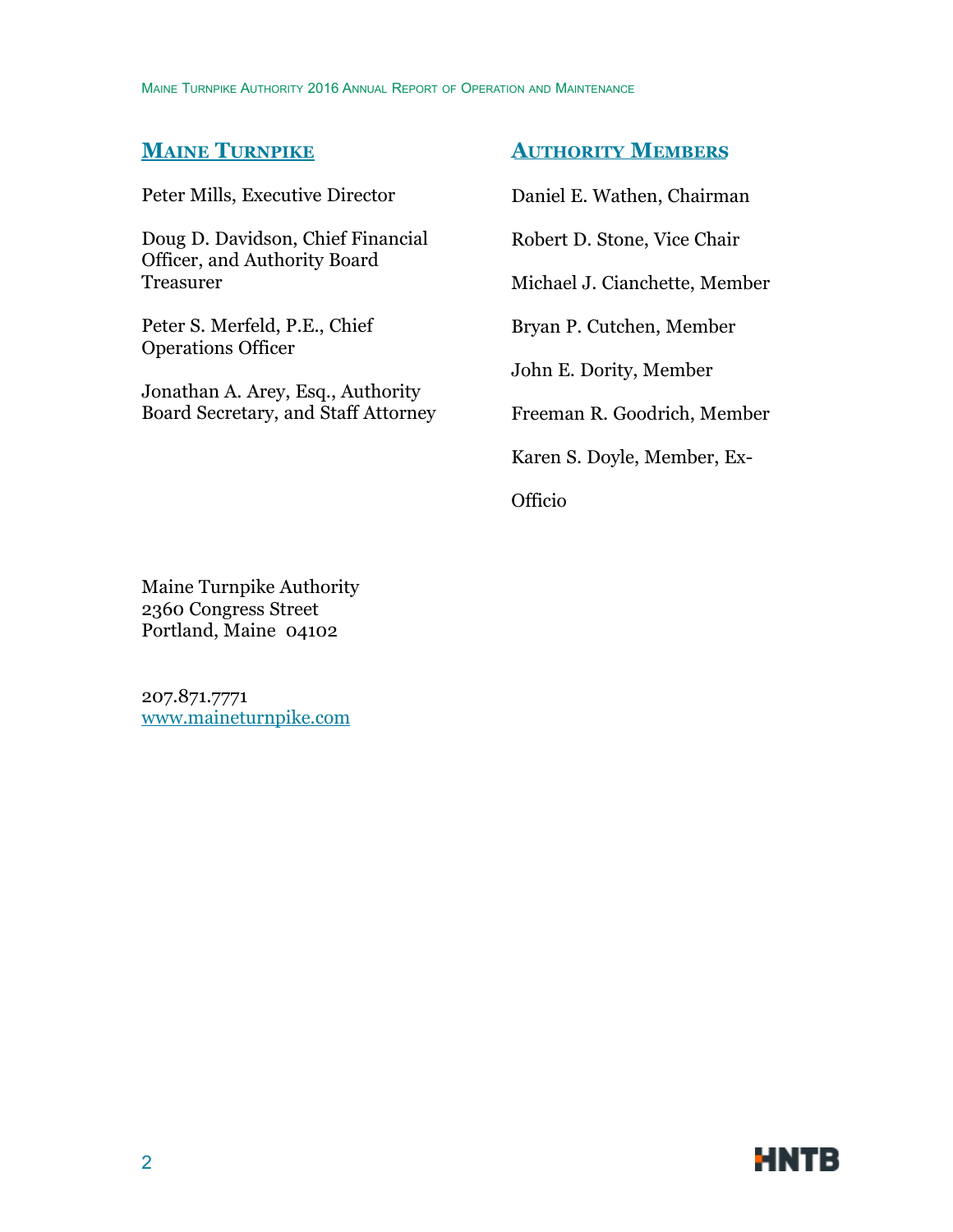## MAINE TURNPIKE

Peter Mills, Executive Director

Doug D. Davidson, Chief Financial Officer, and Authority Board Treasurer

Peter S. Merfeld, P.E., Chief Operations Officer

Jonathan A. Arey, Esq., Authority Board Secretary, and Staff Attorney

## AUTHORITY MEMBERS

Daniel E. Wathen, Chairman

Robert D. Stone, Vice Chair

Michael J. Cianchette, Member

Bryan P. Cutchen, Member

John E. Dority, Member

Freeman R. Goodrich, Member

Karen S. Doyle, Member, Ex-Officio

Maine Turnpike Authority
2360 Congress Street
Portland, Maine 04102

207.871.7771
www.maineturnpike.com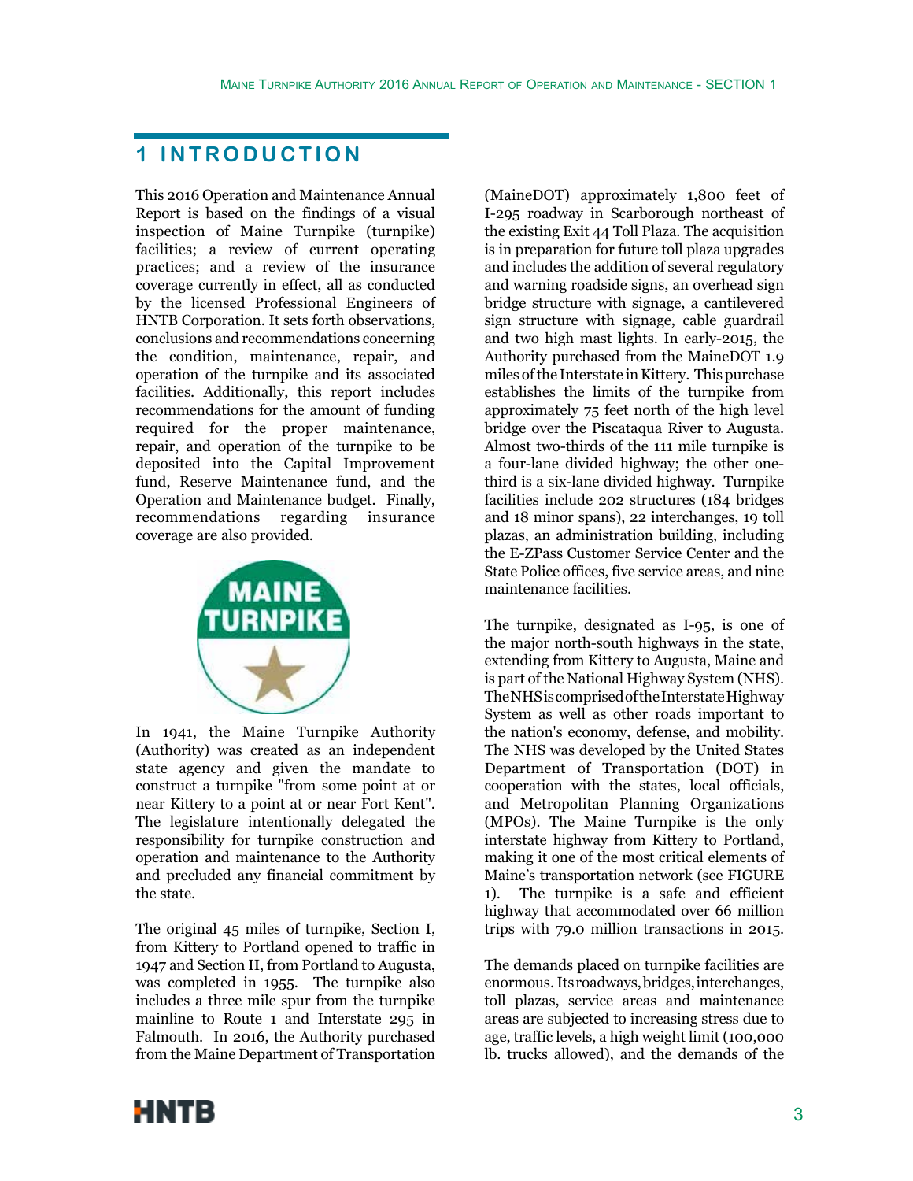# 1 INTRODUCTION

This 2016 Operation and Maintenance Annual Report is based on the findings of a visual inspection of Maine Turnpike (turnpike) facilities; a review of current operating practices; and a review of the insurance coverage currently in effect, all as conducted by the licensed Professional Engineers of HNTB Corporation. It sets forth observations, conclusions and recommendations concerning the condition, maintenance, repair, and operation of the turnpike and its associated facilities. Additionally, this report includes recommendations for the amount of funding required for the proper maintenance, repair, and operation of the turnpike to be deposited into the Capital Improvement fund, Reserve Maintenance fund, and the Operation and Maintenance budget. Finally, recommendations regarding insurance coverage are also provided.

In 1941, the Maine Turnpike Authority (Authority) was created as an independent state agency and given the mandate to construct a turnpike "from some point at or near Kittery to a point at or near Fort Kent". The legislature intentionally delegated the responsibility for turnpike construction and operation and maintenance to the Authority and precluded any financial commitment by the state.

The original 45 miles of turnpike, Section I, from Kittery to Portland opened to traffic in 1947 and Section II, from Portland to Augusta, was completed in 1955. The turnpike also includes a three mile spur from the turnpike mainline to Route 1 and Interstate 295 in Falmouth. In 2016, the Authority purchased from the Maine Department of Transportation (MaineDOT) approximately 1,800 feet of I-295 roadway in Scarborough northeast of the existing Exit 44 Toll Plaza. The acquisition is in preparation for future toll plaza upgrades and includes the addition of several regulatory and warning roadside signs, an overhead sign bridge structure with signage, a cantilevered sign structure with signage, cable guardrail and two high mast lights. In early-2015, the Authority purchased from the MaineDOT 1.9 miles of the Interstate in Kittery. This purchase establishes the limits of the turnpike from approximately 75 feet north of the high level bridge over the Piscataqua River to Augusta. Almost two-thirds of the 111 mile turnpike is a four-lane divided highway; the other one-third is a six-lane divided highway. Turnpike facilities include 202 structures (184 bridges and 18 minor spans), 22 interchanges, 19 toll plazas, an administration building, including the E-ZPass Customer Service Center and the State Police offices, five service areas, and nine maintenance facilities.

The turnpike, designated as I-95, is one of the major north-south highways in the state, extending from Kittery to Augusta, Maine and is part of the National Highway System (NHS). The NHS is comprised of the Interstate Highway System as well as other roads important to the nation's economy, defense, and mobility. The NHS was developed by the United States Department of Transportation (DOT) in cooperation with the states, local officials, and Metropolitan Planning Organizations (MPOs). The Maine Turnpike is the only interstate highway from Kittery to Portland, making it one of the most critical elements of Maine's transportation network (see FIGURE 1). The turnpike is a safe and efficient highway that accommodated over 66 million trips with 79.0 million transactions in 2015.

The demands placed on turnpike facilities are enormous. Its roadways, bridges, interchanges, toll plazas, service areas and maintenance areas are subjected to increasing stress due to age, traffic levels, a high weight limit (100,000 lb. trucks allowed), and the demands of the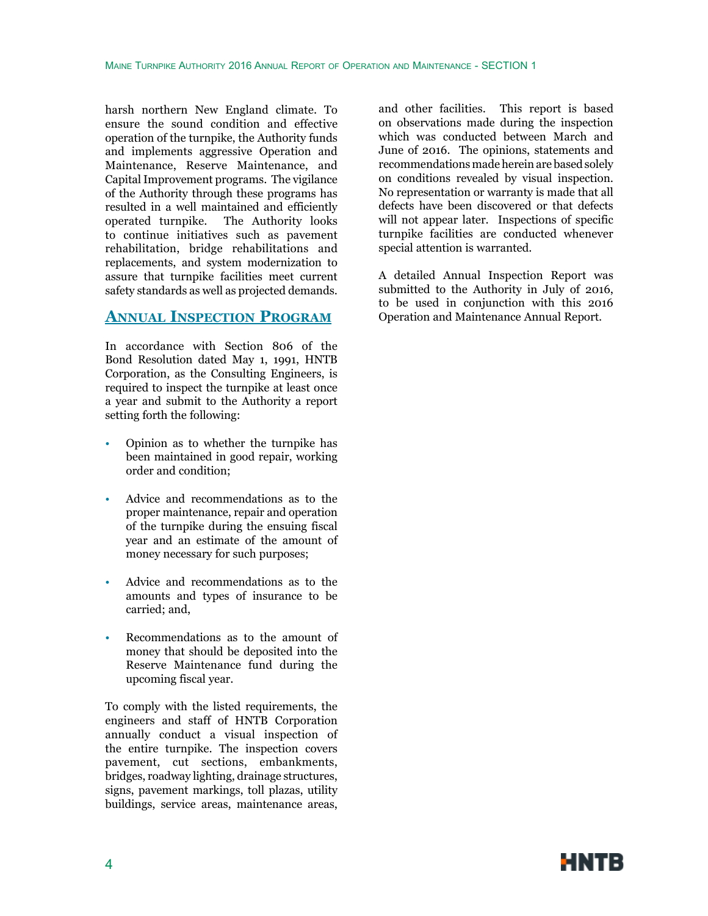harsh northern New England climate. To ensure the sound condition and effective operation of the turnpike, the Authority funds and implements aggressive Operation and Maintenance, Reserve Maintenance, and Capital Improvement programs. The vigilance of the Authority through these programs has resulted in a well maintained and efficiently operated turnpike. The Authority looks to continue initiatives such as pavement rehabilitation, bridge rehabilitations and replacements, and system modernization to assure that turnpike facilities meet current safety standards as well as projected demands.

## Annual Inspection Program

In accordance with Section 806 of the Bond Resolution dated May 1, 1991, HNTB Corporation, as the Consulting Engineers, is required to inspect the turnpike at least once a year and submit to the Authority a report setting forth the following:

- Opinion as to whether the turnpike has been maintained in good repair, working order and condition;
- Advice and recommendations as to the proper maintenance, repair and operation of the turnpike during the ensuing fiscal year and an estimate of the amount of money necessary for such purposes;
- Advice and recommendations as to the amounts and types of insurance to be carried; and,
- Recommendations as to the amount of money that should be deposited into the Reserve Maintenance fund during the upcoming fiscal year.

To comply with the listed requirements, the engineers and staff of HNTB Corporation annually conduct a visual inspection of the entire turnpike. The inspection covers pavement, cut sections, embankments, bridges, roadway lighting, drainage structures, signs, pavement markings, toll plazas, utility buildings, service areas, maintenance areas, and other facilities. This report is based on observations made during the inspection which was conducted between March and June of 2016. The opinions, statements and recommendations made herein are based solely on conditions revealed by visual inspection. No representation or warranty is made that all defects have been discovered or that defects will not appear later. Inspections of specific turnpike facilities are conducted whenever special attention is warranted.

A detailed Annual Inspection Report was submitted to the Authority in July of 2016, to be used in conjunction with this 2016 Operation and Maintenance Annual Report.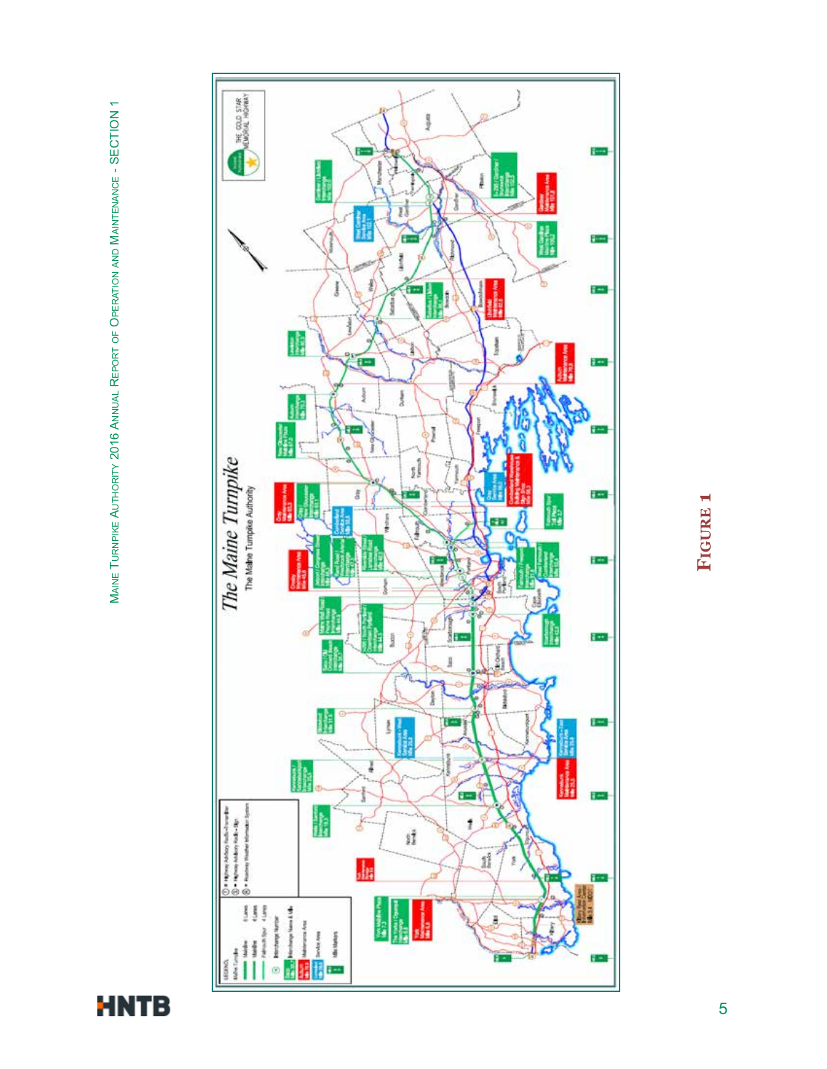**The Maine Turnpike**

The Maine Turnpike Authority

**FIGURE 1**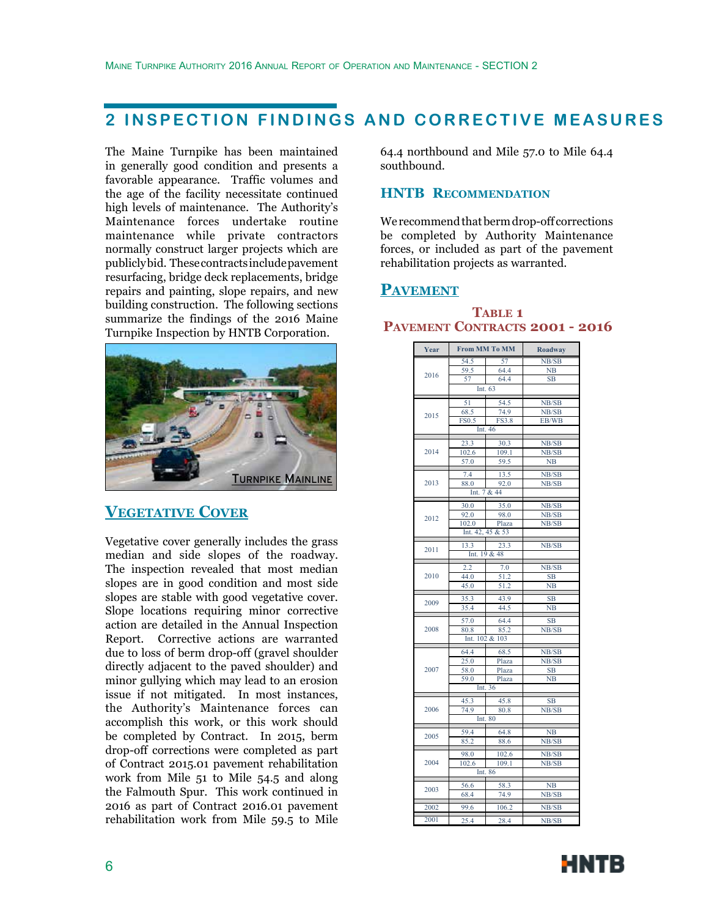# 2 INSPECTION FINDINGS AND CORRECTIVE MEASURES

The Maine Turnpike has been maintained in generally good condition and presents a favorable appearance. Traffic volumes and the age of the facility necessitate continued high levels of maintenance. The Authority's Maintenance forces undertake routine maintenance while private contractors normally construct larger projects which are publicly bid. These contracts include pavement resurfacing, bridge deck replacements, bridge repairs and painting, slope repairs, and new building construction. The following sections summarize the findings of the 2016 Maine Turnpike Inspection by HNTB Corporation.

TURNPIKE MAINLINE

## VEGETATIVE COVER

Vegetative cover generally includes the grass median and side slopes of the roadway. The inspection revealed that most median slopes are in good condition and most side slopes are stable with good vegetative cover. Slope locations requiring minor corrective action are detailed in the Annual Inspection Report. Corrective actions are warranted due to loss of berm drop-off (gravel shoulder directly adjacent to the paved shoulder) and minor gullying which may lead to an erosion issue if not mitigated. In most instances, the Authority's Maintenance forces can accomplish this work, or this work should be completed by Contract. In 2015, berm drop-off corrections were completed as part of Contract 2015.01 pavement rehabilitation work from Mile 51 to Mile 54.5 and along the Falmouth Spur. This work continued in 2016 as part of Contract 2016.01 pavement rehabilitation work from Mile 59.5 to Mile 64.4 northbound and Mile 57.0 to Mile 64.4 southbound.

### HNTB RECOMMENDATION

We recommend that berm drop-off corrections be completed by Authority Maintenance forces, or included as part of the pavement rehabilitation projects as warranted.

## PAVEMENT

**TABLE 1**
**PAVEMENT CONTRACTS 2001 - 2016**

| Year | From MM | To MM | Roadway |
|---|---|---|---|
| 2016 | 54.5 | 57 | NB/SB |
| | 59.5 | 64.4 | NB |
| | 57 | 64.4 | SB |
| | Int. 63 | | |
| 2015 | 51 | 54.5 | NB/SB |
| | 68.5 | 74.9 | NB/SB |
| | FS0.5 | FS3.8 | EB/WB |
| | Int. 46 | | |
| 2014 | 23.3 | 30.3 | NB/SB |
| | 102.6 | 109.1 | NB/SB |
| | 57.0 | 59.5 | NB |
| 2013 | 7.4 | 13.5 | NB/SB |
| | 88.0 | 92.0 | NB/SB |
| | Int. 7 & 44 | | |
| 2012 | 30.0 | 35.0 | NB/SB |
| | 92.0 | 98.0 | NB/SB |
| | 102.0 | Plaza | NB/SB |
| | Int. 42, 45 & 53 | | |
| 2011 | 13.3 | 23.3 | NB/SB |
| | Int. 19 & 48 | | |
| 2010 | 2.2 | 7.0 | NB/SB |
| | 44.0 | 51.2 | SB |
| | 45.0 | 51.2 | NB |
| 2009 | 35.3 | 43.9 | SB |
| | 35.4 | 44.5 | NB |
| 2008 | 57.0 | 64.4 | SB |
| | 80.8 | 85.2 | NB/SB |
| | Int. 102 & 103 | | |
| 2007 | 64.4 | 68.5 | NB/SB |
| | 25.0 | Plaza | NB/SB |
| | 58.0 | Plaza | SB |
| | 59.0 | Plaza | NB |
| | Int. 36 | | |
| 2006 | 45.3 | 45.8 | SB |
| | 74.9 | 80.8 | NB/SB |
| | Int. 80 | | |
| 2005 | 59.4 | 64.8 | NB |
| | 85.2 | 88.6 | NB/SB |
| 2004 | 98.0 | 102.6 | NB/SB |
| | 102.6 | 109.1 | NB/SB |
| | Int. 86 | | |
| 2003 | 56.6 | 58.3 | NB |
| | 68.4 | 74.9 | NB/SB |
| 2002 | 99.6 | 106.2 | NB/SB |
| 2001 | 25.4 | 28.4 | NB/SB |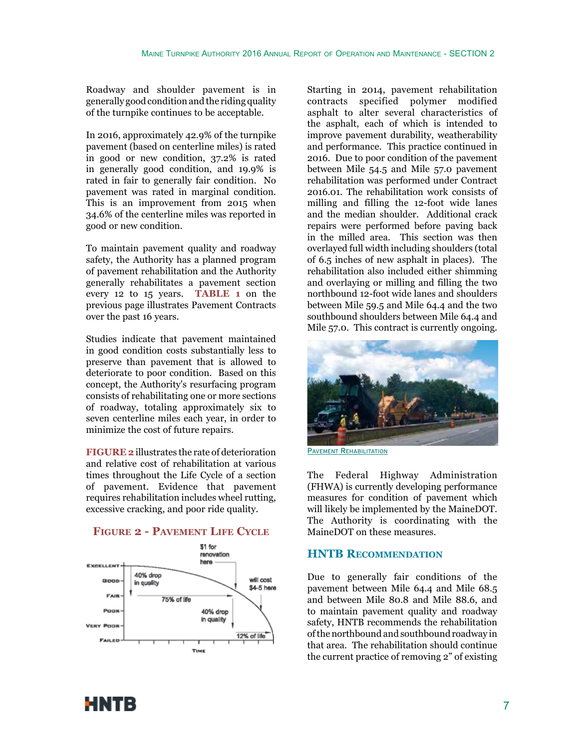Roadway and shoulder pavement is in generally good condition and the riding quality of the turnpike continues to be acceptable.

In 2016, approximately 42.9% of the turnpike pavement (based on centerline miles) is rated in good or new condition, 37.2% is rated in generally good condition, and 19.9% is rated in fair to generally fair condition. No pavement was rated in marginal condition. This is an improvement from 2015 when 34.6% of the centerline miles was reported in good or new condition.

To maintain pavement quality and roadway safety, the Authority has a planned program of pavement rehabilitation and the Authority generally rehabilitates a pavement section every 12 to 15 years. **TABLE 1** on the previous page illustrates Pavement Contracts over the past 16 years.

Studies indicate that pavement maintained in good condition costs substantially less to preserve than pavement that is allowed to deteriorate to poor condition. Based on this concept, the Authority's resurfacing program consists of rehabilitating one or more sections of roadway, totaling approximately six to seven centerline miles each year, in order to minimize the cost of future repairs.

**FIGURE 2** illustrates the rate of deterioration and relative cost of rehabilitation at various times throughout the Life Cycle of a section of pavement. Evidence that pavement requires rehabilitation includes wheel rutting, excessive cracking, and poor ride quality.

**FIGURE 2 - PAVEMENT LIFE CYCLE**

Starting in 2014, pavement rehabilitation contracts specified polymer modified asphalt to alter several characteristics of the asphalt, each of which is intended to improve pavement durability, weatherability and performance. This practice continued in 2016. Due to poor condition of the pavement between Mile 54.5 and Mile 57.0 pavement rehabilitation was performed under Contract 2016.01. The rehabilitation work consists of milling and filling the 12-foot wide lanes and the median shoulder. Additional crack repairs were performed before paving back in the milled area. This section was then overlayed full width including shoulders (total of 6.5 inches of new asphalt in places). The rehabilitation also included either shimming and overlaying or milling and filling the two northbound 12-foot wide lanes and shoulders between Mile 59.5 and Mile 64.4 and the two southbound shoulders between Mile 64.4 and Mile 57.0. This contract is currently ongoing.

PAVEMENT REHABILITATION

The Federal Highway Administration (FHWA) is currently developing performance measures for condition of pavement which will likely be implemented by the MaineDOT. The Authority is coordinating with the MaineDOT on these measures.

## HNTB RECOMMENDATION

Due to generally fair conditions of the pavement between Mile 64.4 and Mile 68.5 and between Mile 80.8 and Mile 88.6, and to maintain pavement quality and roadway safety, HNTB recommends the rehabilitation of the northbound and southbound roadway in that area. The rehabilitation should continue the current practice of removing 2" of existing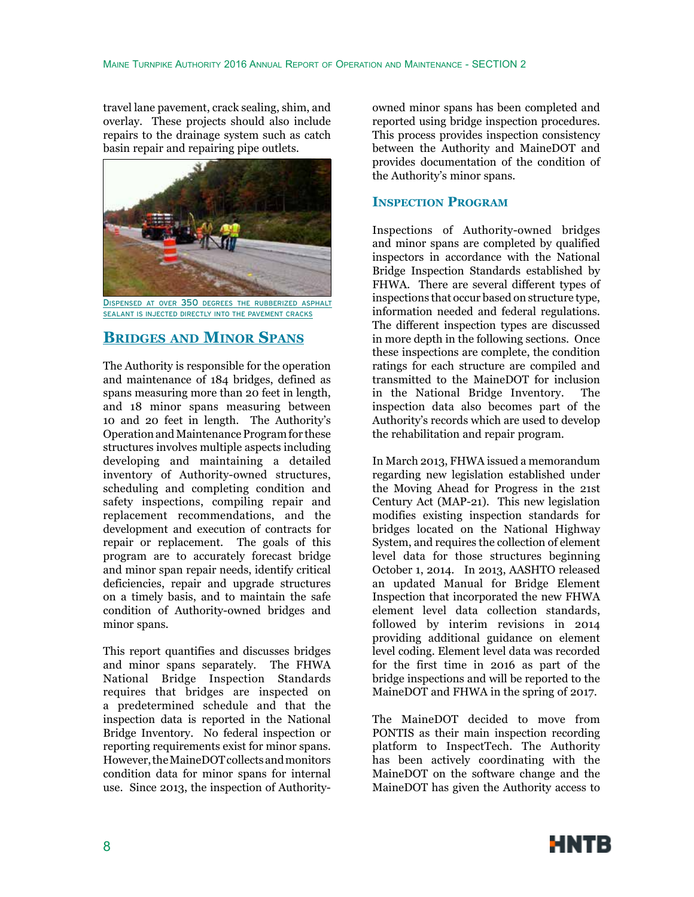travel lane pavement, crack sealing, shim, and overlay. These projects should also include repairs to the drainage system such as catch basin repair and repairing pipe outlets.

Dispensed at over 350 degrees the rubberized asphalt sealant is injected directly into the pavement cracks

## Bridges and Minor Spans

The Authority is responsible for the operation and maintenance of 184 bridges, defined as spans measuring more than 20 feet in length, and 18 minor spans measuring between 10 and 20 feet in length. The Authority's Operation and Maintenance Program for these structures involves multiple aspects including developing and maintaining a detailed inventory of Authority-owned structures, scheduling and completing condition and safety inspections, compiling repair and replacement recommendations, and the development and execution of contracts for repair or replacement. The goals of this program are to accurately forecast bridge and minor span repair needs, identify critical deficiencies, repair and upgrade structures on a timely basis, and to maintain the safe condition of Authority-owned bridges and minor spans.

This report quantifies and discusses bridges and minor spans separately. The FHWA National Bridge Inspection Standards requires that bridges are inspected on a predetermined schedule and that the inspection data is reported in the National Bridge Inventory. No federal inspection or reporting requirements exist for minor spans. However, the MaineDOT collects and monitors condition data for minor spans for internal use. Since 2013, the inspection of Authority-owned minor spans has been completed and reported using bridge inspection procedures. This process provides inspection consistency between the Authority and MaineDOT and provides documentation of the condition of the Authority's minor spans.

### Inspection Program

Inspections of Authority-owned bridges and minor spans are completed by qualified inspectors in accordance with the National Bridge Inspection Standards established by FHWA. There are several different types of inspections that occur based on structure type, information needed and federal regulations. The different inspection types are discussed in more depth in the following sections. Once these inspections are complete, the condition ratings for each structure are compiled and transmitted to the MaineDOT for inclusion in the National Bridge Inventory. The inspection data also becomes part of the Authority's records which are used to develop the rehabilitation and repair program.

In March 2013, FHWA issued a memorandum regarding new legislation established under the Moving Ahead for Progress in the 21st Century Act (MAP-21). This new legislation modifies existing inspection standards for bridges located on the National Highway System, and requires the collection of element level data for those structures beginning October 1, 2014. In 2013, AASHTO released an updated Manual for Bridge Element Inspection that incorporated the new FHWA element level data collection standards, followed by interim revisions in 2014 providing additional guidance on element level coding. Element level data was recorded for the first time in 2016 as part of the bridge inspections and will be reported to the MaineDOT and FHWA in the spring of 2017.

The MaineDOT decided to move from PONTIS as their main inspection recording platform to InspectTech. The Authority has been actively coordinating with the MaineDOT on the software change and the MaineDOT has given the Authority access to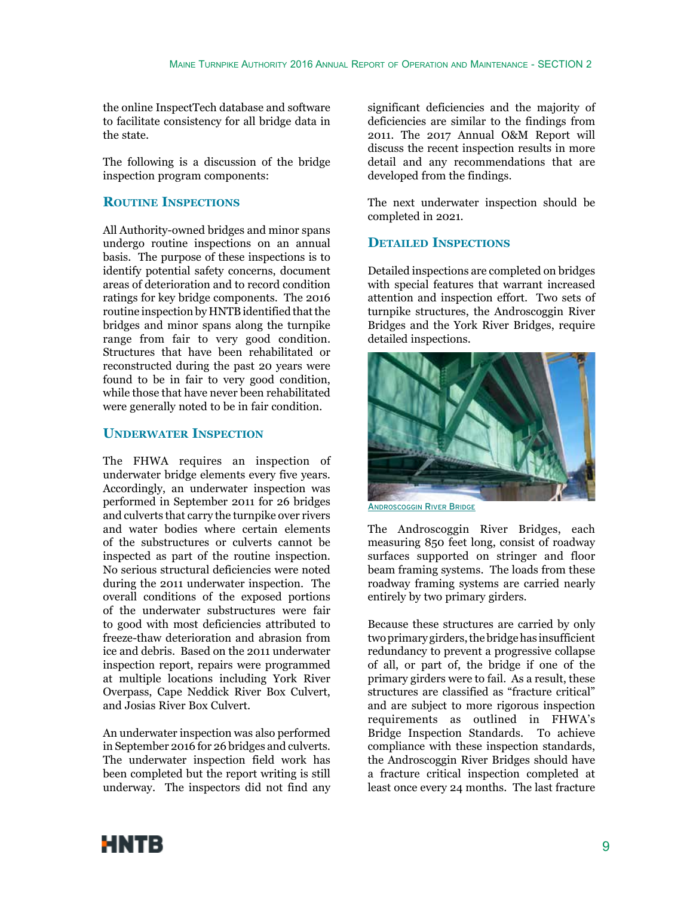the online InspectTech database and software to facilitate consistency for all bridge data in the state.

The following is a discussion of the bridge inspection program components:

## Routine Inspections

All Authority-owned bridges and minor spans undergo routine inspections on an annual basis. The purpose of these inspections is to identify potential safety concerns, document areas of deterioration and to record condition ratings for key bridge components. The 2016 routine inspection by HNTB identified that the bridges and minor spans along the turnpike range from fair to very good condition. Structures that have been rehabilitated or reconstructed during the past 20 years were found to be in fair to very good condition, while those that have never been rehabilitated were generally noted to be in fair condition.

## Underwater Inspection

The FHWA requires an inspection of underwater bridge elements every five years. Accordingly, an underwater inspection was performed in September 2011 for 26 bridges and culverts that carry the turnpike over rivers and water bodies where certain elements of the substructures or culverts cannot be inspected as part of the routine inspection. No serious structural deficiencies were noted during the 2011 underwater inspection. The overall conditions of the exposed portions of the underwater substructures were fair to good with most deficiencies attributed to freeze-thaw deterioration and abrasion from ice and debris. Based on the 2011 underwater inspection report, repairs were programmed at multiple locations including York River Overpass, Cape Neddick River Box Culvert, and Josias River Box Culvert.

An underwater inspection was also performed in September 2016 for 26 bridges and culverts. The underwater inspection field work has been completed but the report writing is still underway. The inspectors did not find any significant deficiencies and the majority of deficiencies are similar to the findings from 2011. The 2017 Annual O&M Report will discuss the recent inspection results in more detail and any recommendations that are developed from the findings.

The next underwater inspection should be completed in 2021.

## Detailed Inspections

Detailed inspections are completed on bridges with special features that warrant increased attention and inspection effort. Two sets of turnpike structures, the Androscoggin River Bridges and the York River Bridges, require detailed inspections.

Androscoggin River Bridge

The Androscoggin River Bridges, each measuring 850 feet long, consist of roadway surfaces supported on stringer and floor beam framing systems. The loads from these roadway framing systems are carried nearly entirely by two primary girders.

Because these structures are carried by only two primary girders, the bridge has insufficient redundancy to prevent a progressive collapse of all, or part of, the bridge if one of the primary girders were to fail. As a result, these structures are classified as "fracture critical" and are subject to more rigorous inspection requirements as outlined in FHWA's Bridge Inspection Standards. To achieve compliance with these inspection standards, the Androscoggin River Bridges should have a fracture critical inspection completed at least once every 24 months. The last fracture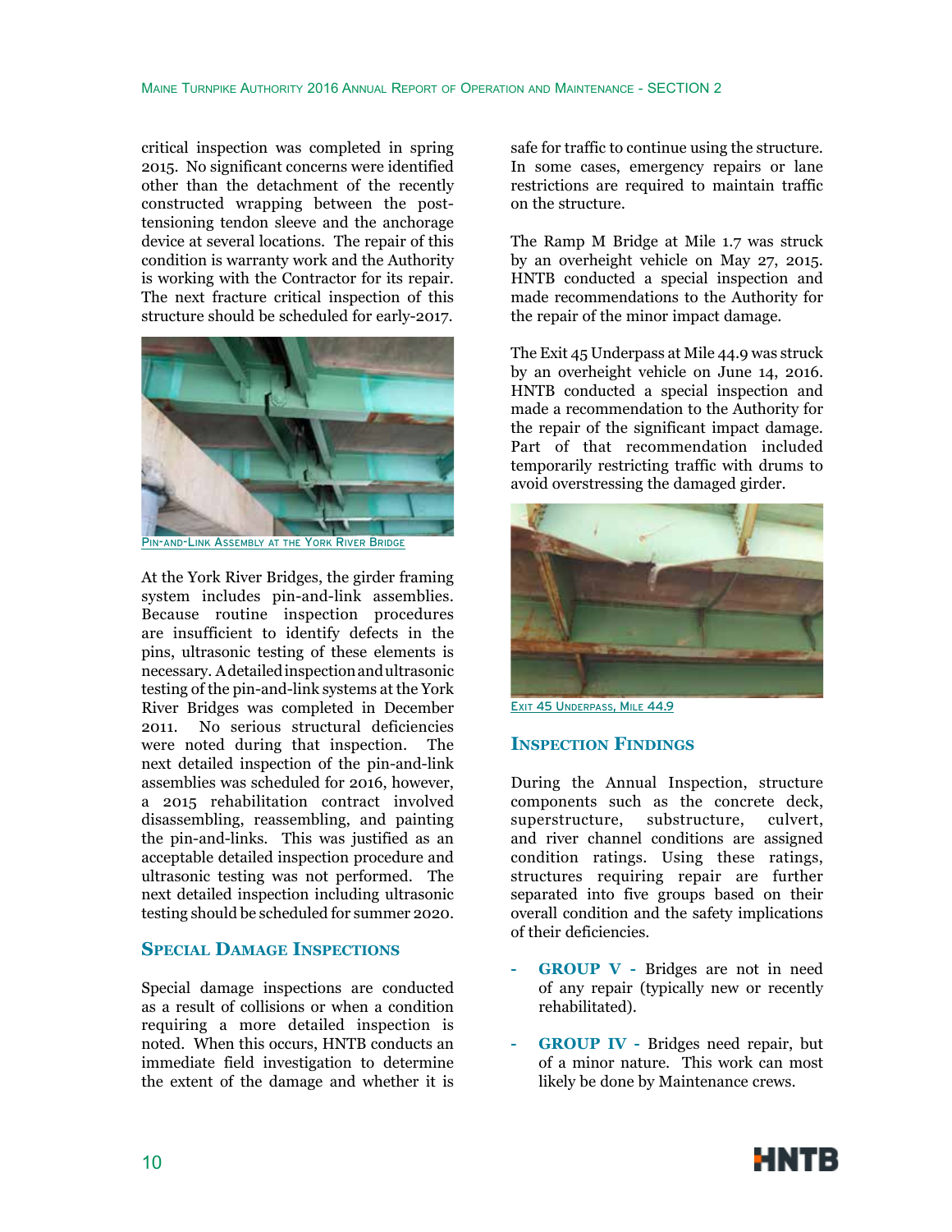critical inspection was completed in spring 2015. No significant concerns were identified other than the detachment of the recently constructed wrapping between the post-tensioning tendon sleeve and the anchorage device at several locations. The repair of this condition is warranty work and the Authority is working with the Contractor for its repair. The next fracture critical inspection of this structure should be scheduled for early-2017.

PIN-AND-LINK ASSEMBLY AT THE YORK RIVER BRIDGE

At the York River Bridges, the girder framing system includes pin-and-link assemblies. Because routine inspection procedures are insufficient to identify defects in the pins, ultrasonic testing of these elements is necessary. A detailed inspection and ultrasonic testing of the pin-and-link systems at the York River Bridges was completed in December 2011. No serious structural deficiencies were noted during that inspection. The next detailed inspection of the pin-and-link assemblies was scheduled for 2016, however, a 2015 rehabilitation contract involved disassembling, reassembling, and painting the pin-and-links. This was justified as an acceptable detailed inspection procedure and ultrasonic testing was not performed. The next detailed inspection including ultrasonic testing should be scheduled for summer 2020.

## SPECIAL DAMAGE INSPECTIONS

Special damage inspections are conducted as a result of collisions or when a condition requiring a more detailed inspection is noted. When this occurs, HNTB conducts an immediate field investigation to determine the extent of the damage and whether it is safe for traffic to continue using the structure. In some cases, emergency repairs or lane restrictions are required to maintain traffic on the structure.

The Ramp M Bridge at Mile 1.7 was struck by an overheight vehicle on May 27, 2015. HNTB conducted a special inspection and made recommendations to the Authority for the repair of the minor impact damage.

The Exit 45 Underpass at Mile 44.9 was struck by an overheight vehicle on June 14, 2016. HNTB conducted a special inspection and made a recommendation to the Authority for the repair of the significant impact damage. Part of that recommendation included temporarily restricting traffic with drums to avoid overstressing the damaged girder.

EXIT 45 UNDERPASS, MILE 44.9

## INSPECTION FINDINGS

During the Annual Inspection, structure components such as the concrete deck, superstructure, substructure, culvert, and river channel conditions are assigned condition ratings. Using these ratings, structures requiring repair are further separated into five groups based on their overall condition and the safety implications of their deficiencies.

- **GROUP V -** Bridges are not in need of any repair (typically new or recently rehabilitated).

- **GROUP IV -** Bridges need repair, but of a minor nature. This work can most likely be done by Maintenance crews.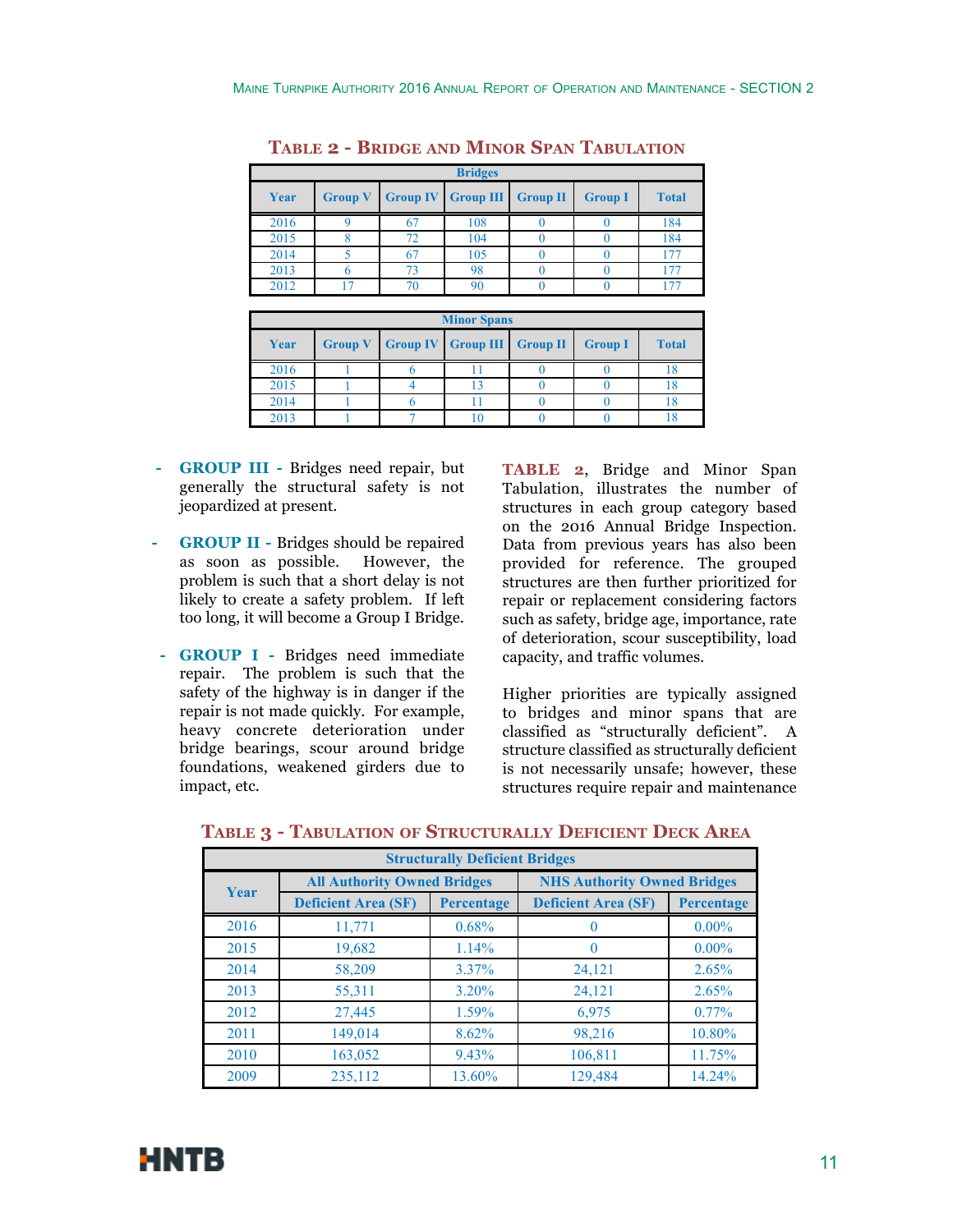## Table 2 - Bridge and Minor Span Tabulation

| Bridges | | | | | | |
|---|---|---|---|---|---|---|
| Year | Group V | Group IV | Group III | Group II | Group I | Total |
| 2016 | 9 | 67 | 108 | 0 | 0 | 184 |
| 2015 | 8 | 72 | 104 | 0 | 0 | 184 |
| 2014 | 5 | 67 | 105 | 0 | 0 | 177 |
| 2013 | 6 | 73 | 98 | 0 | 0 | 177 |
| 2012 | 17 | 70 | 90 | 0 | 0 | 177 |

| Minor Spans | | | | | | |
|---|---|---|---|---|---|---|
| Year | Group V | Group IV | Group III | Group II | Group I | Total |
| 2016 | 1 | 6 | 11 | 0 | 0 | 18 |
| 2015 | 1 | 4 | 13 | 0 | 0 | 18 |
| 2014 | 1 | 6 | 11 | 0 | 0 | 18 |
| 2013 | 1 | 7 | 10 | 0 | 0 | 18 |

- **GROUP III -** Bridges need repair, but generally the structural safety is not jeopardized at present.
- **GROUP II -** Bridges should be repaired as soon as possible. However, the problem is such that a short delay is not likely to create a safety problem. If left too long, it will become a Group I Bridge.
- **GROUP I -** Bridges need immediate repair. The problem is such that the safety of the highway is in danger if the repair is not made quickly. For example, heavy concrete deterioration under bridge bearings, scour around bridge foundations, weakened girders due to impact, etc.

**TABLE 2**, Bridge and Minor Span Tabulation, illustrates the number of structures in each group category based on the 2016 Annual Bridge Inspection. Data from previous years has also been provided for reference. The grouped structures are then further prioritized for repair or replacement considering factors such as safety, bridge age, importance, rate of deterioration, scour susceptibility, load capacity, and traffic volumes.

Higher priorities are typically assigned to bridges and minor spans that are classified as "structurally deficient". A structure classified as structurally deficient is not necessarily unsafe; however, these structures require repair and maintenance

## Table 3 - Tabulation of Structurally Deficient Deck Area

| Structurally Deficient Bridges | | | | |
|---|---|---|---|---|
| Year | All Authority Owned Bridges | | NHS Authority Owned Bridges | |
| | Deficient Area (SF) | Percentage | Deficient Area (SF) | Percentage |
| 2016 | 11,771 | 0.68% | 0 | 0.00% |
| 2015 | 19,682 | 1.14% | 0 | 0.00% |
| 2014 | 58,209 | 3.37% | 24,121 | 2.65% |
| 2013 | 55,311 | 3.20% | 24,121 | 2.65% |
| 2012 | 27,445 | 1.59% | 6,975 | 0.77% |
| 2011 | 149,014 | 8.62% | 98,216 | 10.80% |
| 2010 | 163,052 | 9.43% | 106,811 | 11.75% |
| 2009 | 235,112 | 13.60% | 129,484 | 14.24% |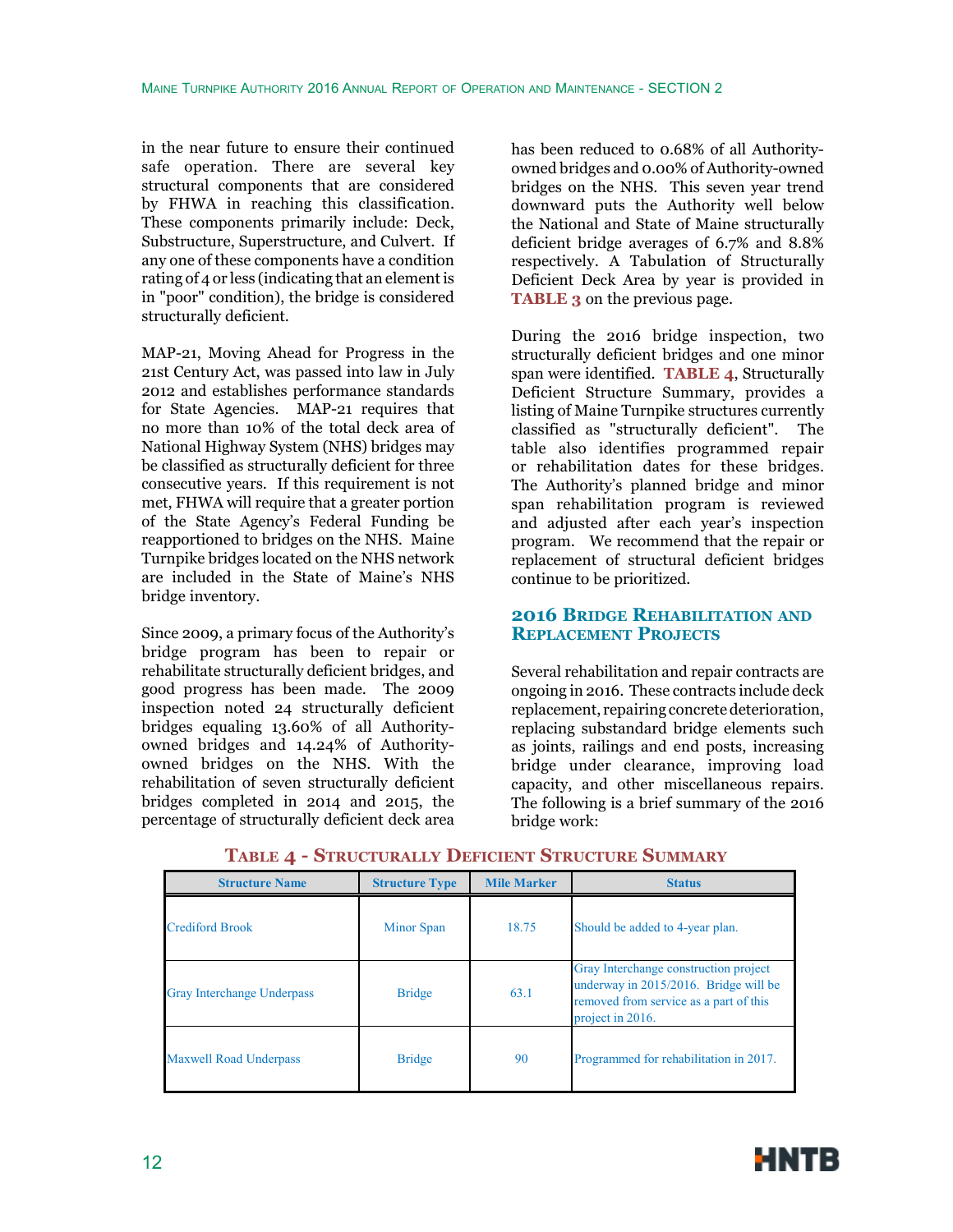in the near future to ensure their continued safe operation. There are several key structural components that are considered by FHWA in reaching this classification. These components primarily include: Deck, Substructure, Superstructure, and Culvert. If any one of these components have a condition rating of 4 or less (indicating that an element is in "poor" condition), the bridge is considered structurally deficient.

MAP-21, Moving Ahead for Progress in the 21st Century Act, was passed into law in July 2012 and establishes performance standards for State Agencies. MAP-21 requires that no more than 10% of the total deck area of National Highway System (NHS) bridges may be classified as structurally deficient for three consecutive years. If this requirement is not met, FHWA will require that a greater portion of the State Agency's Federal Funding be reapportioned to bridges on the NHS. Maine Turnpike bridges located on the NHS network are included in the State of Maine's NHS bridge inventory.

Since 2009, a primary focus of the Authority's bridge program has been to repair or rehabilitate structurally deficient bridges, and good progress has been made. The 2009 inspection noted 24 structurally deficient bridges equaling 13.60% of all Authority-owned bridges and 14.24% of Authority-owned bridges on the NHS. With the rehabilitation of seven structurally deficient bridges completed in 2014 and 2015, the percentage of structurally deficient deck area has been reduced to 0.68% of all Authority-owned bridges and 0.00% of Authority-owned bridges on the NHS. This seven year trend downward puts the Authority well below the National and State of Maine structurally deficient bridge averages of 6.7% and 8.8% respectively. A Tabulation of Structurally Deficient Deck Area by year is provided in **TABLE 3** on the previous page.

During the 2016 bridge inspection, two structurally deficient bridges and one minor span were identified. **TABLE 4**, Structurally Deficient Structure Summary, provides a listing of Maine Turnpike structures currently classified as "structurally deficient". The table also identifies programmed repair or rehabilitation dates for these bridges. The Authority's planned bridge and minor span rehabilitation program is reviewed and adjusted after each year's inspection program. We recommend that the repair or replacement of structural deficient bridges continue to be prioritized.

## 2016 Bridge Rehabilitation and Replacement Projects

Several rehabilitation and repair contracts are ongoing in 2016. These contracts include deck replacement, repairing concrete deterioration, replacing substandard bridge elements such as joints, railings and end posts, increasing bridge under clearance, improving load capacity, and other miscellaneous repairs. The following is a brief summary of the 2016 bridge work:

### Table 4 - Structurally Deficient Structure Summary

| Structure Name | Structure Type | Mile Marker | Status |
|---|---|---|---|
| Crediford Brook | Minor Span | 18.75 | Should be added to 4-year plan. |
| Gray Interchange Underpass | Bridge | 63.1 | Gray Interchange construction project underway in 2015/2016. Bridge will be removed from service as a part of this project in 2016. |
| Maxwell Road Underpass | Bridge | 90 | Programmed for rehabilitation in 2017. |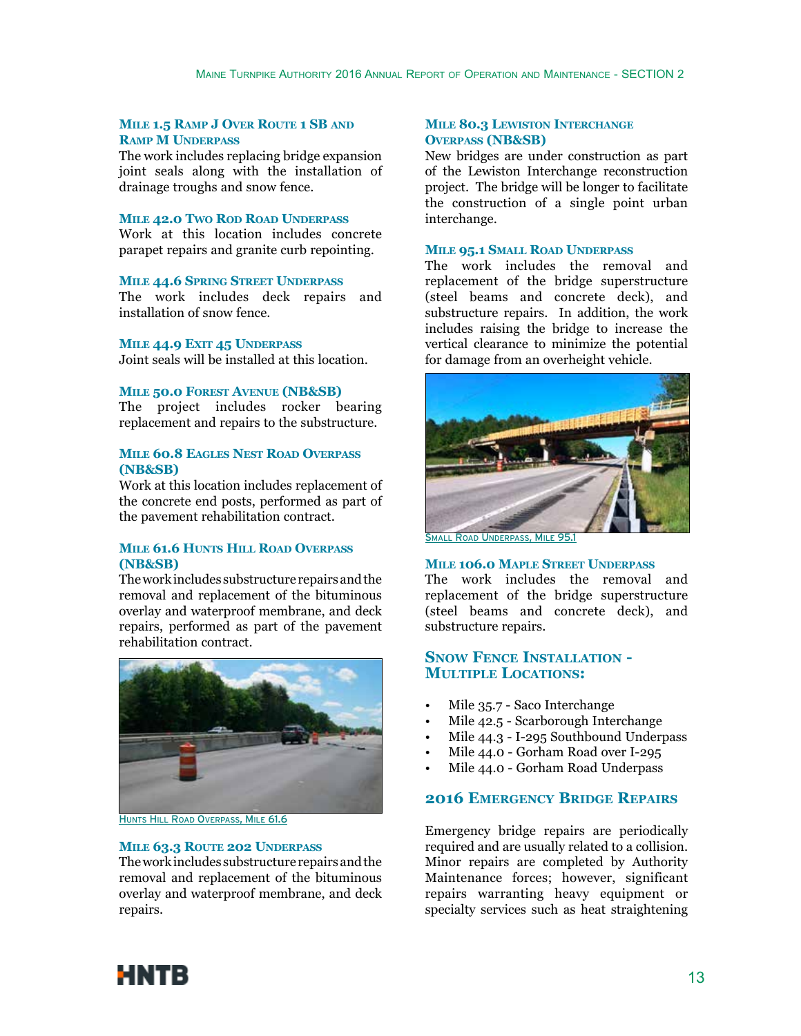### Mile 1.5 Ramp J Over Route 1 SB and Ramp M Underpass

The work includes replacing bridge expansion joint seals along with the installation of drainage troughs and snow fence.

### Mile 42.0 Two Rod Road Underpass

Work at this location includes concrete parapet repairs and granite curb repointing.

### Mile 44.6 Spring Street Underpass

The work includes deck repairs and installation of snow fence.

### Mile 44.9 Exit 45 Underpass

Joint seals will be installed at this location.

### Mile 50.0 Forest Avenue (NB&SB)

The project includes rocker bearing replacement and repairs to the substructure.

### Mile 60.8 Eagles Nest Road Overpass (NB&SB)

Work at this location includes replacement of the concrete end posts, performed as part of the pavement rehabilitation contract.

### Mile 61.6 Hunts Hill Road Overpass (NB&SB)

The work includes substructure repairs and the removal and replacement of the bituminous overlay and waterproof membrane, and deck repairs, performed as part of the pavement rehabilitation contract.

Hunts Hill Road Overpass, Mile 61.6

### Mile 63.3 Route 202 Underpass

The work includes substructure repairs and the removal and replacement of the bituminous overlay and waterproof membrane, and deck repairs.

### Mile 80.3 Lewiston Interchange Overpass (NB&SB)

New bridges are under construction as part of the Lewiston Interchange reconstruction project. The bridge will be longer to facilitate the construction of a single point urban interchange.

### Mile 95.1 Small Road Underpass

The work includes the removal and replacement of the bridge superstructure (steel beams and concrete deck), and substructure repairs. In addition, the work includes raising the bridge to increase the vertical clearance to minimize the potential for damage from an overheight vehicle.

Small Road Underpass, Mile 95.1

### Mile 106.0 Maple Street Underpass

The work includes the removal and replacement of the bridge superstructure (steel beams and concrete deck), and substructure repairs.

## Snow Fence Installation - Multiple Locations:

- Mile 35.7 - Saco Interchange
- Mile 42.5 - Scarborough Interchange
- Mile 44.3 - I-295 Southbound Underpass
- Mile 44.0 - Gorham Road over I-295
- Mile 44.0 - Gorham Road Underpass

## 2016 Emergency Bridge Repairs

Emergency bridge repairs are periodically required and are usually related to a collision. Minor repairs are completed by Authority Maintenance forces; however, significant repairs warranting heavy equipment or specialty services such as heat straightening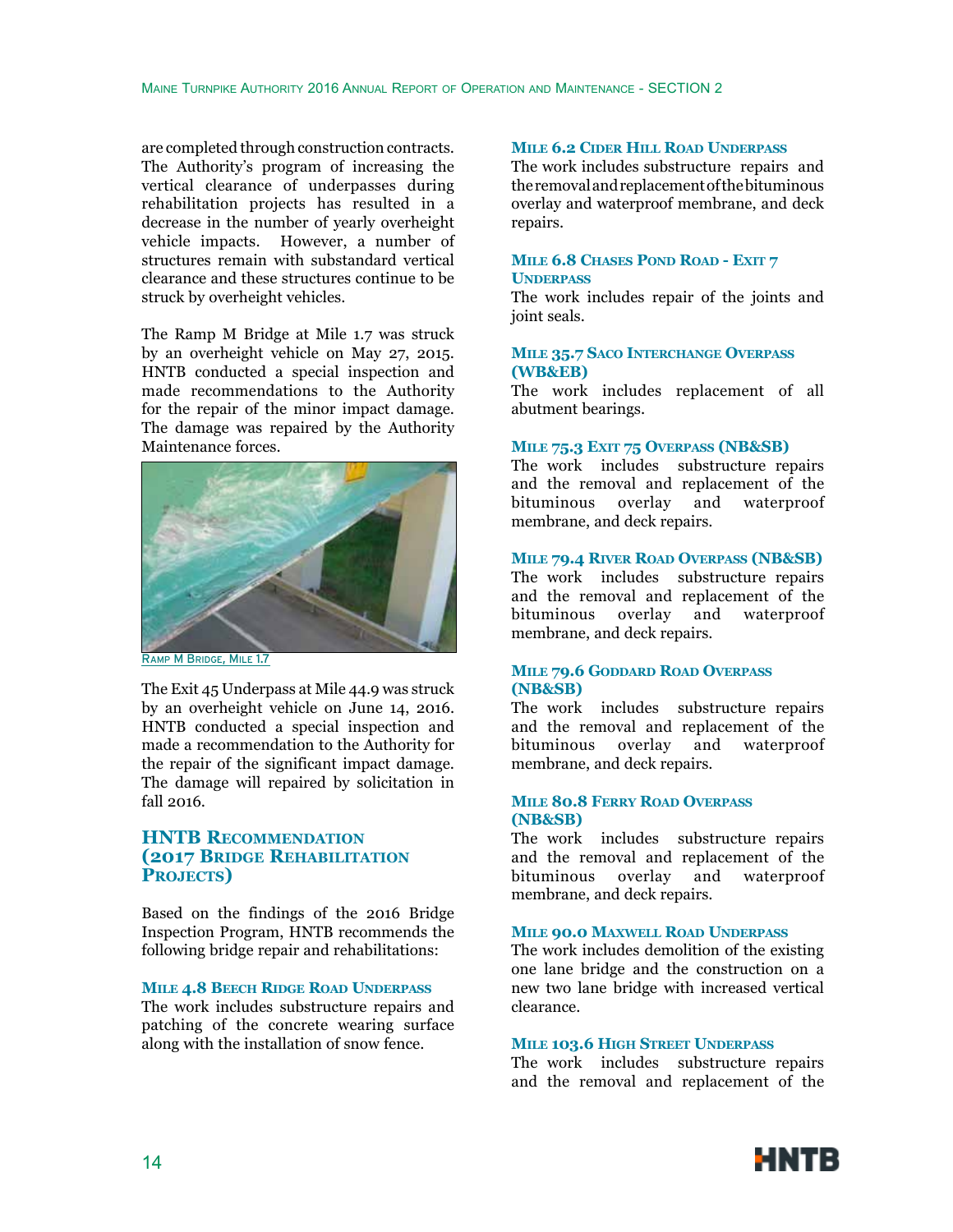are completed through construction contracts. The Authority's program of increasing the vertical clearance of underpasses during rehabilitation projects has resulted in a decrease in the number of yearly overheight vehicle impacts. However, a number of structures remain with substandard vertical clearance and these structures continue to be struck by overheight vehicles.

The Ramp M Bridge at Mile 1.7 was struck by an overheight vehicle on May 27, 2015. HNTB conducted a special inspection and made recommendations to the Authority for the repair of the minor impact damage. The damage was repaired by the Authority Maintenance forces.

Ramp M Bridge, Mile 1.7

The Exit 45 Underpass at Mile 44.9 was struck by an overheight vehicle on June 14, 2016. HNTB conducted a special inspection and made a recommendation to the Authority for the repair of the significant impact damage. The damage will repaired by solicitation in fall 2016.

## HNTB Recommendation (2017 Bridge Rehabilitation Projects)

Based on the findings of the 2016 Bridge Inspection Program, HNTB recommends the following bridge repair and rehabilitations:

### Mile 4.8 Beech Ridge Road Underpass

The work includes substructure repairs and patching of the concrete wearing surface along with the installation of snow fence.

### Mile 6.2 Cider Hill Road Underpass

The work includes substructure repairs and the removal and replacement of the bituminous overlay and waterproof membrane, and deck repairs.

### Mile 6.8 Chases Pond Road - Exit 7 Underpass

The work includes repair of the joints and joint seals.

### Mile 35.7 Saco Interchange Overpass (WB&EB)

The work includes replacement of all abutment bearings.

### Mile 75.3 Exit 75 Overpass (NB&SB)

The work includes substructure repairs and the removal and replacement of the bituminous overlay and waterproof membrane, and deck repairs.

### Mile 79.4 River Road Overpass (NB&SB)

The work includes substructure repairs and the removal and replacement of the bituminous overlay and waterproof membrane, and deck repairs.

### Mile 79.6 Goddard Road Overpass (NB&SB)

The work includes substructure repairs and the removal and replacement of the bituminous overlay and waterproof membrane, and deck repairs.

### Mile 80.8 Ferry Road Overpass (NB&SB)

The work includes substructure repairs and the removal and replacement of the bituminous overlay and waterproof membrane, and deck repairs.

### Mile 90.0 Maxwell Road Underpass

The work includes demolition of the existing one lane bridge and the construction on a new two lane bridge with increased vertical clearance.

### Mile 103.6 High Street Underpass

The work includes substructure repairs and the removal and replacement of the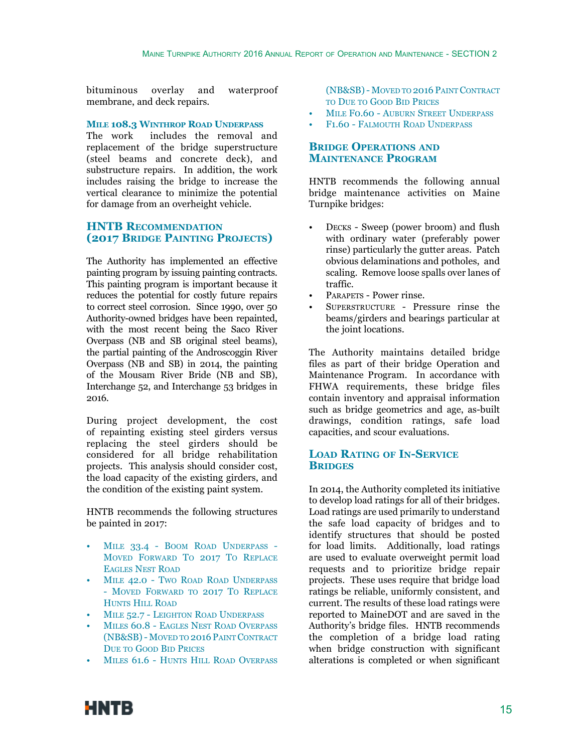bituminous overlay and waterproof membrane, and deck repairs.

### Mile 108.3 Winthrop Road Underpass

The work includes the removal and replacement of the bridge superstructure (steel beams and concrete deck), and substructure repairs. In addition, the work includes raising the bridge to increase the vertical clearance to minimize the potential for damage from an overheight vehicle.

## HNTB Recommendation (2017 Bridge Painting Projects)

The Authority has implemented an effective painting program by issuing painting contracts. This painting program is important because it reduces the potential for costly future repairs to correct steel corrosion. Since 1990, over 50 Authority-owned bridges have been repainted, with the most recent being the Saco River Overpass (NB and SB original steel beams), the partial painting of the Androscoggin River Overpass (NB and SB) in 2014, the painting of the Mousam River Bride (NB and SB), Interchange 52, and Interchange 53 bridges in 2016.

During project development, the cost of repainting existing steel girders versus replacing the steel girders should be considered for all bridge rehabilitation projects. This analysis should consider cost, the load capacity of the existing girders, and the condition of the existing paint system.

HNTB recommends the following structures be painted in 2017:

- Mile 33.4 - Boom Road Underpass - Moved Forward To 2017 To Replace Eagles Nest Road
- Mile 42.0 - Two Road Road Underpass - Moved Forward to 2017 To Replace Hunts Hill Road
- Mile 52.7 - Leighton Road Underpass
- Miles 60.8 - Eagles Nest Road Overpass (NB&SB) - Moved to 2016 Paint Contract Due to Good Bid Prices
- Miles 61.6 - Hunts Hill Road Overpass (NB&SB) - Moved to 2016 Paint Contract to Due to Good Bid Prices
- Mile F0.60 - Auburn Street Underpass
- F1.60 - Falmouth Road Underpass

## Bridge Operations and Maintenance Program

HNTB recommends the following annual bridge maintenance activities on Maine Turnpike bridges:

- Decks - Sweep (power broom) and flush with ordinary water (preferably power rinse) particularly the gutter areas. Patch obvious delaminations and potholes, and scaling. Remove loose spalls over lanes of traffic.
- Parapets - Power rinse.
- Superstructure - Pressure rinse the beams/girders and bearings particular at the joint locations.

The Authority maintains detailed bridge files as part of their bridge Operation and Maintenance Program. In accordance with FHWA requirements, these bridge files contain inventory and appraisal information such as bridge geometrics and age, as-built drawings, condition ratings, safe load capacities, and scour evaluations.

## Load Rating of In-Service Bridges

In 2014, the Authority completed its initiative to develop load ratings for all of their bridges. Load ratings are used primarily to understand the safe load capacity of bridges and to identify structures that should be posted for load limits. Additionally, load ratings are used to evaluate overweight permit load requests and to prioritize bridge repair projects. These uses require that bridge load ratings be reliable, uniformly consistent, and current. The results of these load ratings were reported to MaineDOT and are saved in the Authority's bridge files. HNTB recommends the completion of a bridge load rating when bridge construction with significant alterations is completed or when significant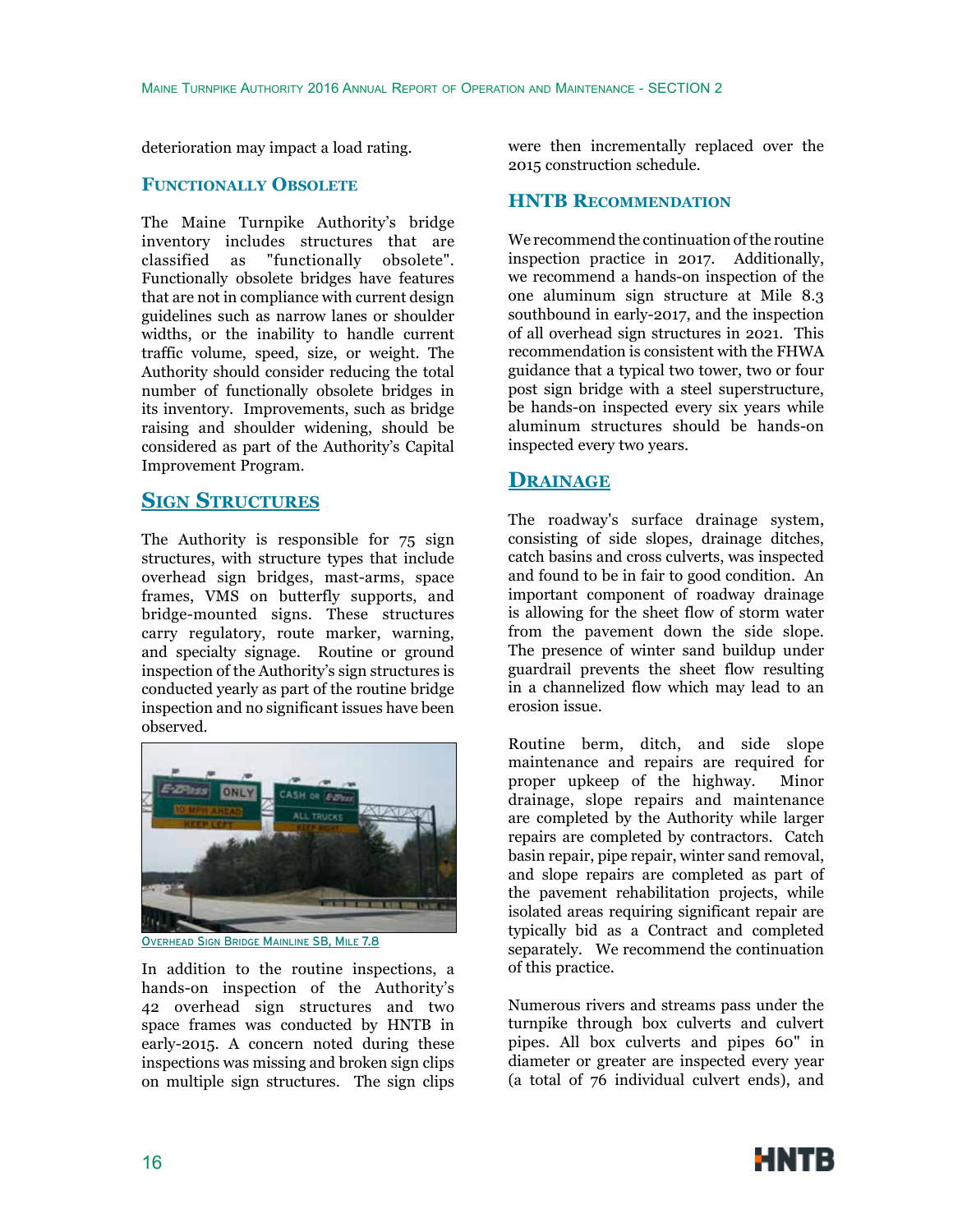deterioration may impact a load rating.

### Functionally Obsolete

The Maine Turnpike Authority's bridge inventory includes structures that are classified as "functionally obsolete". Functionally obsolete bridges have features that are not in compliance with current design guidelines such as narrow lanes or shoulder widths, or the inability to handle current traffic volume, speed, size, or weight. The Authority should consider reducing the total number of functionally obsolete bridges in its inventory. Improvements, such as bridge raising and shoulder widening, should be considered as part of the Authority's Capital Improvement Program.

## Sign Structures

The Authority is responsible for 75 sign structures, with structure types that include overhead sign bridges, mast-arms, space frames, VMS on butterfly supports, and bridge-mounted signs. These structures carry regulatory, route marker, warning, and specialty signage. Routine or ground inspection of the Authority's sign structures is conducted yearly as part of the routine bridge inspection and no significant issues have been observed.

Overhead Sign Bridge Mainline SB, Mile 7.8

In addition to the routine inspections, a hands-on inspection of the Authority's 42 overhead sign structures and two space frames was conducted by HNTB in early-2015. A concern noted during these inspections was missing and broken sign clips on multiple sign structures. The sign clips were then incrementally replaced over the 2015 construction schedule.

### HNTB Recommendation

We recommend the continuation of the routine inspection practice in 2017. Additionally, we recommend a hands-on inspection of the one aluminum sign structure at Mile 8.3 southbound in early-2017, and the inspection of all overhead sign structures in 2021. This recommendation is consistent with the FHWA guidance that a typical two tower, two or four post sign bridge with a steel superstructure, be hands-on inspected every six years while aluminum structures should be hands-on inspected every two years.

## Drainage

The roadway's surface drainage system, consisting of side slopes, drainage ditches, catch basins and cross culverts, was inspected and found to be in fair to good condition. An important component of roadway drainage is allowing for the sheet flow of storm water from the pavement down the side slope. The presence of winter sand buildup under guardrail prevents the sheet flow resulting in a channelized flow which may lead to an erosion issue.

Routine berm, ditch, and side slope maintenance and repairs are required for proper upkeep of the highway. Minor drainage, slope repairs and maintenance are completed by the Authority while larger repairs are completed by contractors. Catch basin repair, pipe repair, winter sand removal, and slope repairs are completed as part of the pavement rehabilitation projects, while isolated areas requiring significant repair are typically bid as a Contract and completed separately. We recommend the continuation of this practice.

Numerous rivers and streams pass under the turnpike through box culverts and culvert pipes. All box culverts and pipes 60" in diameter or greater are inspected every year (a total of 76 individual culvert ends), and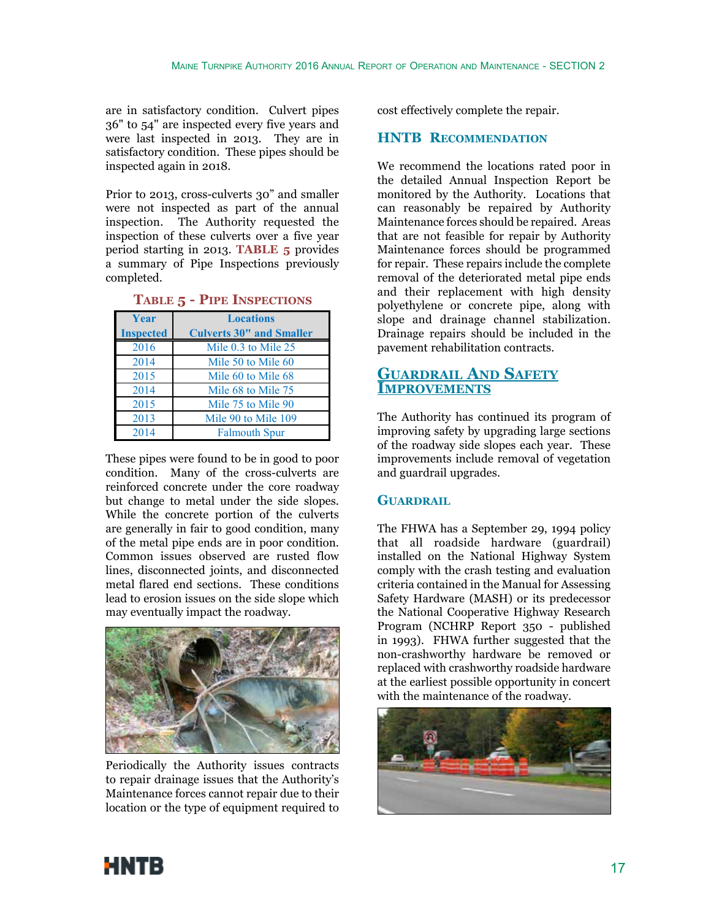are in satisfactory condition. Culvert pipes 36" to 54" are inspected every five years and were last inspected in 2013. They are in satisfactory condition. These pipes should be inspected again in 2018.

Prior to 2013, cross-culverts 30" and smaller were not inspected as part of the annual inspection. The Authority requested the inspection of these culverts over a five year period starting in 2013. **TABLE 5** provides a summary of Pipe Inspections previously completed.

**TABLE 5 - PIPE INSPECTIONS**

| Year Inspected | Locations Culverts 30" and Smaller |
|---|---|
| 2016 | Mile 0.3 to Mile 25 |
| 2014 | Mile 50 to Mile 60 |
| 2015 | Mile 60 to Mile 68 |
| 2014 | Mile 68 to Mile 75 |
| 2015 | Mile 75 to Mile 90 |
| 2013 | Mile 90 to Mile 109 |
| 2014 | Falmouth Spur |

These pipes were found to be in good to poor condition. Many of the cross-culverts are reinforced concrete under the core roadway but change to metal under the side slopes. While the concrete portion of the culverts are generally in fair to good condition, many of the metal pipe ends are in poor condition. Common issues observed are rusted flow lines, disconnected joints, and disconnected metal flared end sections. These conditions lead to erosion issues on the side slope which may eventually impact the roadway.

Periodically the Authority issues contracts to repair drainage issues that the Authority's Maintenance forces cannot repair due to their location or the type of equipment required to cost effectively complete the repair.

### HNTB RECOMMENDATION

We recommend the locations rated poor in the detailed Annual Inspection Report be monitored by the Authority. Locations that can reasonably be repaired by Authority Maintenance forces should be repaired. Areas that are not feasible for repair by Authority Maintenance forces should be programmed for repair. These repairs include the complete removal of the deteriorated metal pipe ends and their replacement with high density polyethylene or concrete pipe, along with slope and drainage channel stabilization. Drainage repairs should be included in the pavement rehabilitation contracts.

## GUARDRAIL AND SAFETY IMPROVEMENTS

The Authority has continued its program of improving safety by upgrading large sections of the roadway side slopes each year. These improvements include removal of vegetation and guardrail upgrades.

### GUARDRAIL

The FHWA has a September 29, 1994 policy that all roadside hardware (guardrail) installed on the National Highway System comply with the crash testing and evaluation criteria contained in the Manual for Assessing Safety Hardware (MASH) or its predecessor the National Cooperative Highway Research Program (NCHRP Report 350 - published in 1993). FHWA further suggested that the non-crashworthy hardware be removed or replaced with crashworthy roadside hardware at the earliest possible opportunity in concert with the maintenance of the roadway.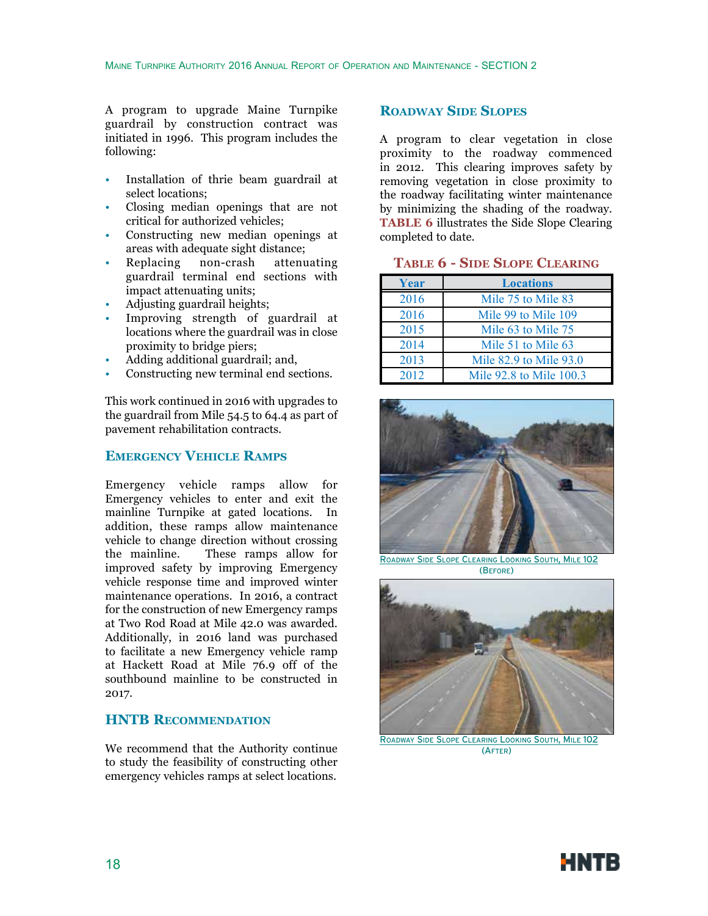A program to upgrade Maine Turnpike guardrail by construction contract was initiated in 1996. This program includes the following:

- Installation of thrie beam guardrail at select locations;
- Closing median openings that are not critical for authorized vehicles;
- Constructing new median openings at areas with adequate sight distance;
- Replacing non-crash attenuating guardrail terminal end sections with impact attenuating units;
- Adjusting guardrail heights;
- Improving strength of guardrail at locations where the guardrail was in close proximity to bridge piers;
- Adding additional guardrail; and,
- Constructing new terminal end sections.

This work continued in 2016 with upgrades to the guardrail from Mile 54.5 to 64.4 as part of pavement rehabilitation contracts.

## Emergency Vehicle Ramps

Emergency vehicle ramps allow for Emergency vehicles to enter and exit the mainline Turnpike at gated locations. In addition, these ramps allow maintenance vehicle to change direction without crossing the mainline. These ramps allow for improved safety by improving Emergency vehicle response time and improved winter maintenance operations. In 2016, a contract for the construction of new Emergency ramps at Two Rod Road at Mile 42.0 was awarded. Additionally, in 2016 land was purchased to facilitate a new Emergency vehicle ramp at Hackett Road at Mile 76.9 off of the southbound mainline to be constructed in 2017.

## HNTB Recommendation

We recommend that the Authority continue to study the feasibility of constructing other emergency vehicles ramps at select locations.

## Roadway Side Slopes

A program to clear vegetation in close proximity to the roadway commenced in 2012. This clearing improves safety by removing vegetation in close proximity to the roadway facilitating winter maintenance by minimizing the shading of the roadway. **TABLE 6** illustrates the Side Slope Clearing completed to date.

**Table 6 - Side Slope Clearing**

| Year | Locations |
|---|---|
| 2016 | Mile 75 to Mile 83 |
| 2016 | Mile 99 to Mile 109 |
| 2015 | Mile 63 to Mile 75 |
| 2014 | Mile 51 to Mile 63 |
| 2013 | Mile 82.9 to Mile 93.0 |
| 2012 | Mile 92.8 to Mile 100.3 |

Roadway Side Slope Clearing Looking South, Mile 102 (Before)

Roadway Side Slope Clearing Looking South, Mile 102 (After)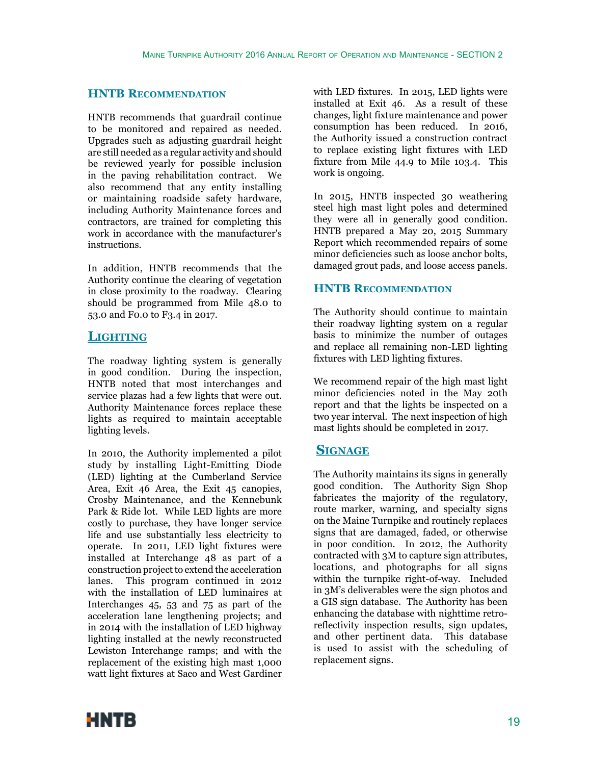### HNTB Recommendation

HNTB recommends that guardrail continue to be monitored and repaired as needed. Upgrades such as adjusting guardrail height are still needed as a regular activity and should be reviewed yearly for possible inclusion in the paving rehabilitation contract. We also recommend that any entity installing or maintaining roadside safety hardware, including Authority Maintenance forces and contractors, are trained for completing this work in accordance with the manufacturer's instructions.

In addition, HNTB recommends that the Authority continue the clearing of vegetation in close proximity to the roadway. Clearing should be programmed from Mile 48.0 to 53.0 and F0.0 to F3.4 in 2017.

## Lighting

The roadway lighting system is generally in good condition. During the inspection, HNTB noted that most interchanges and service plazas had a few lights that were out. Authority Maintenance forces replace these lights as required to maintain acceptable lighting levels.

In 2010, the Authority implemented a pilot study by installing Light-Emitting Diode (LED) lighting at the Cumberland Service Area, Exit 46 Area, the Exit 45 canopies, Crosby Maintenance, and the Kennebunk Park & Ride lot. While LED lights are more costly to purchase, they have longer service life and use substantially less electricity to operate. In 2011, LED light fixtures were installed at Interchange 48 as part of a construction project to extend the acceleration lanes. This program continued in 2012 with the installation of LED luminaires at Interchanges 45, 53 and 75 as part of the acceleration lane lengthening projects; and in 2014 with the installation of LED highway lighting installed at the newly reconstructed Lewiston Interchange ramps; and with the replacement of the existing high mast 1,000 watt light fixtures at Saco and West Gardiner with LED fixtures. In 2015, LED lights were installed at Exit 46. As a result of these changes, light fixture maintenance and power consumption has been reduced. In 2016, the Authority issued a construction contract to replace existing light fixtures with LED fixture from Mile 44.9 to Mile 103.4. This work is ongoing.

In 2015, HNTB inspected 30 weathering steel high mast light poles and determined they were all in generally good condition. HNTB prepared a May 20, 2015 Summary Report which recommended repairs of some minor deficiencies such as loose anchor bolts, damaged grout pads, and loose access panels.

### HNTB Recommendation

The Authority should continue to maintain their roadway lighting system on a regular basis to minimize the number of outages and replace all remaining non-LED lighting fixtures with LED lighting fixtures.

We recommend repair of the high mast light minor deficiencies noted in the May 20th report and that the lights be inspected on a two year interval. The next inspection of high mast lights should be completed in 2017.

## Signage

The Authority maintains its signs in generally good condition. The Authority Sign Shop fabricates the majority of the regulatory, route marker, warning, and specialty signs on the Maine Turnpike and routinely replaces signs that are damaged, faded, or otherwise in poor condition. In 2012, the Authority contracted with 3M to capture sign attributes, locations, and photographs for all signs within the turnpike right-of-way. Included in 3M's deliverables were the sign photos and a GIS sign database. The Authority has been enhancing the database with nighttime retro-reflectivity inspection results, sign updates, and other pertinent data. This database is used to assist with the scheduling of replacement signs.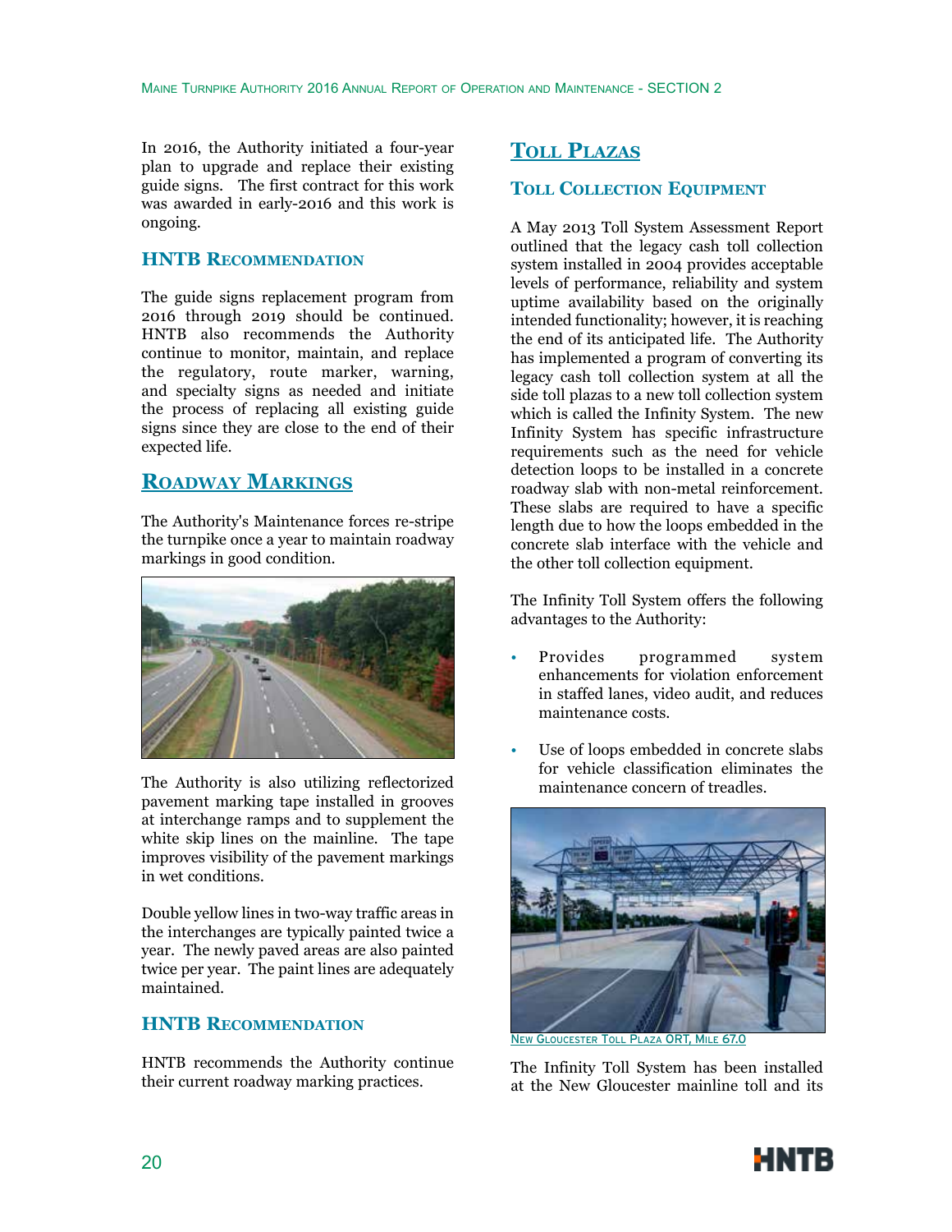In 2016, the Authority initiated a four-year plan to upgrade and replace their existing guide signs. The first contract for this work was awarded in early-2016 and this work is ongoing.

### HNTB Recommendation

The guide signs replacement program from 2016 through 2019 should be continued. HNTB also recommends the Authority continue to monitor, maintain, and replace the regulatory, route marker, warning, and specialty signs as needed and initiate the process of replacing all existing guide signs since they are close to the end of their expected life.

## Roadway Markings

The Authority's Maintenance forces re-stripe the turnpike once a year to maintain roadway markings in good condition.

The Authority is also utilizing reflectorized pavement marking tape installed in grooves at interchange ramps and to supplement the white skip lines on the mainline. The tape improves visibility of the pavement markings in wet conditions.

Double yellow lines in two-way traffic areas in the interchanges are typically painted twice a year. The newly paved areas are also painted twice per year. The paint lines are adequately maintained.

### HNTB Recommendation

HNTB recommends the Authority continue their current roadway marking practices.

## Toll Plazas

### Toll Collection Equipment

A May 2013 Toll System Assessment Report outlined that the legacy cash toll collection system installed in 2004 provides acceptable levels of performance, reliability and system uptime availability based on the originally intended functionality; however, it is reaching the end of its anticipated life. The Authority has implemented a program of converting its legacy cash toll collection system at all the side toll plazas to a new toll collection system which is called the Infinity System. The new Infinity System has specific infrastructure requirements such as the need for vehicle detection loops to be installed in a concrete roadway slab with non-metal reinforcement. These slabs are required to have a specific length due to how the loops embedded in the concrete slab interface with the vehicle and the other toll collection equipment.

The Infinity Toll System offers the following advantages to the Authority:

- Provides programmed system enhancements for violation enforcement in staffed lanes, video audit, and reduces maintenance costs.
- Use of loops embedded in concrete slabs for vehicle classification eliminates the maintenance concern of treadles.

New Gloucester Toll Plaza ORT, Mile 67.0

The Infinity Toll System has been installed at the New Gloucester mainline toll and its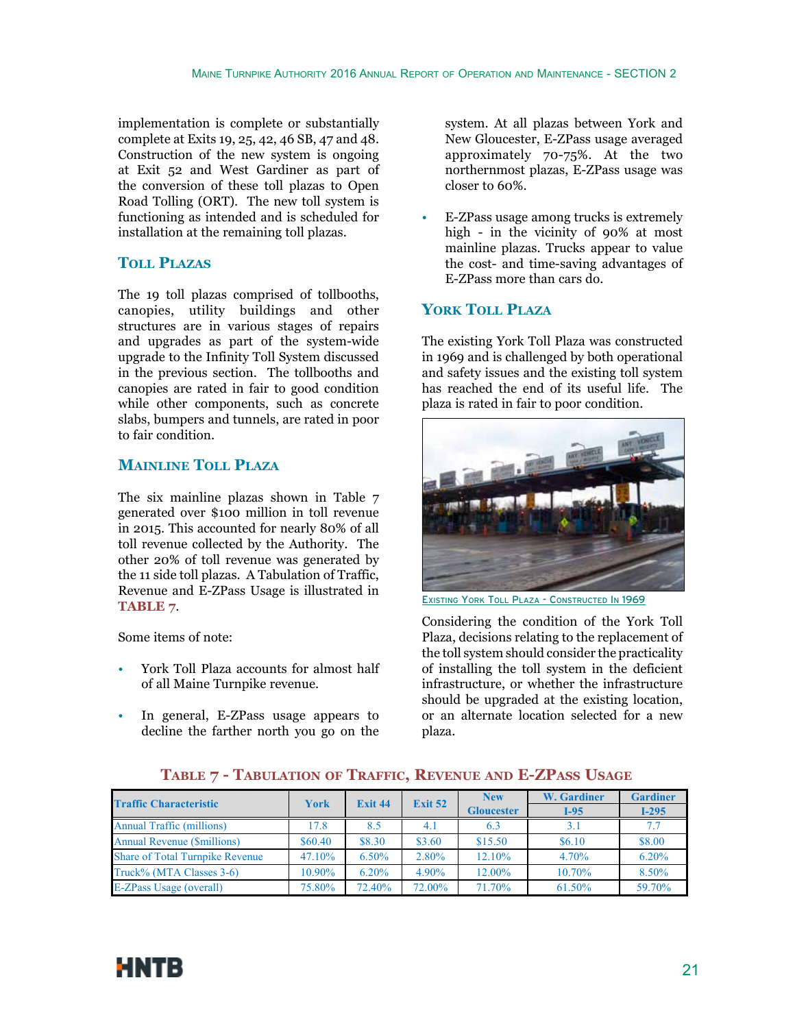implementation is complete or substantially complete at Exits 19, 25, 42, 46 SB, 47 and 48. Construction of the new system is ongoing at Exit 52 and West Gardiner as part of the conversion of these toll plazas to Open Road Tolling (ORT). The new toll system is functioning as intended and is scheduled for installation at the remaining toll plazas.

## Toll Plazas

The 19 toll plazas comprised of tollbooths, canopies, utility buildings and other structures are in various stages of repairs and upgrades as part of the system-wide upgrade to the Infinity Toll System discussed in the previous section. The tollbooths and canopies are rated in fair to good condition while other components, such as concrete slabs, bumpers and tunnels, are rated in poor to fair condition.

## Mainline Toll Plaza

The six mainline plazas shown in Table 7 generated over $100 million in toll revenue in 2015. This accounted for nearly 80% of all toll revenue collected by the Authority. The other 20% of toll revenue was generated by the 11 side toll plazas. A Tabulation of Traffic, Revenue and E-ZPass Usage is illustrated in **TABLE 7**.

Some items of note:

- York Toll Plaza accounts for almost half of all Maine Turnpike revenue.
- In general, E-ZPass usage appears to decline the farther north you go on the system. At all plazas between York and New Gloucester, E-ZPass usage averaged approximately 70-75%. At the two northernmost plazas, E-ZPass usage was closer to 60%.
- E-ZPass usage among trucks is extremely high - in the vicinity of 90% at most mainline plazas. Trucks appear to value the cost- and time-saving advantages of E-ZPass more than cars do.

## York Toll Plaza

The existing York Toll Plaza was constructed in 1969 and is challenged by both operational and safety issues and the existing toll system has reached the end of its useful life. The plaza is rated in fair to poor condition.

Existing York Toll Plaza - Constructed In 1969

Considering the condition of the York Toll Plaza, decisions relating to the replacement of the toll system should consider the practicality of installing the toll system in the deficient infrastructure, or whether the infrastructure should be upgraded at the existing location, or an alternate location selected for a new plaza.

### Table 7 - Tabulation of Traffic, Revenue and E-ZPass Usage

| Traffic Characteristic | York | Exit 44 | Exit 52 | New Gloucester | W. Gardiner I-95 | Gardiner I-295 |
|---|---|---|---|---|---|---|
| Annual Traffic (millions) | 17.8 | 8.5 | 4.1 | 6.3 | 3.1 | 7.7 |
| Annual Revenue ($millions) | $60.40 | $8.30 | $3.60 | $15.50 | $6.10 | $8.00 |
| Share of Total Turnpike Revenue | 47.10% | 6.50% | 2.80% | 12.10% | 4.70% | 6.20% |
| Truck% (MTA Classes 3-6) | 10.90% | 6.20% | 4.90% | 12.00% | 10.70% | 8.50% |
| E-ZPass Usage (overall) | 75.80% | 72.40% | 72.00% | 71.70% | 61.50% | 59.70% |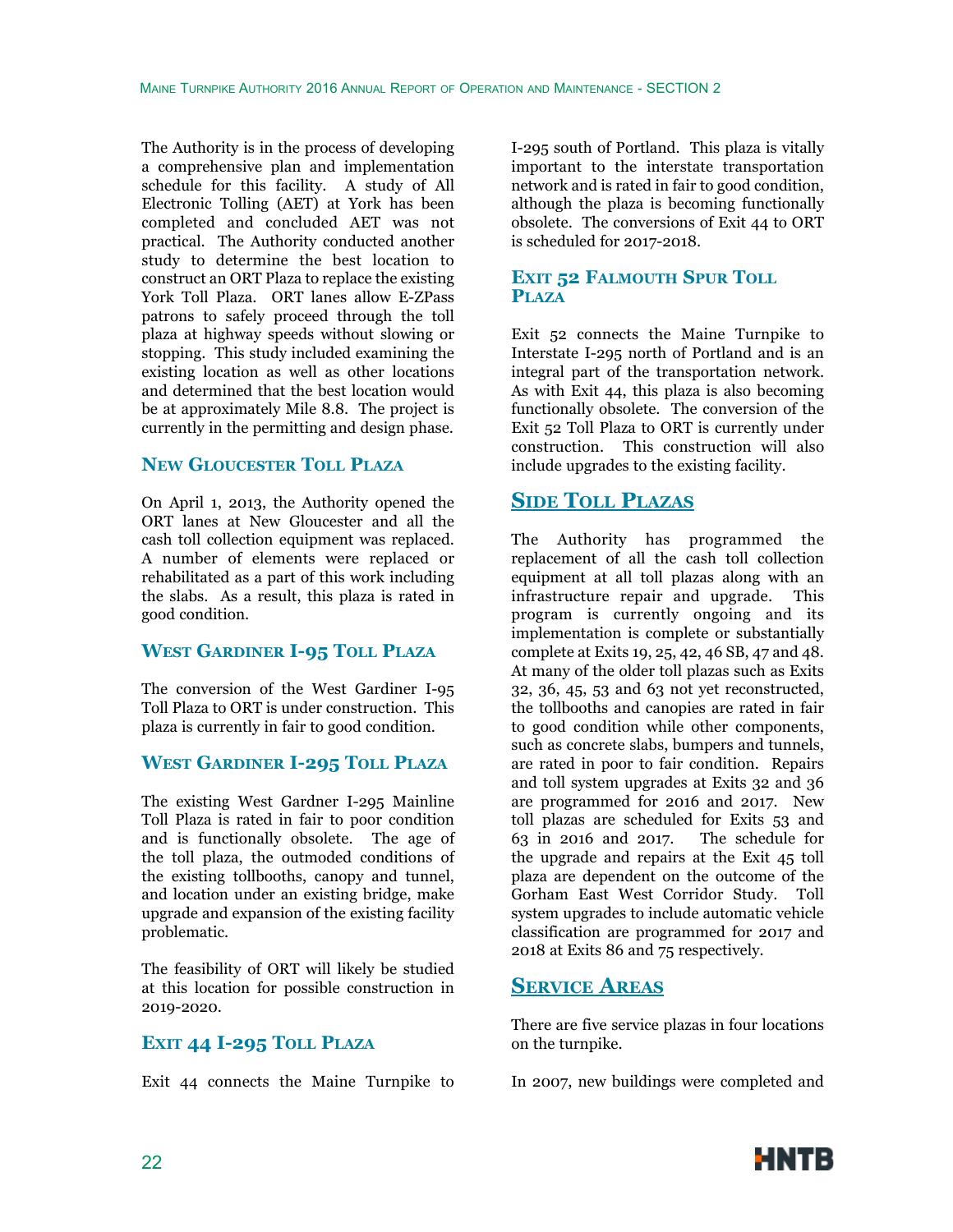The Authority is in the process of developing a comprehensive plan and implementation schedule for this facility. A study of All Electronic Tolling (AET) at York has been completed and concluded AET was not practical. The Authority conducted another study to determine the best location to construct an ORT Plaza to replace the existing York Toll Plaza. ORT lanes allow E-ZPass patrons to safely proceed through the toll plaza at highway speeds without slowing or stopping. This study included examining the existing location as well as other locations and determined that the best location would be at approximately Mile 8.8. The project is currently in the permitting and design phase.

### New Gloucester Toll Plaza

On April 1, 2013, the Authority opened the ORT lanes at New Gloucester and all the cash toll collection equipment was replaced. A number of elements were replaced or rehabilitated as a part of this work including the slabs. As a result, this plaza is rated in good condition.

### West Gardiner I-95 Toll Plaza

The conversion of the West Gardiner I-95 Toll Plaza to ORT is under construction. This plaza is currently in fair to good condition.

### West Gardiner I-295 Toll Plaza

The existing West Gardner I-295 Mainline Toll Plaza is rated in fair to poor condition and is functionally obsolete. The age of the toll plaza, the outmoded conditions of the existing tollbooths, canopy and tunnel, and location under an existing bridge, make upgrade and expansion of the existing facility problematic.

The feasibility of ORT will likely be studied at this location for possible construction in 2019-2020.

### Exit 44 I-295 Toll Plaza

Exit 44 connects the Maine Turnpike to I-295 south of Portland. This plaza is vitally important to the interstate transportation network and is rated in fair to good condition, although the plaza is becoming functionally obsolete. The conversions of Exit 44 to ORT is scheduled for 2017-2018.

### Exit 52 Falmouth Spur Toll Plaza

Exit 52 connects the Maine Turnpike to Interstate I-295 north of Portland and is an integral part of the transportation network. As with Exit 44, this plaza is also becoming functionally obsolete. The conversion of the Exit 52 Toll Plaza to ORT is currently under construction. This construction will also include upgrades to the existing facility.

## Side Toll Plazas

The Authority has programmed the replacement of all the cash toll collection equipment at all toll plazas along with an infrastructure repair and upgrade. This program is currently ongoing and its implementation is complete or substantially complete at Exits 19, 25, 42, 46 SB, 47 and 48. At many of the older toll plazas such as Exits 32, 36, 45, 53 and 63 not yet reconstructed, the tollbooths and canopies are rated in fair to good condition while other components, such as concrete slabs, bumpers and tunnels, are rated in poor to fair condition. Repairs and toll system upgrades at Exits 32 and 36 are programmed for 2016 and 2017. New toll plazas are scheduled for Exits 53 and 63 in 2016 and 2017. The schedule for the upgrade and repairs at the Exit 45 toll plaza are dependent on the outcome of the Gorham East West Corridor Study. Toll system upgrades to include automatic vehicle classification are programmed for 2017 and 2018 at Exits 86 and 75 respectively.

## Service Areas

There are five service plazas in four locations on the turnpike.

In 2007, new buildings were completed and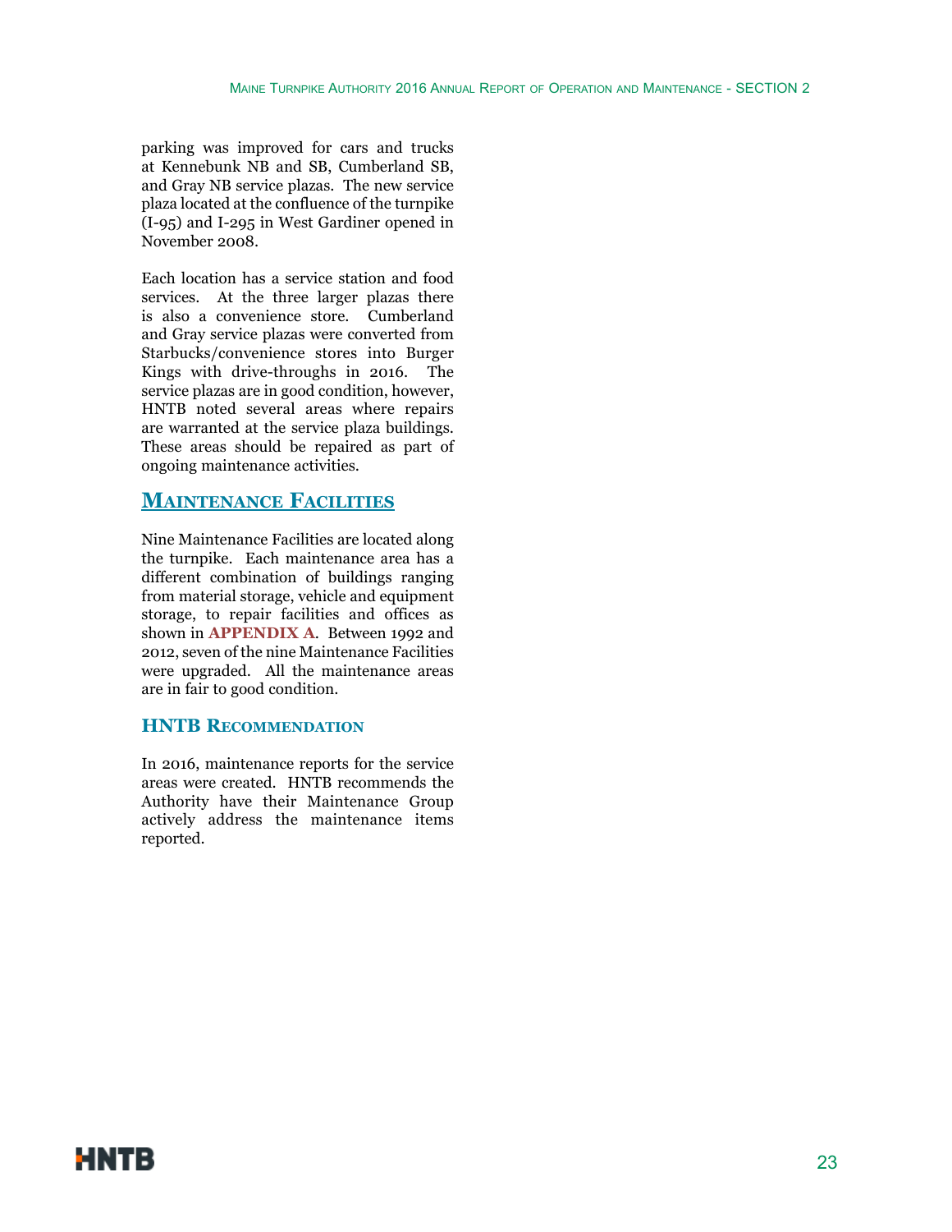parking was improved for cars and trucks at Kennebunk NB and SB, Cumberland SB, and Gray NB service plazas. The new service plaza located at the confluence of the turnpike (I-95) and I-295 in West Gardiner opened in November 2008.

Each location has a service station and food services. At the three larger plazas there is also a convenience store. Cumberland and Gray service plazas were converted from Starbucks/convenience stores into Burger Kings with drive-throughs in 2016. The service plazas are in good condition, however, HNTB noted several areas where repairs are warranted at the service plaza buildings. These areas should be repaired as part of ongoing maintenance activities.

## Maintenance Facilities

Nine Maintenance Facilities are located along the turnpike. Each maintenance area has a different combination of buildings ranging from material storage, vehicle and equipment storage, to repair facilities and offices as shown in **APPENDIX A**. Between 1992 and 2012, seven of the nine Maintenance Facilities were upgraded. All the maintenance areas are in fair to good condition.

### HNTB Recommendation

In 2016, maintenance reports for the service areas were created. HNTB recommends the Authority have their Maintenance Group actively address the maintenance items reported.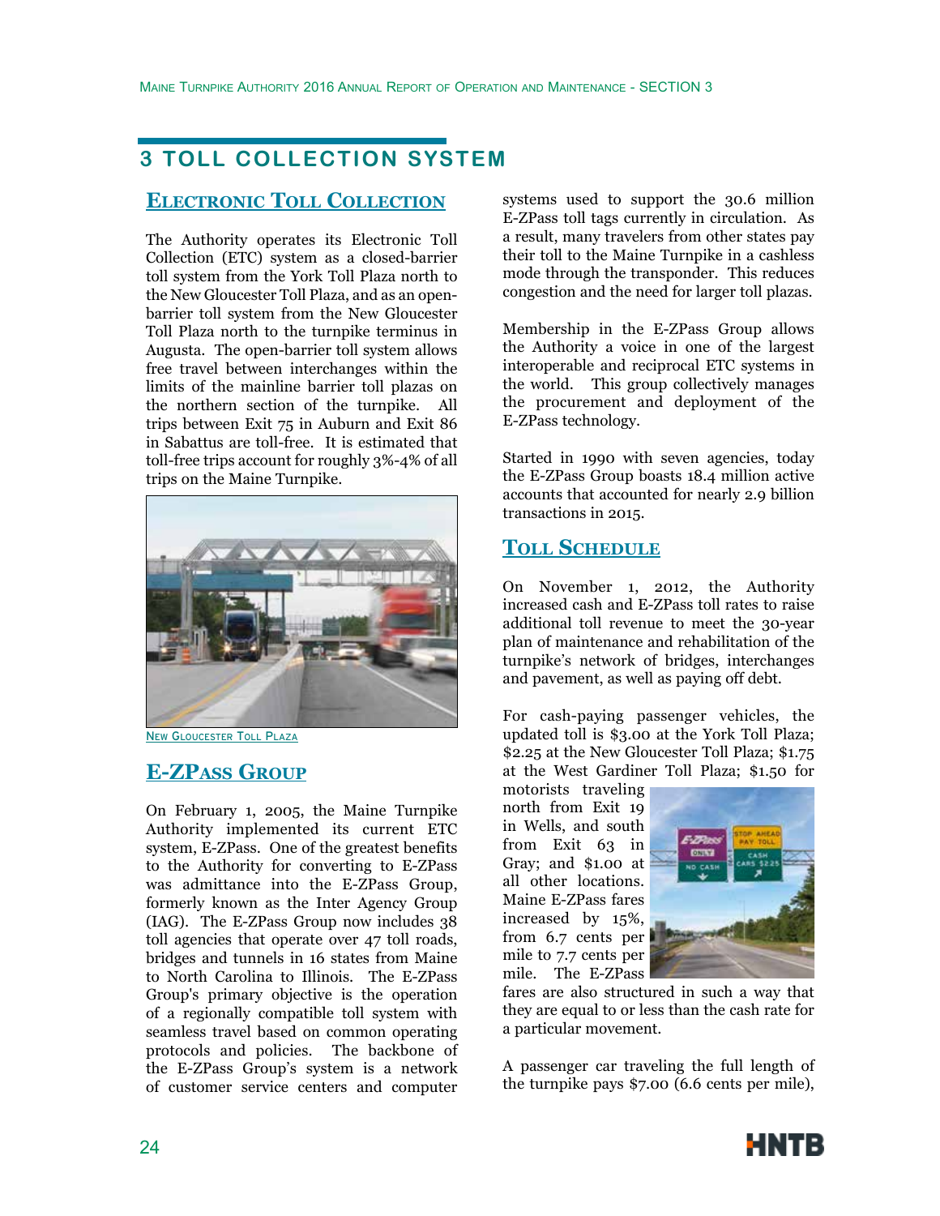# 3 TOLL COLLECTION SYSTEM

## Electronic Toll Collection

The Authority operates its Electronic Toll Collection (ETC) system as a closed-barrier toll system from the York Toll Plaza north to the New Gloucester Toll Plaza, and as an open-barrier toll system from the New Gloucester Toll Plaza north to the turnpike terminus in Augusta. The open-barrier toll system allows free travel between interchanges within the limits of the mainline barrier toll plazas on the northern section of the turnpike. All trips between Exit 75 in Auburn and Exit 86 in Sabattus are toll-free. It is estimated that toll-free trips account for roughly 3%-4% of all trips on the Maine Turnpike.

New Gloucester Toll Plaza

## E-ZPass Group

On February 1, 2005, the Maine Turnpike Authority implemented its current ETC system, E-ZPass. One of the greatest benefits to the Authority for converting to E-ZPass was admittance into the E-ZPass Group, formerly known as the Inter Agency Group (IAG). The E-ZPass Group now includes 38 toll agencies that operate over 47 toll roads, bridges and tunnels in 16 states from Maine to North Carolina to Illinois. The E-ZPass Group's primary objective is the operation of a regionally compatible toll system with seamless travel based on common operating protocols and policies. The backbone of the E-ZPass Group's system is a network of customer service centers and computer systems used to support the 30.6 million E-ZPass toll tags currently in circulation. As a result, many travelers from other states pay their toll to the Maine Turnpike in a cashless mode through the transponder. This reduces congestion and the need for larger toll plazas.

Membership in the E-ZPass Group allows the Authority a voice in one of the largest interoperable and reciprocal ETC systems in the world. This group collectively manages the procurement and deployment of the E-ZPass technology.

Started in 1990 with seven agencies, today the E-ZPass Group boasts 18.4 million active accounts that accounted for nearly 2.9 billion transactions in 2015.

## Toll Schedule

On November 1, 2012, the Authority increased cash and E-ZPass toll rates to raise additional toll revenue to meet the 30-year plan of maintenance and rehabilitation of the turnpike's network of bridges, interchanges and pavement, as well as paying off debt.

For cash-paying passenger vehicles, the updated toll is $3.00 at the York Toll Plaza; $2.25 at the New Gloucester Toll Plaza; $1.75 at the West Gardiner Toll Plaza; $1.50 for motorists traveling north from Exit 19 in Wells, and south from Exit 63 in Gray; and $1.00 at all other locations. Maine E-ZPass fares increased by 15%, from 6.7 cents per mile to 7.7 cents per mile. The E-ZPass fares are also structured in such a way that they are equal to or less than the cash rate for a particular movement.

A passenger car traveling the full length of the turnpike pays $7.00 (6.6 cents per mile),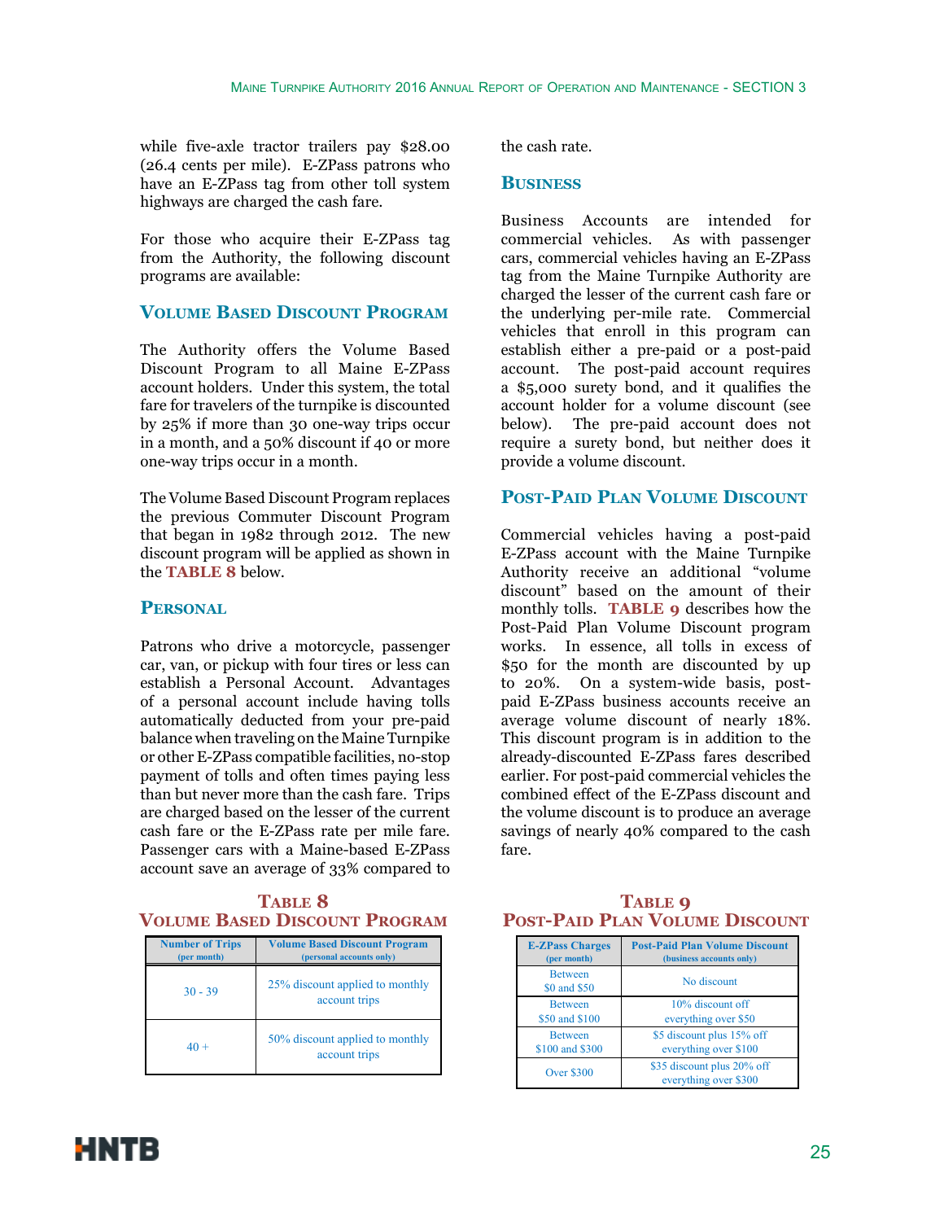while five-axle tractor trailers pay $28.00 (26.4 cents per mile). E-ZPass patrons who have an E-ZPass tag from other toll system highways are charged the cash fare.

For those who acquire their E-ZPass tag from the Authority, the following discount programs are available:

### Volume Based Discount Program

The Authority offers the Volume Based Discount Program to all Maine E-ZPass account holders. Under this system, the total fare for travelers of the turnpike is discounted by 25% if more than 30 one-way trips occur in a month, and a 50% discount if 40 or more one-way trips occur in a month.

The Volume Based Discount Program replaces the previous Commuter Discount Program that began in 1982 through 2012. The new discount program will be applied as shown in the **TABLE 8** below.

### Personal

Patrons who drive a motorcycle, passenger car, van, or pickup with four tires or less can establish a Personal Account. Advantages of a personal account include having tolls automatically deducted from your pre-paid balance when traveling on the Maine Turnpike or other E-ZPass compatible facilities, non-stop payment of tolls and often times paying less than but never more than the cash fare. Trips are charged based on the lesser of the current cash fare or the E-ZPass rate per mile fare. Passenger cars with a Maine-based E-ZPass account save an average of 33% compared to the cash rate.

### Business

Business Accounts are intended for commercial vehicles. As with passenger cars, commercial vehicles having an E-ZPass tag from the Maine Turnpike Authority are charged the lesser of the current cash fare or the underlying per-mile rate. Commercial vehicles that enroll in this program can establish either a pre-paid or a post-paid account. The post-paid account requires a $5,000 surety bond, and it qualifies the account holder for a volume discount (see below). The pre-paid account does not require a surety bond, but neither does it provide a volume discount.

### Post-Paid Plan Volume Discount

Commercial vehicles having a post-paid E-ZPass account with the Maine Turnpike Authority receive an additional "volume discount" based on the amount of their monthly tolls. **TABLE 9** describes how the Post-Paid Plan Volume Discount program works. In essence, all tolls in excess of $50 for the month are discounted by up to 20%. On a system-wide basis, post-paid E-ZPass business accounts receive an average volume discount of nearly 18%. This discount program is in addition to the already-discounted E-ZPass fares described earlier. For post-paid commercial vehicles the combined effect of the E-ZPass discount and the volume discount is to produce an average savings of nearly 40% compared to the cash fare.

**Table 8**
**Volume Based Discount Program**

| Number of Trips (per month) | Volume Based Discount Program (personal accounts only) |
|---|---|
| 30 - 39 | 25% discount applied to monthly account trips |
| 40 + | 50% discount applied to monthly account trips |

**Table 9**
**Post-Paid Plan Volume Discount**

| E-ZPass Charges (per month) | Post-Paid Plan Volume Discount (business accounts only) |
|---|---|
| Between $0 and $50 | No discount |
| Between $50 and $100 | 10% discount off everything over $50 |
| Between $100 and $300 | $5 discount plus 15% off everything over $100 |
| Over $300 | $35 discount plus 20% off everything over $300 |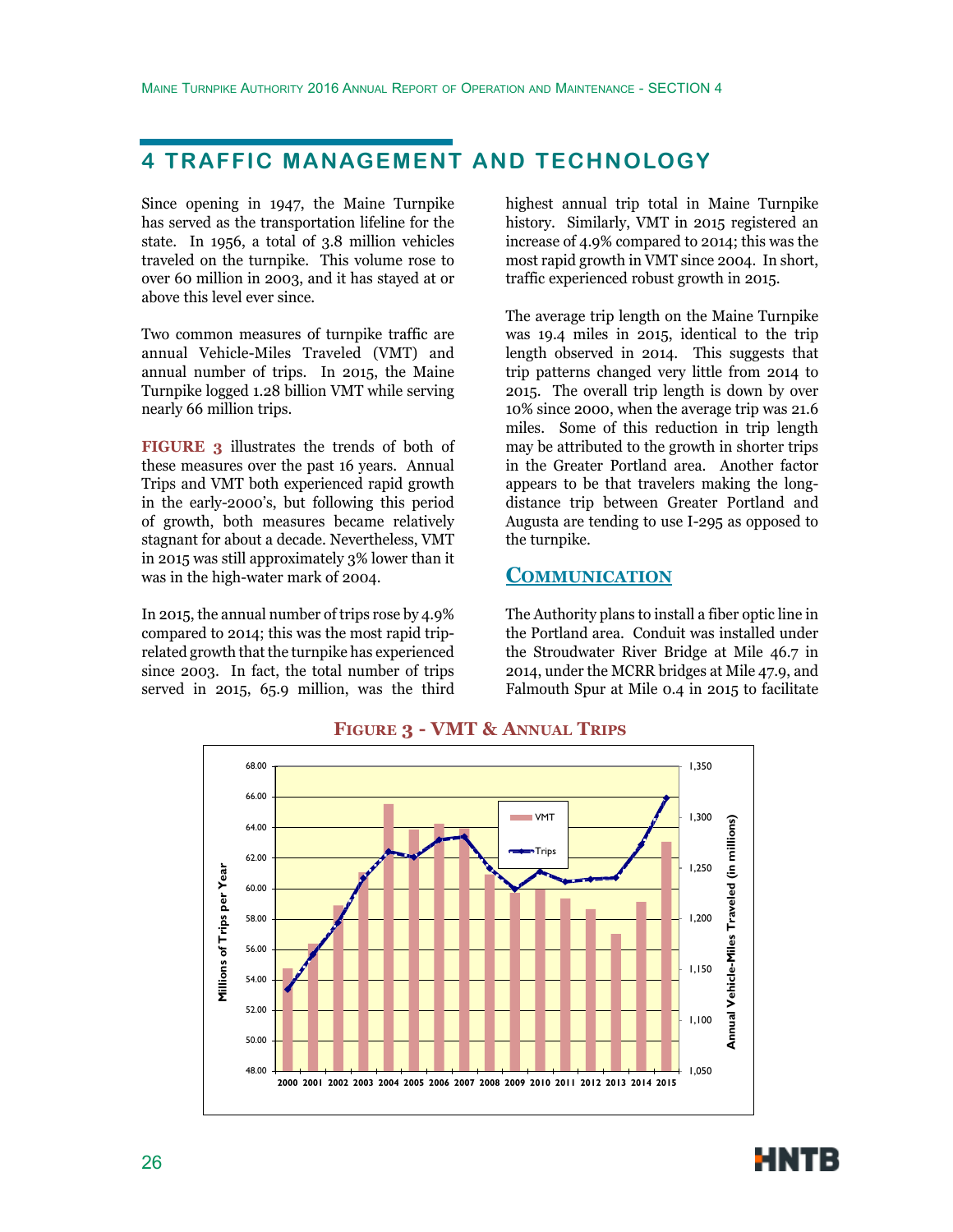# 4 TRAFFIC MANAGEMENT AND TECHNOLOGY

Since opening in 1947, the Maine Turnpike has served as the transportation lifeline for the state. In 1956, a total of 3.8 million vehicles traveled on the turnpike. This volume rose to over 60 million in 2003, and it has stayed at or above this level ever since.

Two common measures of turnpike traffic are annual Vehicle-Miles Traveled (VMT) and annual number of trips. In 2015, the Maine Turnpike logged 1.28 billion VMT while serving nearly 66 million trips.

**FIGURE 3** illustrates the trends of both of these measures over the past 16 years. Annual Trips and VMT both experienced rapid growth in the early-2000's, but following this period of growth, both measures became relatively stagnant for about a decade. Nevertheless, VMT in 2015 was still approximately 3% lower than it was in the high-water mark of 2004.

In 2015, the annual number of trips rose by 4.9% compared to 2014; this was the most rapid trip-related growth that the turnpike has experienced since 2003. In fact, the total number of trips served in 2015, 65.9 million, was the third highest annual trip total in Maine Turnpike history. Similarly, VMT in 2015 registered an increase of 4.9% compared to 2014; this was the most rapid growth in VMT since 2004. In short, traffic experienced robust growth in 2015.

The average trip length on the Maine Turnpike was 19.4 miles in 2015, identical to the trip length observed in 2014. This suggests that trip patterns changed very little from 2014 to 2015. The overall trip length is down by over 10% since 2000, when the average trip was 21.6 miles. Some of this reduction in trip length may be attributed to the growth in shorter trips in the Greater Portland area. Another factor appears to be that travelers making the long-distance trip between Greater Portland and Augusta are tending to use I-295 as opposed to the turnpike.

## COMMUNICATION

The Authority plans to install a fiber optic line in the Portland area. Conduit was installed under the Stroudwater River Bridge at Mile 46.7 in 2014, under the MCRR bridges at Mile 47.9, and Falmouth Spur at Mile 0.4 in 2015 to facilitate

**FIGURE 3 - VMT & ANNUAL TRIPS**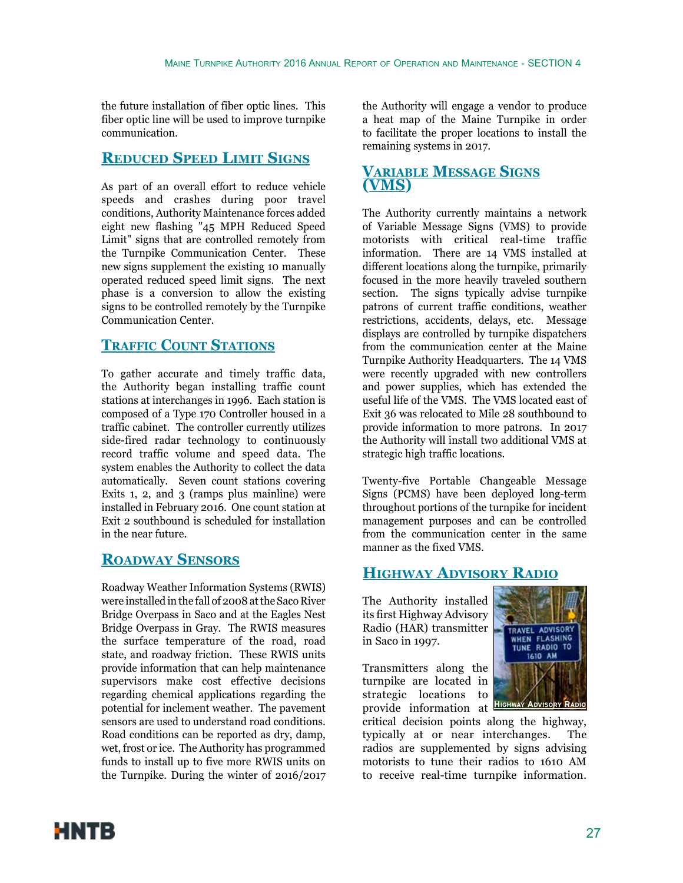the future installation of fiber optic lines. This fiber optic line will be used to improve turnpike communication.

## Reduced Speed Limit Signs

As part of an overall effort to reduce vehicle speeds and crashes during poor travel conditions, Authority Maintenance forces added eight new flashing "45 MPH Reduced Speed Limit" signs that are controlled remotely from the Turnpike Communication Center. These new signs supplement the existing 10 manually operated reduced speed limit signs. The next phase is a conversion to allow the existing signs to be controlled remotely by the Turnpike Communication Center.

## Traffic Count Stations

To gather accurate and timely traffic data, the Authority began installing traffic count stations at interchanges in 1996. Each station is composed of a Type 170 Controller housed in a traffic cabinet. The controller currently utilizes side-fired radar technology to continuously record traffic volume and speed data. The system enables the Authority to collect the data automatically. Seven count stations covering Exits 1, 2, and 3 (ramps plus mainline) were installed in February 2016. One count station at Exit 2 southbound is scheduled for installation in the near future.

## Roadway Sensors

Roadway Weather Information Systems (RWIS) were installed in the fall of 2008 at the Saco River Bridge Overpass in Saco and at the Eagles Nest Bridge Overpass in Gray. The RWIS measures the surface temperature of the road, road state, and roadway friction. These RWIS units provide information that can help maintenance supervisors make cost effective decisions regarding chemical applications regarding the potential for inclement weather. The pavement sensors are used to understand road conditions. Road conditions can be reported as dry, damp, wet, frost or ice. The Authority has programmed funds to install up to five more RWIS units on the Turnpike. During the winter of 2016/2017 the Authority will engage a vendor to produce a heat map of the Maine Turnpike in order to facilitate the proper locations to install the remaining systems in 2017.

## Variable Message Signs (VMS)

The Authority currently maintains a network of Variable Message Signs (VMS) to provide motorists with critical real-time traffic information. There are 14 VMS installed at different locations along the turnpike, primarily focused in the more heavily traveled southern section. The signs typically advise turnpike patrons of current traffic conditions, weather restrictions, accidents, delays, etc. Message displays are controlled by turnpike dispatchers from the communication center at the Maine Turnpike Authority Headquarters. The 14 VMS were recently upgraded with new controllers and power supplies, which has extended the useful life of the VMS. The VMS located east of Exit 36 was relocated to Mile 28 southbound to provide information to more patrons. In 2017 the Authority will install two additional VMS at strategic high traffic locations.

Twenty-five Portable Changeable Message Signs (PCMS) have been deployed long-term throughout portions of the turnpike for incident management purposes and can be controlled from the communication center in the same manner as the fixed VMS.

## Highway Advisory Radio

The Authority installed its first Highway Advisory Radio (HAR) transmitter in Saco in 1997.

Highway Advisory Radio

Transmitters along the turnpike are located in strategic locations to provide information at critical decision points along the highway, typically at or near interchanges. The radios are supplemented by signs advising motorists to tune their radios to 1610 AM to receive real-time turnpike information.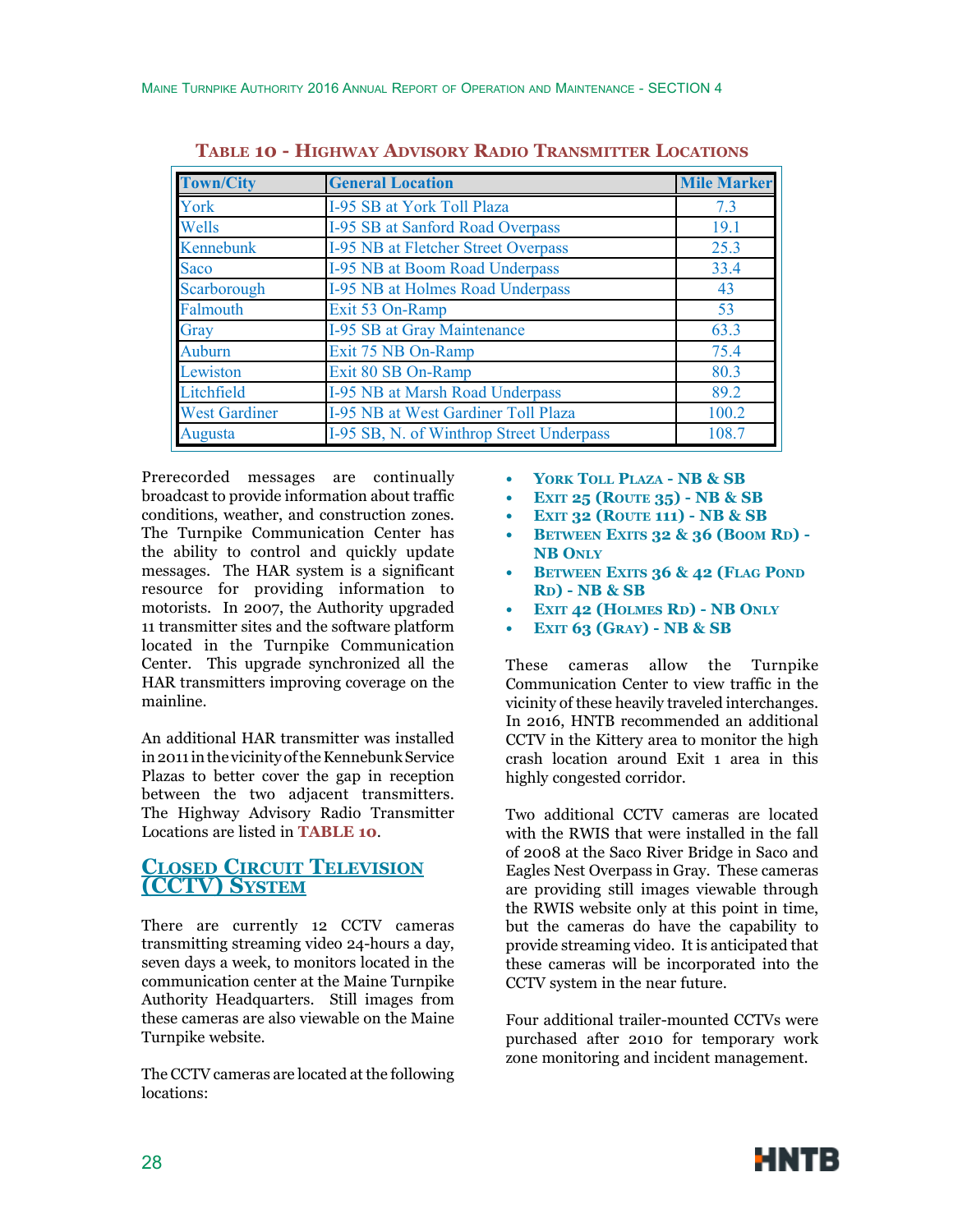**TABLE 10 - HIGHWAY ADVISORY RADIO TRANSMITTER LOCATIONS**

| Town/City | General Location | Mile Marker |
|---|---|---|
| York | I-95 SB at York Toll Plaza | 7.3 |
| Wells | I-95 SB at Sanford Road Overpass | 19.1 |
| Kennebunk | I-95 NB at Fletcher Street Overpass | 25.3 |
| Saco | I-95 NB at Boom Road Underpass | 33.4 |
| Scarborough | I-95 NB at Holmes Road Underpass | 43 |
| Falmouth | Exit 53 On-Ramp | 53 |
| Gray | I-95 SB at Gray Maintenance | 63.3 |
| Auburn | Exit 75 NB On-Ramp | 75.4 |
| Lewiston | Exit 80 SB On-Ramp | 80.3 |
| Litchfield | I-95 NB at Marsh Road Underpass | 89.2 |
| West Gardiner | I-95 NB at West Gardiner Toll Plaza | 100.2 |
| Augusta | I-95 SB, N. of Winthrop Street Underpass | 108.7 |

Prerecorded messages are continually broadcast to provide information about traffic conditions, weather, and construction zones. The Turnpike Communication Center has the ability to control and quickly update messages. The HAR system is a significant resource for providing information to motorists. In 2007, the Authority upgraded 11 transmitter sites and the software platform located in the Turnpike Communication Center. This upgrade synchronized all the HAR transmitters improving coverage on the mainline.

An additional HAR transmitter was installed in 2011 in the vicinity of the Kennebunk Service Plazas to better cover the gap in reception between the two adjacent transmitters. The Highway Advisory Radio Transmitter Locations are listed in **TABLE 10**.

## CLOSED CIRCUIT TELEVISION (CCTV) SYSTEM

There are currently 12 CCTV cameras transmitting streaming video 24-hours a day, seven days a week, to monitors located in the communication center at the Maine Turnpike Authority Headquarters. Still images from these cameras are also viewable on the Maine Turnpike website.

The CCTV cameras are located at the following locations:

- **YORK TOLL PLAZA - NB & SB**
- **EXIT 25 (ROUTE 35) - NB & SB**
- **EXIT 32 (ROUTE 111) - NB & SB**
- **BETWEEN EXITS 32 & 36 (BOOM RD) - NB ONLY**
- **BETWEEN EXITS 36 & 42 (FLAG POND RD) - NB & SB**
- **EXIT 42 (HOLMES RD) - NB ONLY**
- **EXIT 63 (GRAY) - NB & SB**

These cameras allow the Turnpike Communication Center to view traffic in the vicinity of these heavily traveled interchanges. In 2016, HNTB recommended an additional CCTV in the Kittery area to monitor the high crash location around Exit 1 area in this highly congested corridor.

Two additional CCTV cameras are located with the RWIS that were installed in the fall of 2008 at the Saco River Bridge in Saco and Eagles Nest Overpass in Gray. These cameras are providing still images viewable through the RWIS website only at this point in time, but the cameras do have the capability to provide streaming video. It is anticipated that these cameras will be incorporated into the CCTV system in the near future.

Four additional trailer-mounted CCTVs were purchased after 2010 for temporary work zone monitoring and incident management.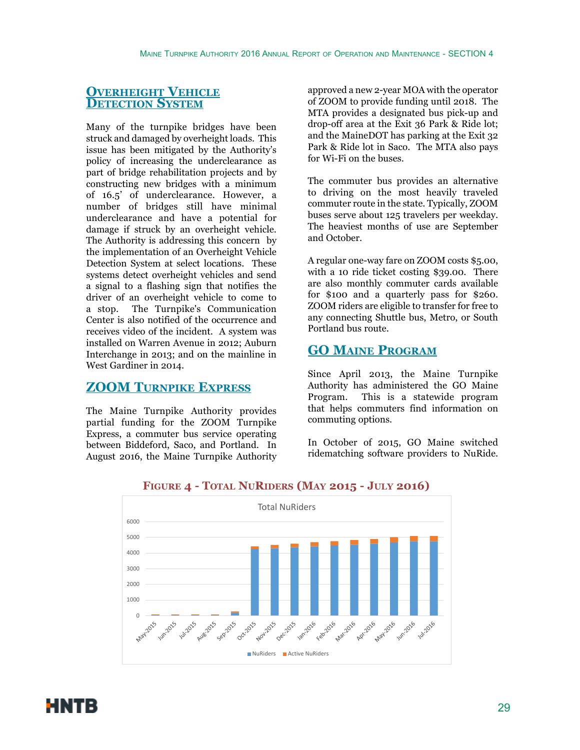## Overheight Vehicle Detection System

Many of the turnpike bridges have been struck and damaged by overheight loads. This issue has been mitigated by the Authority's policy of increasing the underclearance as part of bridge rehabilitation projects and by constructing new bridges with a minimum of 16.5' of underclearance. However, a number of bridges still have minimal underclearance and have a potential for damage if struck by an overheight vehicle. The Authority is addressing this concern by the implementation of an Overheight Vehicle Detection System at select locations. These systems detect overheight vehicles and send a signal to a flashing sign that notifies the driver of an overheight vehicle to come to a stop. The Turnpike's Communication Center is also notified of the occurrence and receives video of the incident. A system was installed on Warren Avenue in 2012; Auburn Interchange in 2013; and on the mainline in West Gardiner in 2014.

## ZOOM Turnpike Express

The Maine Turnpike Authority provides partial funding for the ZOOM Turnpike Express, a commuter bus service operating between Biddeford, Saco, and Portland. In August 2016, the Maine Turnpike Authority approved a new 2-year MOA with the operator of ZOOM to provide funding until 2018. The MTA provides a designated bus pick-up and drop-off area at the Exit 36 Park & Ride lot; and the MaineDOT has parking at the Exit 32 Park & Ride lot in Saco. The MTA also pays for Wi-Fi on the buses.

The commuter bus provides an alternative to driving on the most heavily traveled commuter route in the state. Typically, ZOOM buses serve about 125 travelers per weekday. The heaviest months of use are September and October.

A regular one-way fare on ZOOM costs $5.00, with a 10 ride ticket costing $39.00. There are also monthly commuter cards available for $100 and a quarterly pass for $260. ZOOM riders are eligible to transfer for free to any connecting Shuttle bus, Metro, or South Portland bus route.

## GO Maine Program

Since April 2013, the Maine Turnpike Authority has administered the GO Maine Program. This is a statewide program that helps commuters find information on commuting options.

In October of 2015, GO Maine switched ridematching software providers to NuRide.

**Figure 4 - Total NuRiders (May 2015 - July 2016)**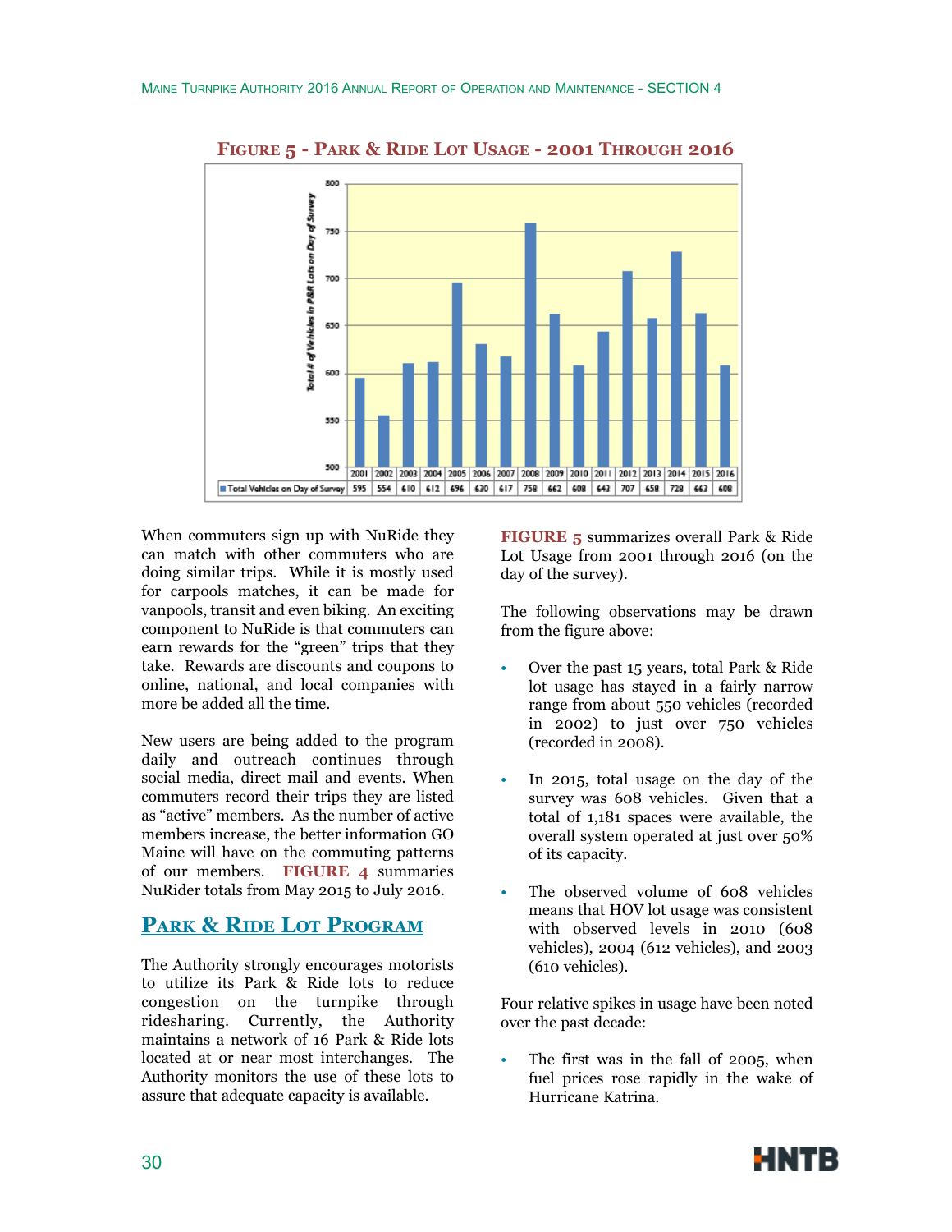**FIGURE 5 - PARK & RIDE LOT USAGE - 2001 THROUGH 2016**

| | 2001 | 2002 | 2003 | 2004 | 2005 | 2006 | 2007 | 2008 | 2009 | 2010 | 2011 | 2012 | 2013 | 2014 | 2015 | 2016 |
|---|---|---|---|---|---|---|---|---|---|---|---|---|---|---|---|---|
| Total Vehicles on Day of Survey | 595 | 554 | 610 | 612 | 696 | 630 | 617 | 758 | 662 | 608 | 643 | 707 | 658 | 728 | 663 | 608 |

When commuters sign up with NuRide they can match with other commuters who are doing similar trips. While it is mostly used for carpools matches, it can be made for vanpools, transit and even biking. An exciting component to NuRide is that commuters can earn rewards for the "green" trips that they take. Rewards are discounts and coupons to online, national, and local companies with more be added all the time.

New users are being added to the program daily and outreach continues through social media, direct mail and events. When commuters record their trips they are listed as "active" members. As the number of active members increase, the better information GO Maine will have on the commuting patterns of our members. **FIGURE 4** summaries NuRider totals from May 2015 to July 2016.

## PARK & RIDE LOT PROGRAM

The Authority strongly encourages motorists to utilize its Park & Ride lots to reduce congestion on the turnpike through ridesharing. Currently, the Authority maintains a network of 16 Park & Ride lots located at or near most interchanges. The Authority monitors the use of these lots to assure that adequate capacity is available.

**FIGURE 5** summarizes overall Park & Ride Lot Usage from 2001 through 2016 (on the day of the survey).

The following observations may be drawn from the figure above:

- Over the past 15 years, total Park & Ride lot usage has stayed in a fairly narrow range from about 550 vehicles (recorded in 2002) to just over 750 vehicles (recorded in 2008).
- In 2015, total usage on the day of the survey was 608 vehicles. Given that a total of 1,181 spaces were available, the overall system operated at just over 50% of its capacity.
- The observed volume of 608 vehicles means that HOV lot usage was consistent with observed levels in 2010 (608 vehicles), 2004 (612 vehicles), and 2003 (610 vehicles).

Four relative spikes in usage have been noted over the past decade:

- The first was in the fall of 2005, when fuel prices rose rapidly in the wake of Hurricane Katrina.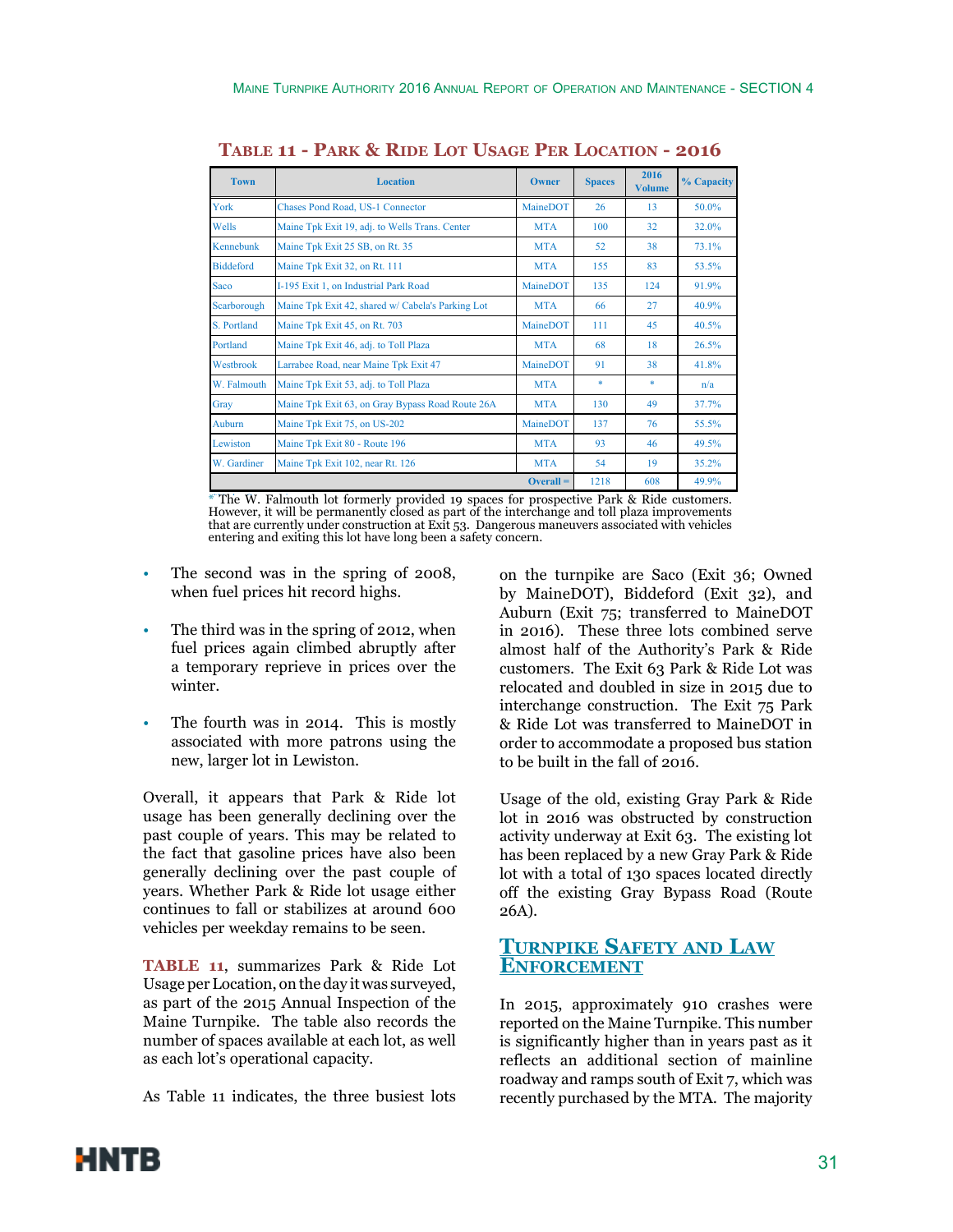## Table 11 - Park & Ride Lot Usage Per Location - 2016

| Town | Location | Owner | Spaces | 2016 Volume | % Capacity |
|---|---|---|---|---|---|
| York | Chases Pond Road, US-1 Connector | MaineDOT | 26 | 13 | 50.0% |
| Wells | Maine Tpk Exit 19, adj. to Wells Trans. Center | MTA | 100 | 32 | 32.0% |
| Kennebunk | Maine Tpk Exit 25 SB, on Rt. 35 | MTA | 52 | 38 | 73.1% |
| Biddeford | Maine Tpk Exit 32, on Rt. 111 | MTA | 155 | 83 | 53.5% |
| Saco | I-195 Exit 1, on Industrial Park Road | MaineDOT | 135 | 124 | 91.9% |
| Scarborough | Maine Tpk Exit 42, shared w/ Cabela's Parking Lot | MTA | 66 | 27 | 40.9% |
| S. Portland | Maine Tpk Exit 45, on Rt. 703 | MaineDOT | 111 | 45 | 40.5% |
| Portland | Maine Tpk Exit 46, adj. to Toll Plaza | MTA | 68 | 18 | 26.5% |
| Westbrook | Larrabee Road, near Maine Tpk Exit 47 | MaineDOT | 91 | 38 | 41.8% |
| W. Falmouth | Maine Tpk Exit 53, adj. to Toll Plaza | MTA | * | * | n/a |
| Gray | Maine Tpk Exit 63, on Gray Bypass Road Route 26A | MTA | 130 | 49 | 37.7% |
| Auburn | Maine Tpk Exit 75, on US-202 | MaineDOT | 137 | 76 | 55.5% |
| Lewiston | Maine Tpk Exit 80 - Route 196 | MTA | 93 | 46 | 49.5% |
| W. Gardiner | Maine Tpk Exit 102, near Rt. 126 | MTA | 54 | 19 | 35.2% |
| | | Overall = | 1218 | 608 | 49.9% |

* The W. Falmouth lot formerly provided 19 spaces for prospective Park & Ride customers. However, it will be permanently closed as part of the interchange and toll plaza improvements that are currently under construction at Exit 53. Dangerous maneuvers associated with vehicles entering and exiting this lot have long been a safety concern.

- The second was in the spring of 2008, when fuel prices hit record highs.
- The third was in the spring of 2012, when fuel prices again climbed abruptly after a temporary reprieve in prices over the winter.
- The fourth was in 2014. This is mostly associated with more patrons using the new, larger lot in Lewiston.

Overall, it appears that Park & Ride lot usage has been generally declining over the past couple of years. This may be related to the fact that gasoline prices have also been generally declining over the past couple of years. Whether Park & Ride lot usage either continues to fall or stabilizes at around 600 vehicles per weekday remains to be seen.

**TABLE 11**, summarizes Park & Ride Lot Usage per Location, on the day it was surveyed, as part of the 2015 Annual Inspection of the Maine Turnpike. The table also records the number of spaces available at each lot, as well as each lot's operational capacity.

As Table 11 indicates, the three busiest lots on the turnpike are Saco (Exit 36; Owned by MaineDOT), Biddeford (Exit 32), and Auburn (Exit 75; transferred to MaineDOT in 2016). These three lots combined serve almost half of the Authority's Park & Ride customers. The Exit 63 Park & Ride Lot was relocated and doubled in size in 2015 due to interchange construction. The Exit 75 Park & Ride Lot was transferred to MaineDOT in order to accommodate a proposed bus station to be built in the fall of 2016.

Usage of the old, existing Gray Park & Ride lot in 2016 was obstructed by construction activity underway at Exit 63. The existing lot has been replaced by a new Gray Park & Ride lot with a total of 130 spaces located directly off the existing Gray Bypass Road (Route 26A).

## Turnpike Safety and Law Enforcement

In 2015, approximately 910 crashes were reported on the Maine Turnpike. This number is significantly higher than in years past as it reflects an additional section of mainline roadway and ramps south of Exit 7, which was recently purchased by the MTA. The majority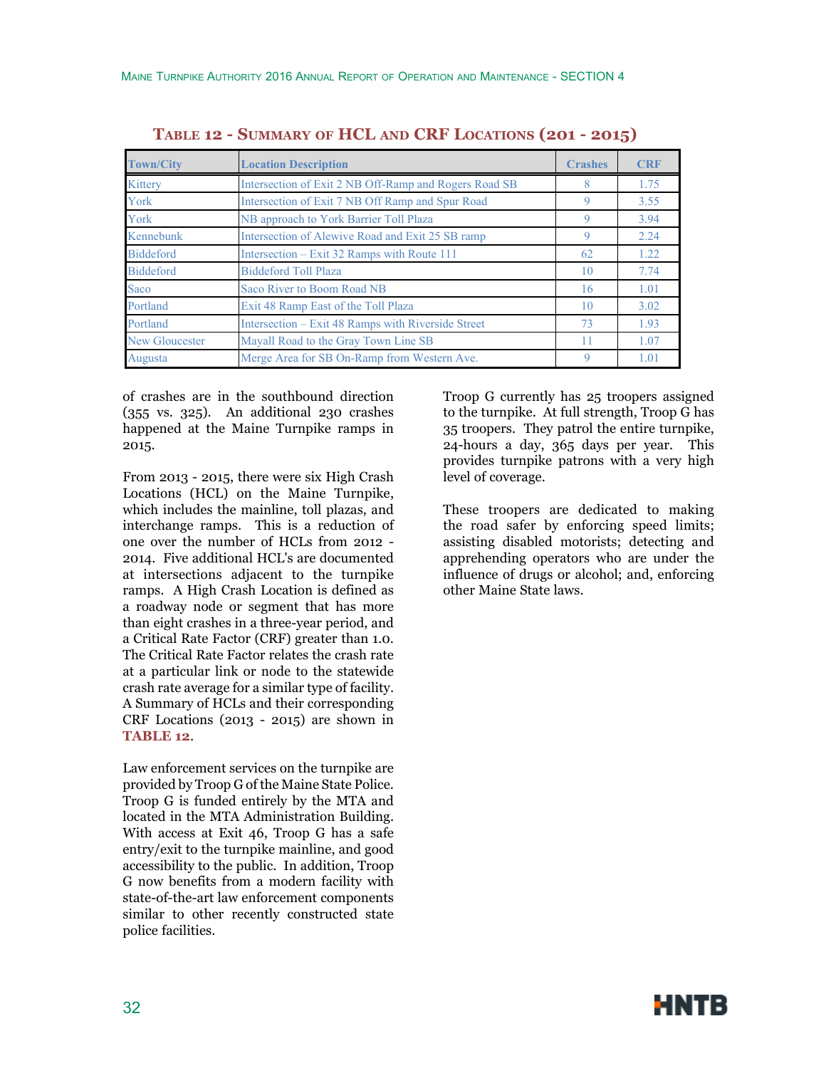## TABLE 12 - SUMMARY OF HCL AND CRF LOCATIONS (201 - 2015)

| Town/City | Location Description | Crashes | CRF |
|---|---|---|---|
| Kittery | Intersection of Exit 2 NB Off-Ramp and Rogers Road SB | 8 | 1.75 |
| York | Intersection of Exit 7 NB Off Ramp and Spur Road | 9 | 3.55 |
| York | NB approach to York Barrier Toll Plaza | 9 | 3.94 |
| Kennebunk | Intersection of Alewive Road and Exit 25 SB ramp | 9 | 2.24 |
| Biddeford | Intersection – Exit 32 Ramps with Route 111 | 62 | 1.22 |
| Biddeford | Biddeford Toll Plaza | 10 | 7.74 |
| Saco | Saco River to Boom Road NB | 16 | 1.01 |
| Portland | Exit 48 Ramp East of the Toll Plaza | 10 | 3.02 |
| Portland | Intersection – Exit 48 Ramps with Riverside Street | 73 | 1.93 |
| New Gloucester | Mayall Road to the Gray Town Line SB | 11 | 1.07 |
| Augusta | Merge Area for SB On-Ramp from Western Ave. | 9 | 1.01 |

of crashes are in the southbound direction (355 vs. 325). An additional 230 crashes happened at the Maine Turnpike ramps in 2015.

From 2013 - 2015, there were six High Crash Locations (HCL) on the Maine Turnpike, which includes the mainline, toll plazas, and interchange ramps. This is a reduction of one over the number of HCLs from 2012 - 2014. Five additional HCL's are documented at intersections adjacent to the turnpike ramps. A High Crash Location is defined as a roadway node or segment that has more than eight crashes in a three-year period, and a Critical Rate Factor (CRF) greater than 1.0. The Critical Rate Factor relates the crash rate at a particular link or node to the statewide crash rate average for a similar type of facility. A Summary of HCLs and their corresponding CRF Locations (2013 - 2015) are shown in **TABLE 12**.

Law enforcement services on the turnpike are provided by Troop G of the Maine State Police. Troop G is funded entirely by the MTA and located in the MTA Administration Building. With access at Exit 46, Troop G has a safe entry/exit to the turnpike mainline, and good accessibility to the public. In addition, Troop G now benefits from a modern facility with state-of-the-art law enforcement components similar to other recently constructed state police facilities.

Troop G currently has 25 troopers assigned to the turnpike. At full strength, Troop G has 35 troopers. They patrol the entire turnpike, 24-hours a day, 365 days per year. This provides turnpike patrons with a very high level of coverage.

These troopers are dedicated to making the road safer by enforcing speed limits; assisting disabled motorists; detecting and apprehending operators who are under the influence of drugs or alcohol; and, enforcing other Maine State laws.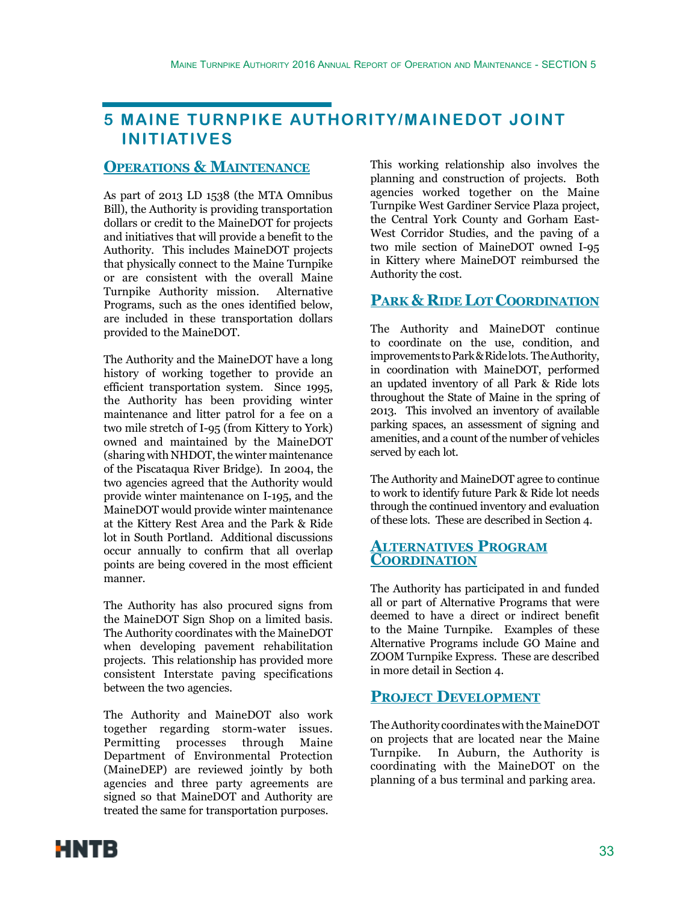# 5 MAINE TURNPIKE AUTHORITY/MAINEDOT JOINT INITIATIVES

## OPERATIONS & MAINTENANCE

As part of 2013 LD 1538 (the MTA Omnibus Bill), the Authority is providing transportation dollars or credit to the MaineDOT for projects and initiatives that will provide a benefit to the Authority. This includes MaineDOT projects that physically connect to the Maine Turnpike or are consistent with the overall Maine Turnpike Authority mission. Alternative Programs, such as the ones identified below, are included in these transportation dollars provided to the MaineDOT.

The Authority and the MaineDOT have a long history of working together to provide an efficient transportation system. Since 1995, the Authority has been providing winter maintenance and litter patrol for a fee on a two mile stretch of I-95 (from Kittery to York) owned and maintained by the MaineDOT (sharing with NHDOT, the winter maintenance of the Piscataqua River Bridge). In 2004, the two agencies agreed that the Authority would provide winter maintenance on I-195, and the MaineDOT would provide winter maintenance at the Kittery Rest Area and the Park & Ride lot in South Portland. Additional discussions occur annually to confirm that all overlap points are being covered in the most efficient manner.

The Authority has also procured signs from the MaineDOT Sign Shop on a limited basis. The Authority coordinates with the MaineDOT when developing pavement rehabilitation projects. This relationship has provided more consistent Interstate paving specifications between the two agencies.

The Authority and MaineDOT also work together regarding storm-water issues. Permitting processes through Maine Department of Environmental Protection (MaineDEP) are reviewed jointly by both agencies and three party agreements are signed so that MaineDOT and Authority are treated the same for transportation purposes.

This working relationship also involves the planning and construction of projects. Both agencies worked together on the Maine Turnpike West Gardiner Service Plaza project, the Central York County and Gorham East-West Corridor Studies, and the paving of a two mile section of MaineDOT owned I-95 in Kittery where MaineDOT reimbursed the Authority the cost.

## PARK & RIDE LOT COORDINATION

The Authority and MaineDOT continue to coordinate on the use, condition, and improvements to Park & Ride lots. The Authority, in coordination with MaineDOT, performed an updated inventory of all Park & Ride lots throughout the State of Maine in the spring of 2013. This involved an inventory of available parking spaces, an assessment of signing and amenities, and a count of the number of vehicles served by each lot.

The Authority and MaineDOT agree to continue to work to identify future Park & Ride lot needs through the continued inventory and evaluation of these lots. These are described in Section 4.

## ALTERNATIVES PROGRAM COORDINATION

The Authority has participated in and funded all or part of Alternative Programs that were deemed to have a direct or indirect benefit to the Maine Turnpike. Examples of these Alternative Programs include GO Maine and ZOOM Turnpike Express. These are described in more detail in Section 4.

## PROJECT DEVELOPMENT

The Authority coordinates with the MaineDOT on projects that are located near the Maine Turnpike. In Auburn, the Authority is coordinating with the MaineDOT on the planning of a bus terminal and parking area.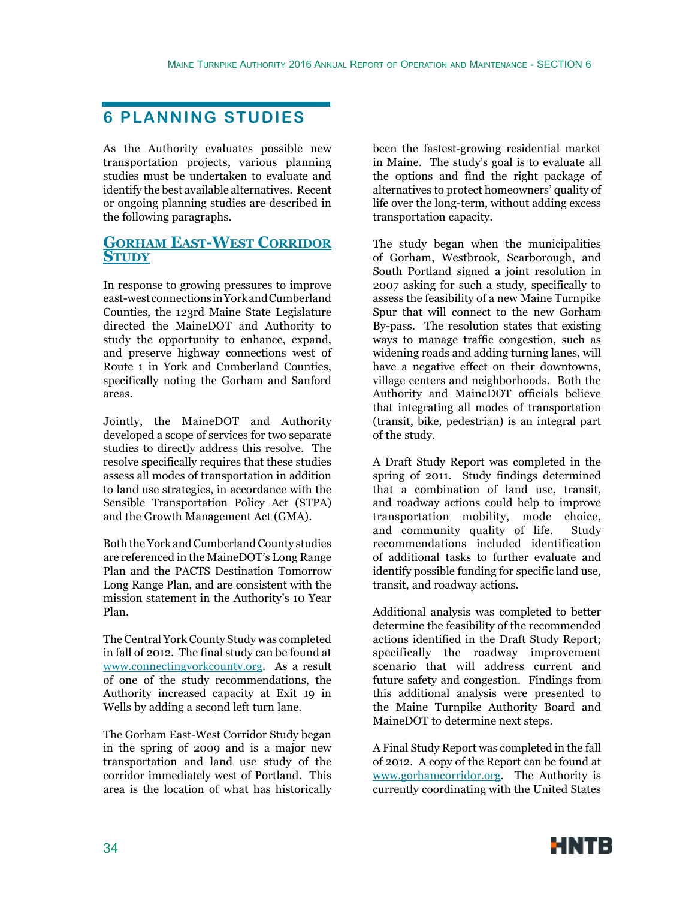# 6 PLANNING STUDIES

As the Authority evaluates possible new transportation projects, various planning studies must be undertaken to evaluate and identify the best available alternatives. Recent or ongoing planning studies are described in the following paragraphs.

## Gorham East-West Corridor Study

In response to growing pressures to improve east-west connections in York and Cumberland Counties, the 123rd Maine State Legislature directed the MaineDOT and Authority to study the opportunity to enhance, expand, and preserve highway connections west of Route 1 in York and Cumberland Counties, specifically noting the Gorham and Sanford areas.

Jointly, the MaineDOT and Authority developed a scope of services for two separate studies to directly address this resolve. The resolve specifically requires that these studies assess all modes of transportation in addition to land use strategies, in accordance with the Sensible Transportation Policy Act (STPA) and the Growth Management Act (GMA).

Both the York and Cumberland County studies are referenced in the MaineDOT's Long Range Plan and the PACTS Destination Tomorrow Long Range Plan, and are consistent with the mission statement in the Authority's 10 Year Plan.

The Central York County Study was completed in fall of 2012. The final study can be found at www.connectingyorkcounty.org. As a result of one of the study recommendations, the Authority increased capacity at Exit 19 in Wells by adding a second left turn lane.

The Gorham East-West Corridor Study began in the spring of 2009 and is a major new transportation and land use study of the corridor immediately west of Portland. This area is the location of what has historically been the fastest-growing residential market in Maine. The study's goal is to evaluate all the options and find the right package of alternatives to protect homeowners' quality of life over the long-term, without adding excess transportation capacity.

The study began when the municipalities of Gorham, Westbrook, Scarborough, and South Portland signed a joint resolution in 2007 asking for such a study, specifically to assess the feasibility of a new Maine Turnpike Spur that will connect to the new Gorham By-pass. The resolution states that existing ways to manage traffic congestion, such as widening roads and adding turning lanes, will have a negative effect on their downtowns, village centers and neighborhoods. Both the Authority and MaineDOT officials believe that integrating all modes of transportation (transit, bike, pedestrian) is an integral part of the study.

A Draft Study Report was completed in the spring of 2011. Study findings determined that a combination of land use, transit, and roadway actions could help to improve transportation mobility, mode choice, and community quality of life. Study recommendations included identification of additional tasks to further evaluate and identify possible funding for specific land use, transit, and roadway actions.

Additional analysis was completed to better determine the feasibility of the recommended actions identified in the Draft Study Report; specifically the roadway improvement scenario that will address current and future safety and congestion. Findings from this additional analysis were presented to the Maine Turnpike Authority Board and MaineDOT to determine next steps.

A Final Study Report was completed in the fall of 2012. A copy of the Report can be found at www.gorhamcorridor.org. The Authority is currently coordinating with the United States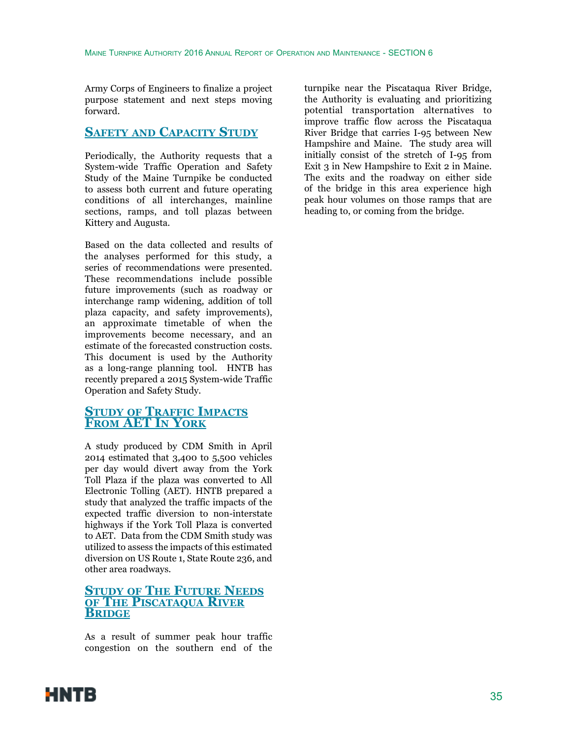Army Corps of Engineers to finalize a project purpose statement and next steps moving forward.

## Safety and Capacity Study

Periodically, the Authority requests that a System-wide Traffic Operation and Safety Study of the Maine Turnpike be conducted to assess both current and future operating conditions of all interchanges, mainline sections, ramps, and toll plazas between Kittery and Augusta.

Based on the data collected and results of the analyses performed for this study, a series of recommendations were presented. These recommendations include possible future improvements (such as roadway or interchange ramp widening, addition of toll plaza capacity, and safety improvements), an approximate timetable of when the improvements become necessary, and an estimate of the forecasted construction costs. This document is used by the Authority as a long-range planning tool. HNTB has recently prepared a 2015 System-wide Traffic Operation and Safety Study.

## Study of Traffic Impacts From AET In York

A study produced by CDM Smith in April 2014 estimated that 3,400 to 5,500 vehicles per day would divert away from the York Toll Plaza if the plaza was converted to All Electronic Tolling (AET). HNTB prepared a study that analyzed the traffic impacts of the expected traffic diversion to non-interstate highways if the York Toll Plaza is converted to AET. Data from the CDM Smith study was utilized to assess the impacts of this estimated diversion on US Route 1, State Route 236, and other area roadways.

## Study of The Future Needs of The Piscataqua River Bridge

As a result of summer peak hour traffic congestion on the southern end of the turnpike near the Piscataqua River Bridge, the Authority is evaluating and prioritizing potential transportation alternatives to improve traffic flow across the Piscataqua River Bridge that carries I-95 between New Hampshire and Maine. The study area will initially consist of the stretch of I-95 from Exit 3 in New Hampshire to Exit 2 in Maine. The exits and the roadway on either side of the bridge in this area experience high peak hour volumes on those ramps that are heading to, or coming from the bridge.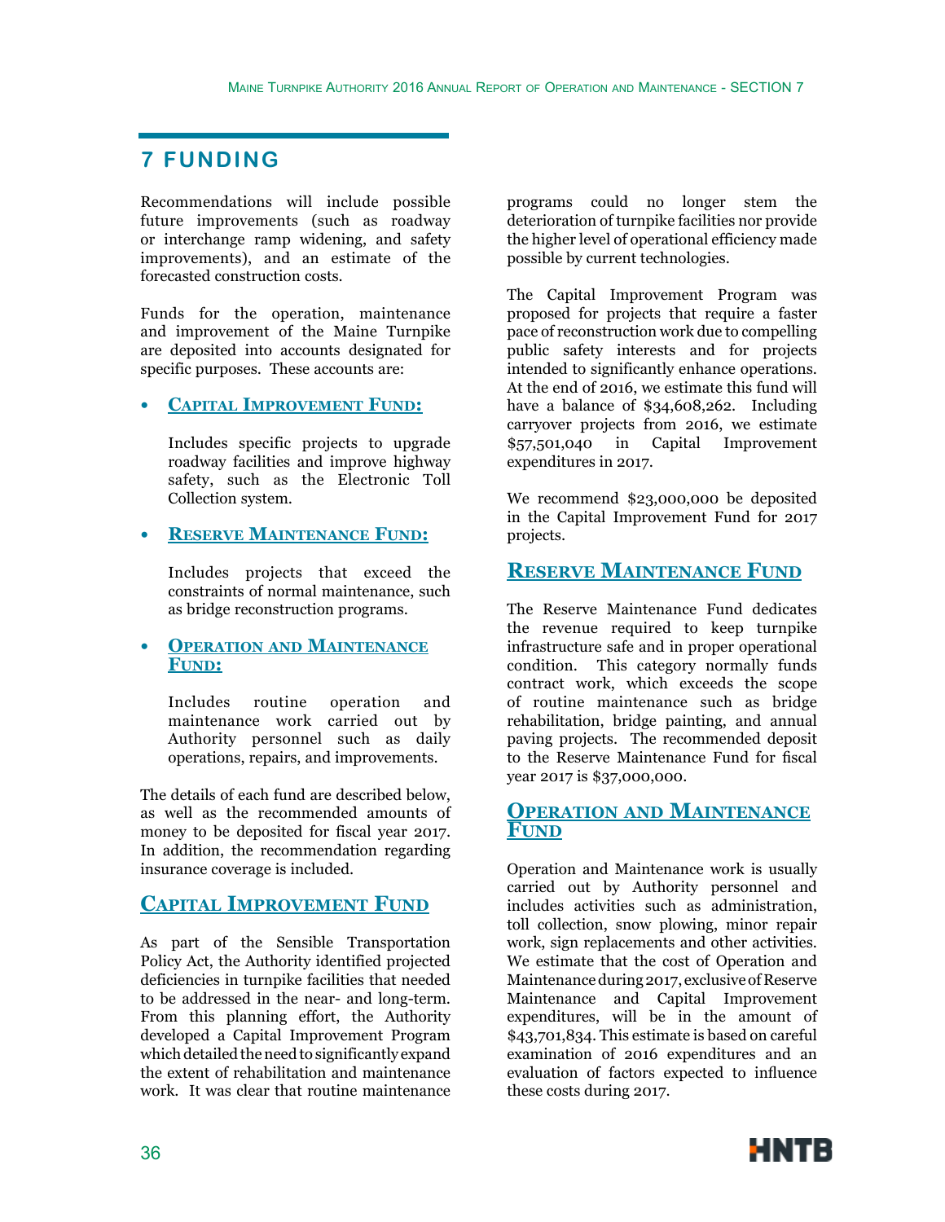# 7 FUNDING

Recommendations will include possible future improvements (such as roadway or interchange ramp widening, and safety improvements), and an estimate of the forecasted construction costs.

Funds for the operation, maintenance and improvement of the Maine Turnpike are deposited into accounts designated for specific purposes. These accounts are:

- **CAPITAL IMPROVEMENT FUND:**

  Includes specific projects to upgrade roadway facilities and improve highway safety, such as the Electronic Toll Collection system.

- **RESERVE MAINTENANCE FUND:**

  Includes projects that exceed the constraints of normal maintenance, such as bridge reconstruction programs.

- **OPERATION AND MAINTENANCE FUND:**

  Includes routine operation and maintenance work carried out by Authority personnel such as daily operations, repairs, and improvements.

The details of each fund are described below, as well as the recommended amounts of money to be deposited for fiscal year 2017. In addition, the recommendation regarding insurance coverage is included.

## CAPITAL IMPROVEMENT FUND

As part of the Sensible Transportation Policy Act, the Authority identified projected deficiencies in turnpike facilities that needed to be addressed in the near- and long-term. From this planning effort, the Authority developed a Capital Improvement Program which detailed the need to significantly expand the extent of rehabilitation and maintenance work. It was clear that routine maintenance programs could no longer stem the deterioration of turnpike facilities nor provide the higher level of operational efficiency made possible by current technologies.

The Capital Improvement Program was proposed for projects that require a faster pace of reconstruction work due to compelling public safety interests and for projects intended to significantly enhance operations. At the end of 2016, we estimate this fund will have a balance of $34,608,262. Including carryover projects from 2016, we estimate $57,501,040 in Capital Improvement expenditures in 2017.

We recommend $23,000,000 be deposited in the Capital Improvement Fund for 2017 projects.

## RESERVE MAINTENANCE FUND

The Reserve Maintenance Fund dedicates the revenue required to keep turnpike infrastructure safe and in proper operational condition. This category normally funds contract work, which exceeds the scope of routine maintenance such as bridge rehabilitation, bridge painting, and annual paving projects. The recommended deposit to the Reserve Maintenance Fund for fiscal year 2017 is $37,000,000.

## OPERATION AND MAINTENANCE FUND

Operation and Maintenance work is usually carried out by Authority personnel and includes activities such as administration, toll collection, snow plowing, minor repair work, sign replacements and other activities. We estimate that the cost of Operation and Maintenance during 2017, exclusive of Reserve Maintenance and Capital Improvement expenditures, will be in the amount of $43,701,834. This estimate is based on careful examination of 2016 expenditures and an evaluation of factors expected to influence these costs during 2017.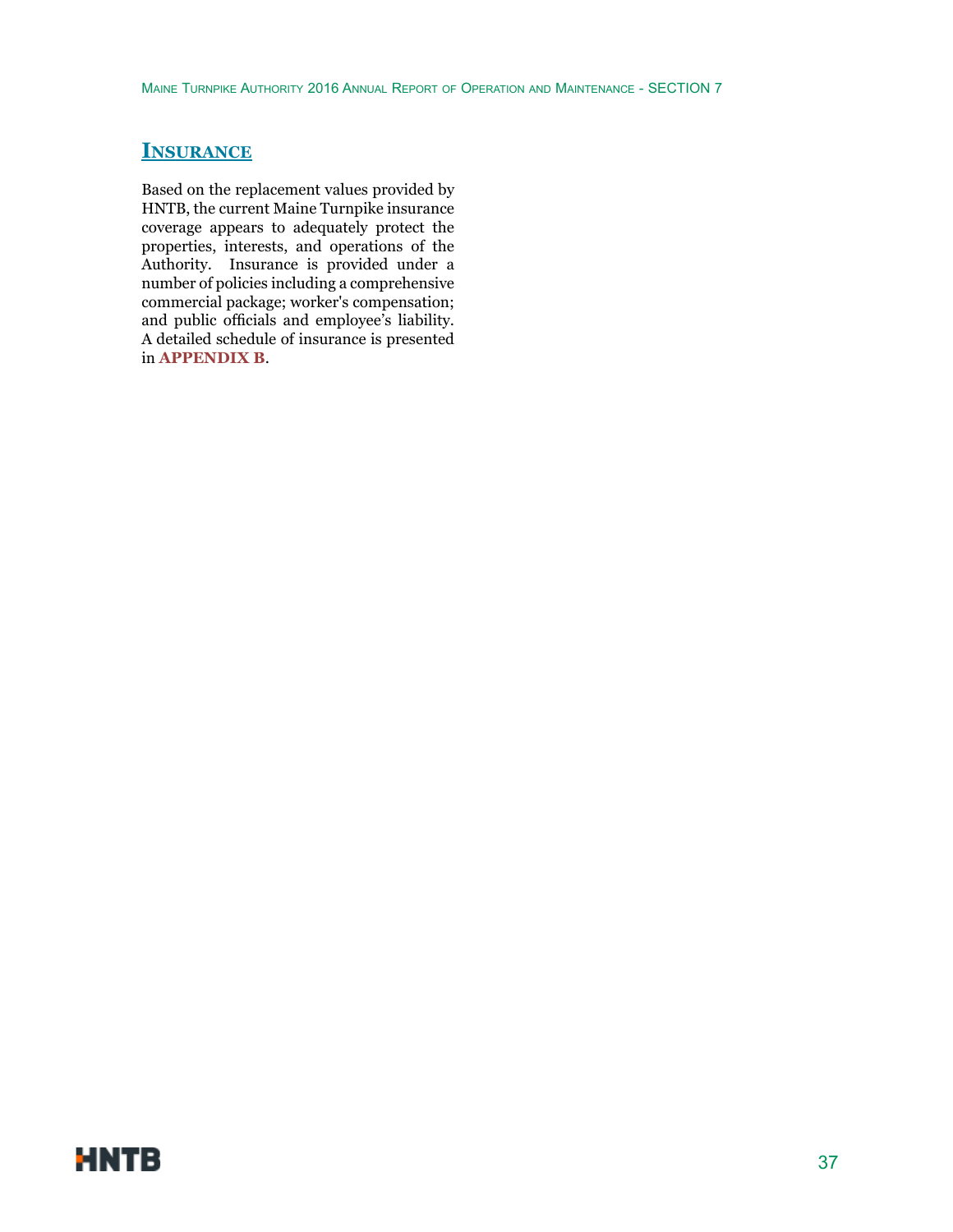## INSURANCE

Based on the replacement values provided by HNTB, the current Maine Turnpike insurance coverage appears to adequately protect the properties, interests, and operations of the Authority. Insurance is provided under a number of policies including a comprehensive commercial package; worker's compensation; and public officials and employee's liability. A detailed schedule of insurance is presented in **APPENDIX B**.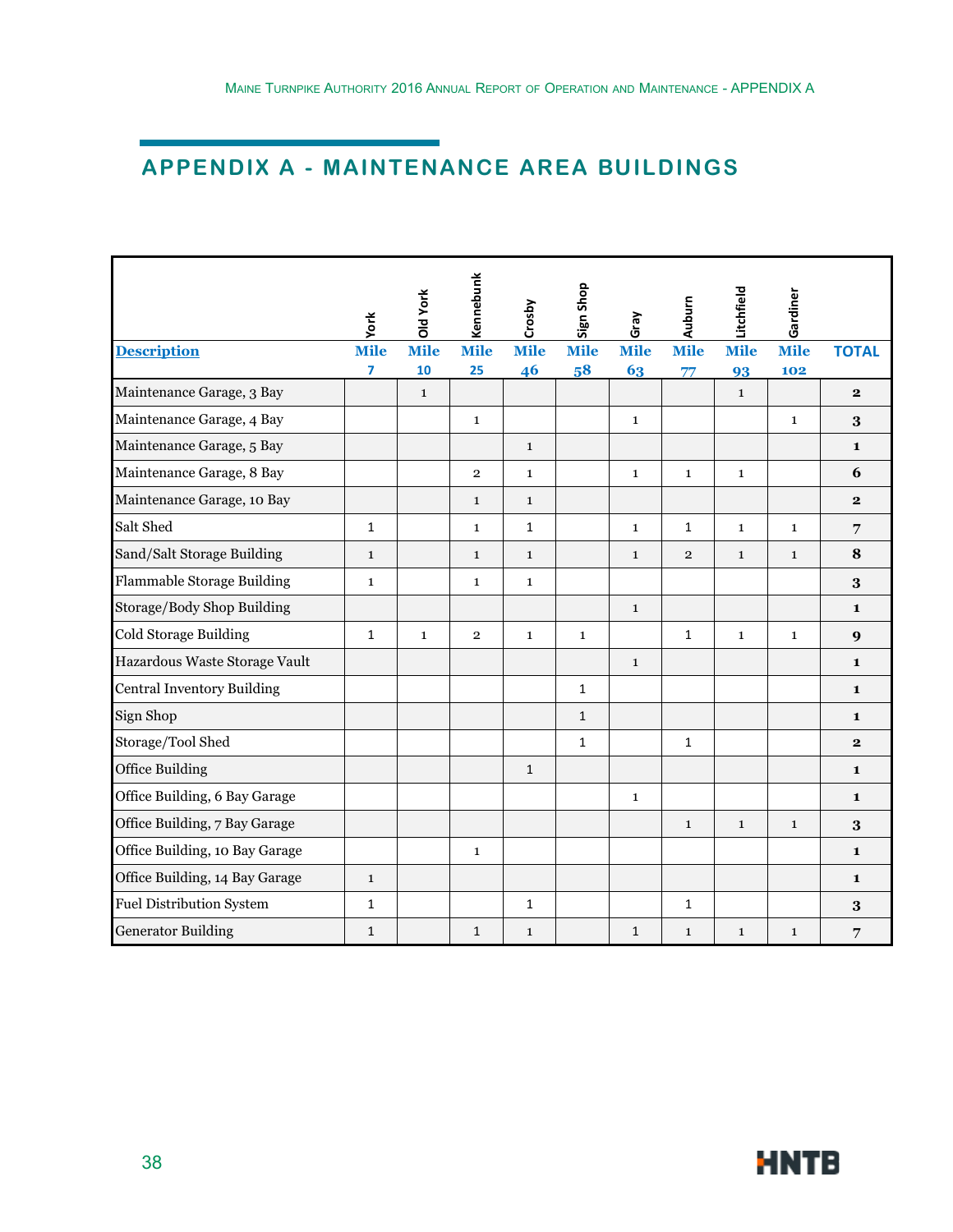## APPENDIX A - MAINTENANCE AREA BUILDINGS

| Description | York Mile 7 | Old York Mile 10 | Kennebunk Mile 25 | Crosby Mile 46 | Sign Shop Mile 58 | Gray Mile 63 | Auburn Mile 77 | Litchfield Mile 93 | Gardiner Mile 102 | TOTAL |
|---|---|---|---|---|---|---|---|---|---|---|
| Maintenance Garage, 3 Bay | | 1 | | | | | | 1 | | 2 |
| Maintenance Garage, 4 Bay | | | 1 | | | 1 | | | 1 | 3 |
| Maintenance Garage, 5 Bay | | | | 1 | | | | | | 1 |
| Maintenance Garage, 8 Bay | | | 2 | 1 | | 1 | 1 | 1 | | 6 |
| Maintenance Garage, 10 Bay | | | 1 | 1 | | | | | | 2 |
| Salt Shed | 1 | | 1 | 1 | | 1 | 1 | 1 | 1 | 7 |
| Sand/Salt Storage Building | 1 | | 1 | 1 | | 1 | 2 | 1 | 1 | 8 |
| Flammable Storage Building | 1 | | 1 | 1 | | | | | | 3 |
| Storage/Body Shop Building | | | | | | 1 | | | | 1 |
| Cold Storage Building | 1 | 1 | 2 | 1 | 1 | | 1 | 1 | 1 | 9 |
| Hazardous Waste Storage Vault | | | | | | 1 | | | | 1 |
| Central Inventory Building | | | | | 1 | | | | | 1 |
| Sign Shop | | | | | 1 | | | | | 1 |
| Storage/Tool Shed | | | | | 1 | | 1 | | | 2 |
| Office Building | | | | 1 | | | | | | 1 |
| Office Building, 6 Bay Garage | | | | | | 1 | | | | 1 |
| Office Building, 7 Bay Garage | | | | | | | 1 | 1 | 1 | 3 |
| Office Building, 10 Bay Garage | | | 1 | | | | | | | 1 |
| Office Building, 14 Bay Garage | 1 | | | | | | | | | 1 |
| Fuel Distribution System | 1 | | | 1 | | | 1 | | | 3 |
| Generator Building | 1 | | 1 | 1 | | 1 | 1 | 1 | 1 | 7 |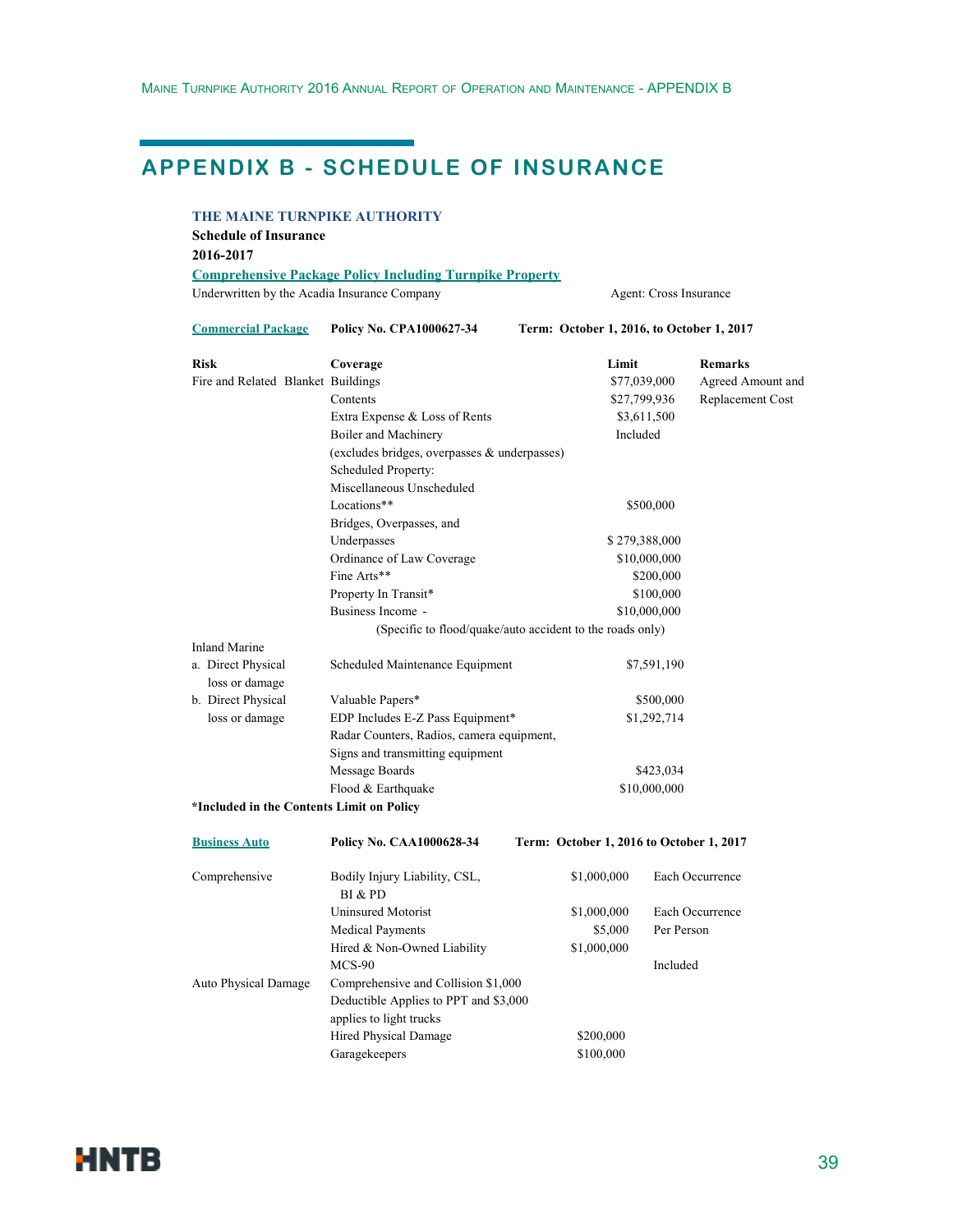# APPENDIX B - SCHEDULE OF INSURANCE

**THE MAINE TURNPIKE AUTHORITY**

**Schedule of Insurance**

**2016-2017**

**Comprehensive Package Policy Including Turnpike Property**

Underwritten by the Acadia Insurance Company — Agent: Cross Insurance

**Commercial Package** — **Policy No. CPA1000627-34** — **Term: October 1, 2016, to October 1, 2017**

| Risk | Coverage | Limit | Remarks |
|---|---|---|---|
| Fire and Related Blanket | Buildings | $77,039,000 | Agreed Amount and |
| | Contents | $27,799,936 | Replacement Cost |
| | Extra Expense & Loss of Rents | $3,611,500 | |
| | Boiler and Machinery | Included | |
| | (excludes bridges, overpasses & underpasses) | | |
| | Scheduled Property: | | |
| | Miscellaneous Unscheduled Locations** | $500,000 | |
| | Bridges, Overpasses, and Underpasses | $ 279,388,000 | |
| | Ordinance of Law Coverage | $10,000,000 | |
| | Fine Arts** | $200,000 | |
| | Property In Transit* | $100,000 | |
| | Business Income - | $10,000,000 | |
| | (Specific to flood/quake/auto accident to the roads only) | | |
| Inland Marine | | | |
| a. Direct Physical loss or damage | Scheduled Maintenance Equipment | $7,591,190 | |
| b. Direct Physical loss or damage | Valuable Papers* | $500,000 | |
| | EDP Includes E-Z Pass Equipment* | $1,292,714 | |
| | Radar Counters, Radios, camera equipment, Signs and transmitting equipment | | |
| | Message Boards | $423,034 | |
| | Flood & Earthquake | $10,000,000 | |

***Included in the Contents Limit on Policy**

**Business Auto** — **Policy No. CAA1000628-34** — **Term: October 1, 2016 to October 1, 2017**

| Risk | Coverage | Limit | Remarks |
|---|---|---|---|
| Comprehensive | Bodily Injury Liability, CSL, BI & PD | $1,000,000 | Each Occurrence |
| | Uninsured Motorist | $1,000,000 | Each Occurrence |
| | Medical Payments | $5,000 | Per Person |
| | Hired & Non-Owned Liability | $1,000,000 | |
| | MCS-90 | | Included |
| Auto Physical Damage | Comprehensive and Collision $1,000 Deductible Applies to PPT and $3,000 applies to light trucks | | |
| | Hired Physical Damage | $200,000 | |
| | Garagekeepers | $100,000 | |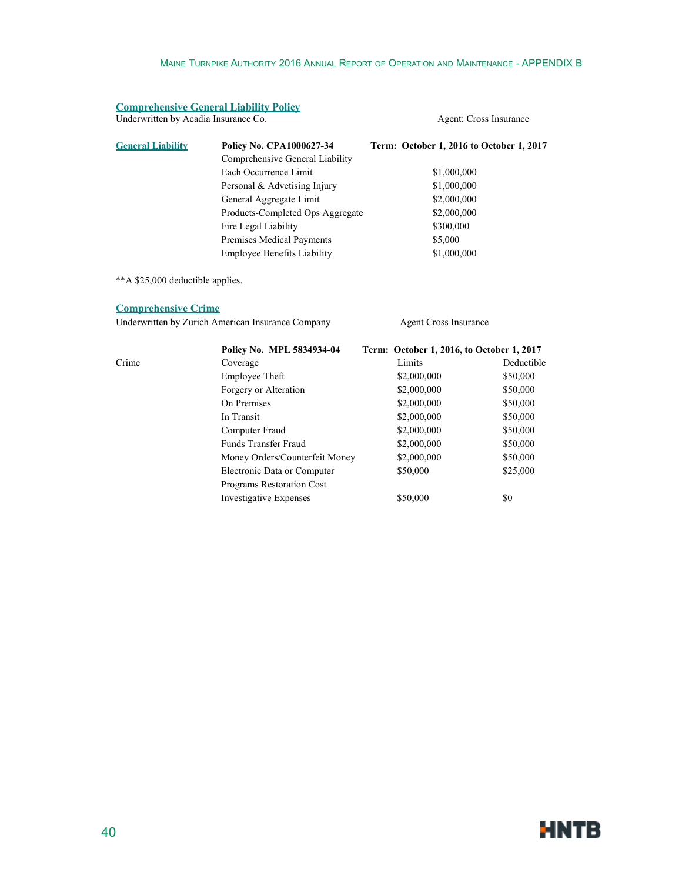## Comprehensive General Liability Policy

Underwritten by Acadia Insurance Co. Agent: Cross Insurance

| General Liability | **Policy No. CPA1000627-34** | **Term: October 1, 2016 to October 1, 2017** |
|---|---|---|
| | Comprehensive General Liability | |
| | Each Occurrence Limit | $1,000,000 |
| | Personal & Advetising Injury | $1,000,000 |
| | General Aggregate Limit | $2,000,000 |
| | Products-Completed Ops Aggregate | $2,000,000 |
| | Fire Legal Liability | $300,000 |
| | Premises Medical Payments | $5,000 |
| | Employee Benefits Liability | $1,000,000 |

**A $25,000 deductible applies.

## Comprehensive Crime

Underwritten by Zurich American Insurance Company Agent Cross Insurance

| | **Policy No. MPL 5834934-04** | **Term: October 1, 2016, to October 1, 2017** | |
|---|---|---|---|
| Crime | Coverage | Limits | Deductible |
| | Employee Theft | $2,000,000 | $50,000 |
| | Forgery or Alteration | $2,000,000 | $50,000 |
| | On Premises | $2,000,000 | $50,000 |
| | In Transit | $2,000,000 | $50,000 |
| | Computer Fraud | $2,000,000 | $50,000 |
| | Funds Transfer Fraud | $2,000,000 | $50,000 |
| | Money Orders/Counterfeit Money | $2,000,000 | $50,000 |
| | Electronic Data or Computer Programs Restoration Cost | $50,000 | $25,000 |
| | Investigative Expenses | $50,000 | $0 |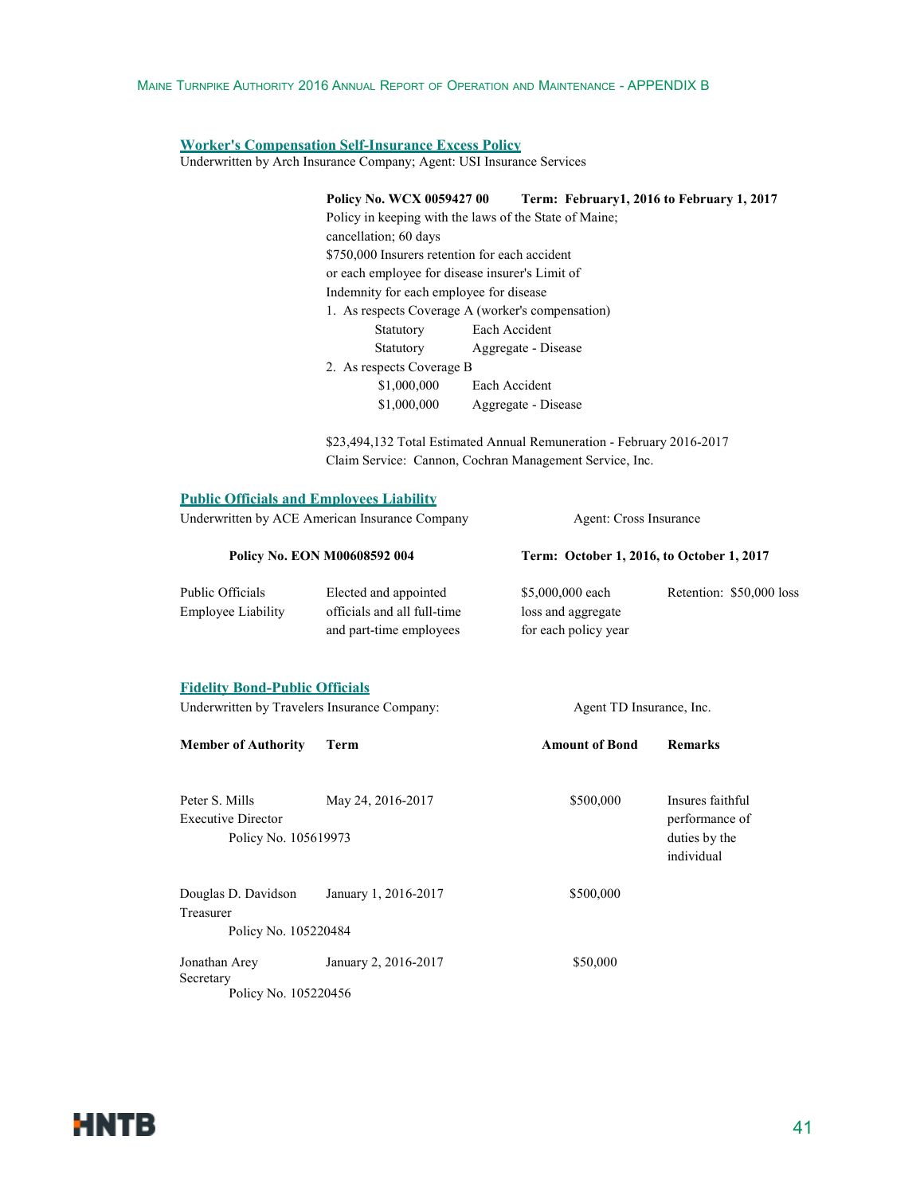## Worker's Compensation Self-Insurance Excess Policy

Underwritten by Arch Insurance Company; Agent: USI Insurance Services

**Policy No. WCX 0059427 00 Term: February1, 2016 to February 1, 2017**

Policy in keeping with the laws of the State of Maine;
cancellation; 60 days
$750,000 Insurers retention for each accident
or each employee for disease insurer's Limit of
Indemnity for each employee for disease

1. As respects Coverage A (worker's compensation)

| | |
|---|---|
| Statutory | Each Accident |
| Statutory | Aggregate - Disease |

2. As respects Coverage B

| | |
|---|---|
| $1,000,000 | Each Accident |
| $1,000,000 | Aggregate - Disease |

$23,494,132 Total Estimated Annual Remuneration - February 2016-2017
Claim Service: Cannon, Cochran Management Service, Inc.

## Public Officials and Employees Liability

Underwritten by ACE American Insurance Company — Agent: Cross Insurance

**Policy No. EON M00608592 004** — **Term: October 1, 2016, to October 1, 2017**

| | | | |
|---|---|---|---|
| Public Officials Employee Liability | Elected and appointed officials and all full-time and part-time employees | $5,000,000 each loss and aggregate for each policy year | Retention: $50,000 loss |

## Fidelity Bond-Public Officials

Underwritten by Travelers Insurance Company: — Agent TD Insurance, Inc.

| Member of Authority | Term | Amount of Bond | Remarks |
|---|---|---|---|
| Peter S. Mills<br>Executive Director<br>Policy No. 105619973 | May 24, 2016-2017 | $500,000 | Insures faithful performance of duties by the individual |
| Douglas D. Davidson<br>Treasurer<br>Policy No. 105220484 | January 1, 2016-2017 | $500,000 | |
| Jonathan Arey<br>Secretary<br>Policy No. 105220456 | January 2, 2016-2017 | $50,000 | |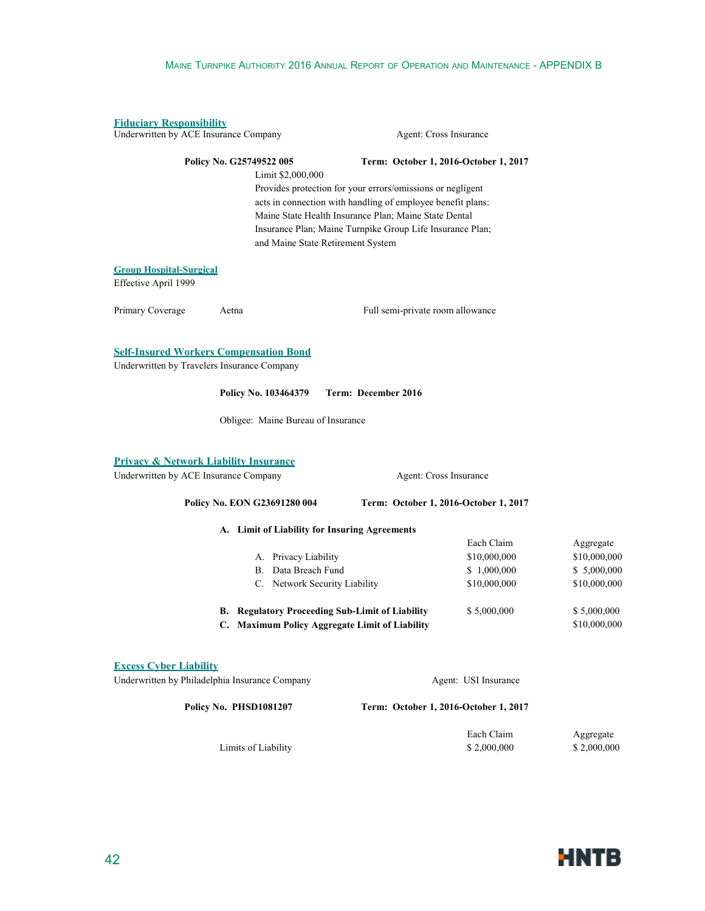## Fiduciary Responsibility

Underwritten by ACE Insurance Company — Agent: Cross Insurance

**Policy No. G25749522 005** — **Term: October 1, 2016-October 1, 2017**

Limit $2,000,000

Provides protection for your errors/omissions or negligent acts in connection with handling of employee benefit plans: Maine State Health Insurance Plan; Maine State Dental Insurance Plan; Maine Turnpike Group Life Insurance Plan; and Maine State Retirement System

## Group Hospital-Surgical

Effective April 1999

| | | |
|---|---|---|
| Primary Coverage | Aetna | Full semi-private room allowance |

## Self-Insured Workers Compensation Bond

Underwritten by Travelers Insurance Company

**Policy No. 103464379** — **Term: December 2016**

Obligee: Maine Bureau of Insurance

## Privacy & Network Liability Insurance

Underwritten by ACE Insurance Company — Agent: Cross Insurance

**Policy No. EON G23691280 004** — **Term: October 1, 2016-October 1, 2017**

| | Each Claim | Aggregate |
|---|---|---|
| **A. Limit of Liability for Insuring Agreements** | | |
| A. Privacy Liability | $10,000,000 | $10,000,000 |
| B. Data Breach Fund | $ 1,000,000 | $ 5,000,000 |
| C. Network Security Liability | $10,000,000 | $10,000,000 |
| **B. Regulatory Proceeding Sub-Limit of Liability** | $ 5,000,000 | $ 5,000,000 |
| **C. Maximum Policy Aggregate Limit of Liability** | | $10,000,000 |

## Excess Cyber Liability

Underwritten by Philadelphia Insurance Company — Agent: USI Insurance

**Policy No. PHSD1081207** — **Term: October 1, 2016-October 1, 2017**

| | Each Claim | Aggregate |
|---|---|---|
| Limits of Liability | $ 2,000,000 | $ 2,000,000 |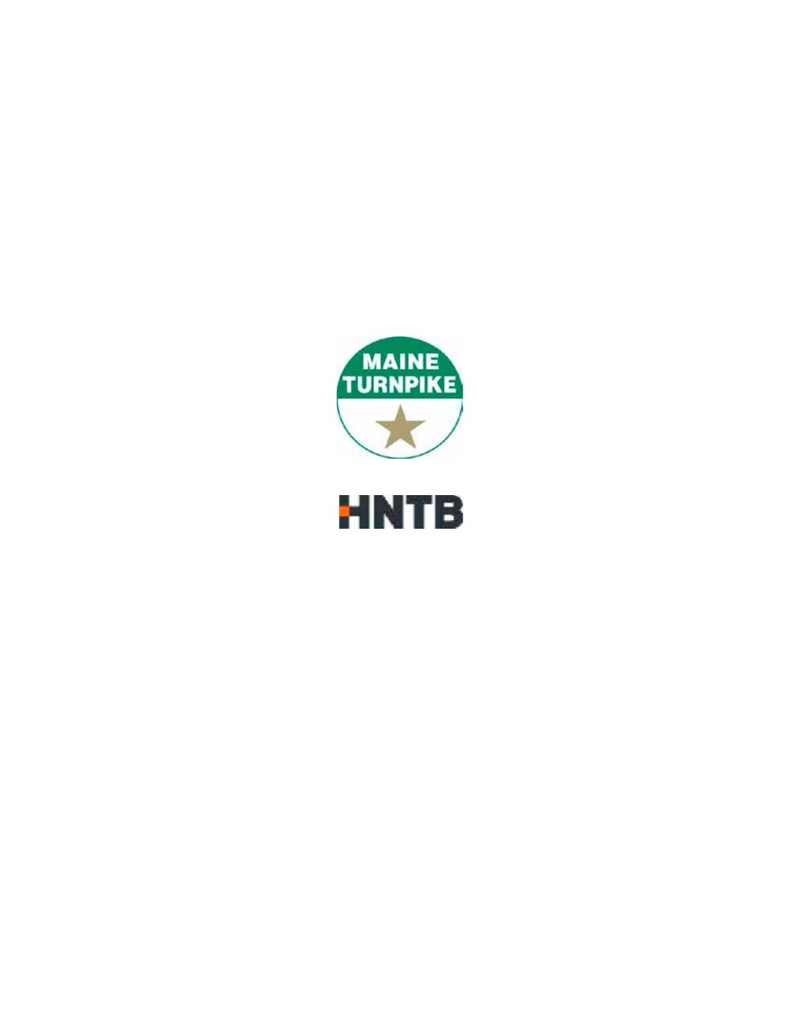MAINE TURNPIKE

HNTB